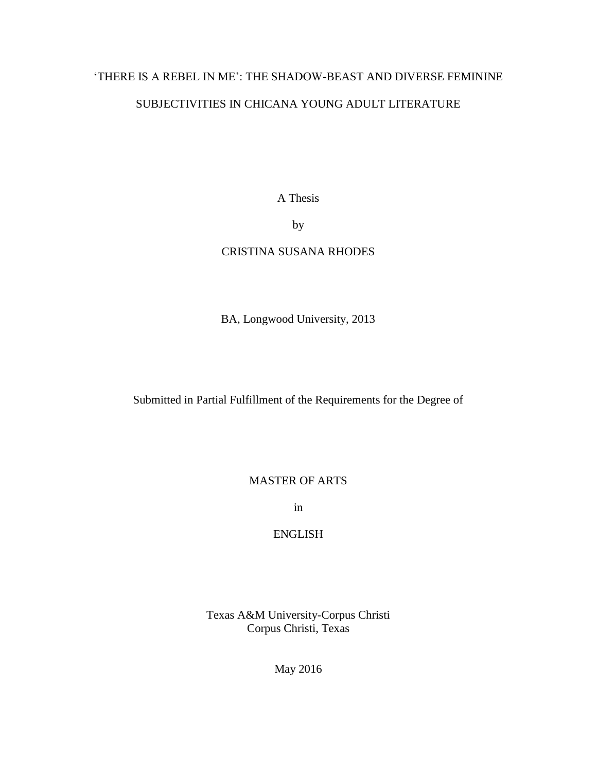# 'THERE IS A REBEL IN ME': THE SHADOW-BEAST AND DIVERSE FEMININE SUBJECTIVITIES IN CHICANA YOUNG ADULT LITERATURE

A Thesis

by

CRISTINA SUSANA RHODES

BA, Longwood University, 2013

Submitted in Partial Fulfillment of the Requirements for the Degree of

MASTER OF ARTS

in

ENGLISH

Texas A&M University-Corpus Christi
Corpus Christi, Texas

May 2016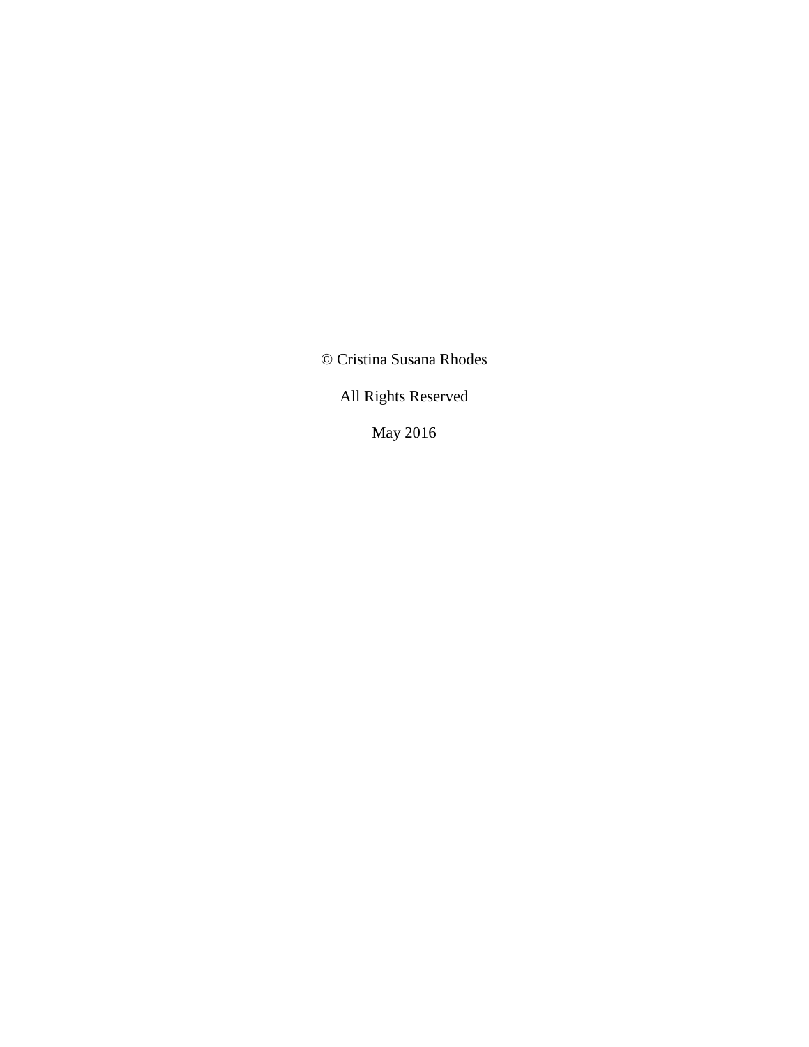© Cristina Susana Rhodes

All Rights Reserved

May 2016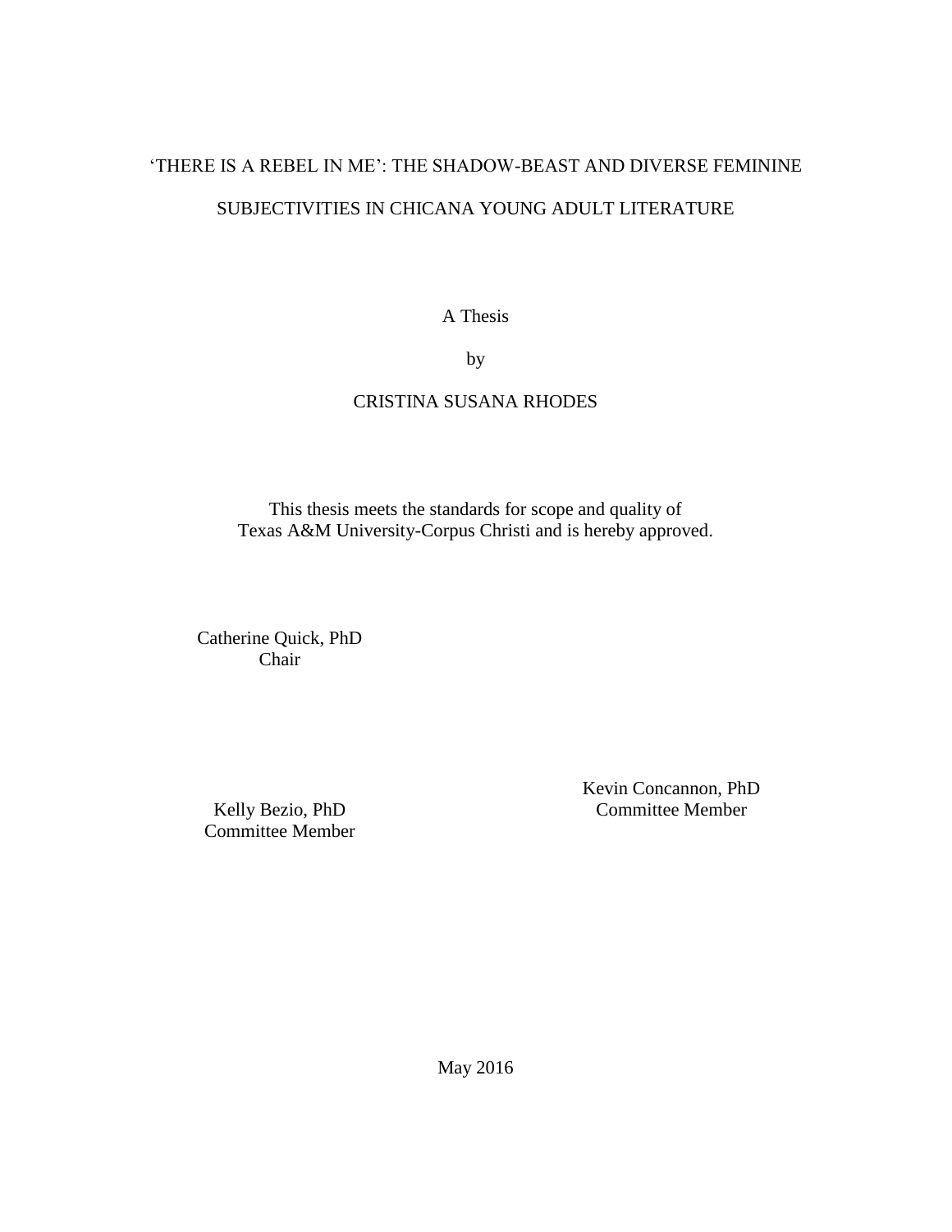‘THERE IS A REBEL IN ME’: THE SHADOW-BEAST AND DIVERSE FEMININE SUBJECTIVITIES IN CHICANA YOUNG ADULT LITERATURE

A Thesis

by

CRISTINA SUSANA RHODES

This thesis meets the standards for scope and quality of
Texas A&M University-Corpus Christi and is hereby approved.

Catherine Quick, PhD
Chair

Kelly Bezio, PhD
Committee Member

Kevin Concannon, PhD
Committee Member

May 2016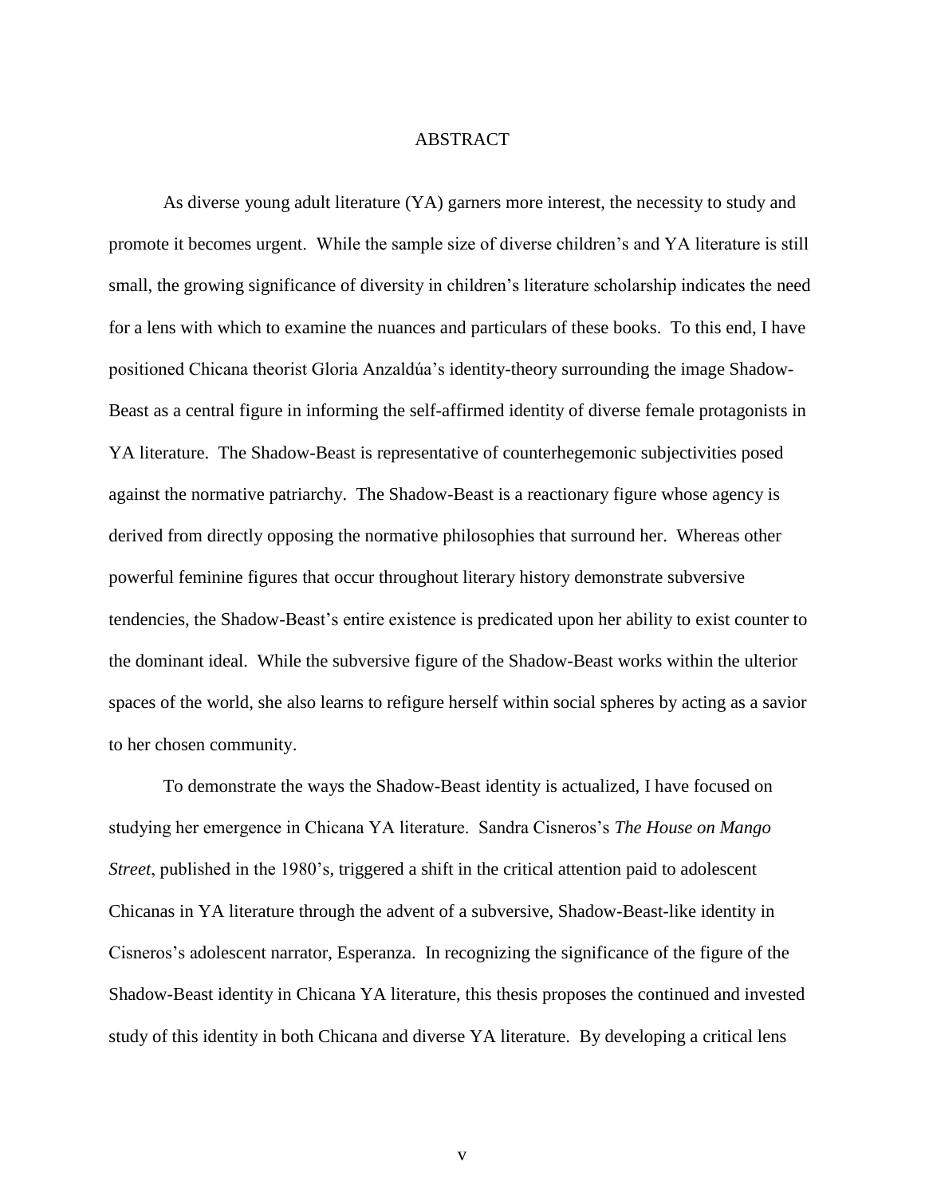# ABSTRACT

As diverse young adult literature (YA) garners more interest, the necessity to study and promote it becomes urgent. While the sample size of diverse children's and YA literature is still small, the growing significance of diversity in children's literature scholarship indicates the need for a lens with which to examine the nuances and particulars of these books. To this end, I have positioned Chicana theorist Gloria Anzaldúa's identity-theory surrounding the image Shadow-Beast as a central figure in informing the self-affirmed identity of diverse female protagonists in YA literature. The Shadow-Beast is representative of counterhegemonic subjectivities posed against the normative patriarchy. The Shadow-Beast is a reactionary figure whose agency is derived from directly opposing the normative philosophies that surround her. Whereas other powerful feminine figures that occur throughout literary history demonstrate subversive tendencies, the Shadow-Beast's entire existence is predicated upon her ability to exist counter to the dominant ideal. While the subversive figure of the Shadow-Beast works within the ulterior spaces of the world, she also learns to refigure herself within social spheres by acting as a savior to her chosen community.

To demonstrate the ways the Shadow-Beast identity is actualized, I have focused on studying her emergence in Chicana YA literature. Sandra Cisneros's *The House on Mango Street*, published in the 1980's, triggered a shift in the critical attention paid to adolescent Chicanas in YA literature through the advent of a subversive, Shadow-Beast-like identity in Cisneros's adolescent narrator, Esperanza. In recognizing the significance of the figure of the Shadow-Beast identity in Chicana YA literature, this thesis proposes the continued and invested study of this identity in both Chicana and diverse YA literature. By developing a critical lens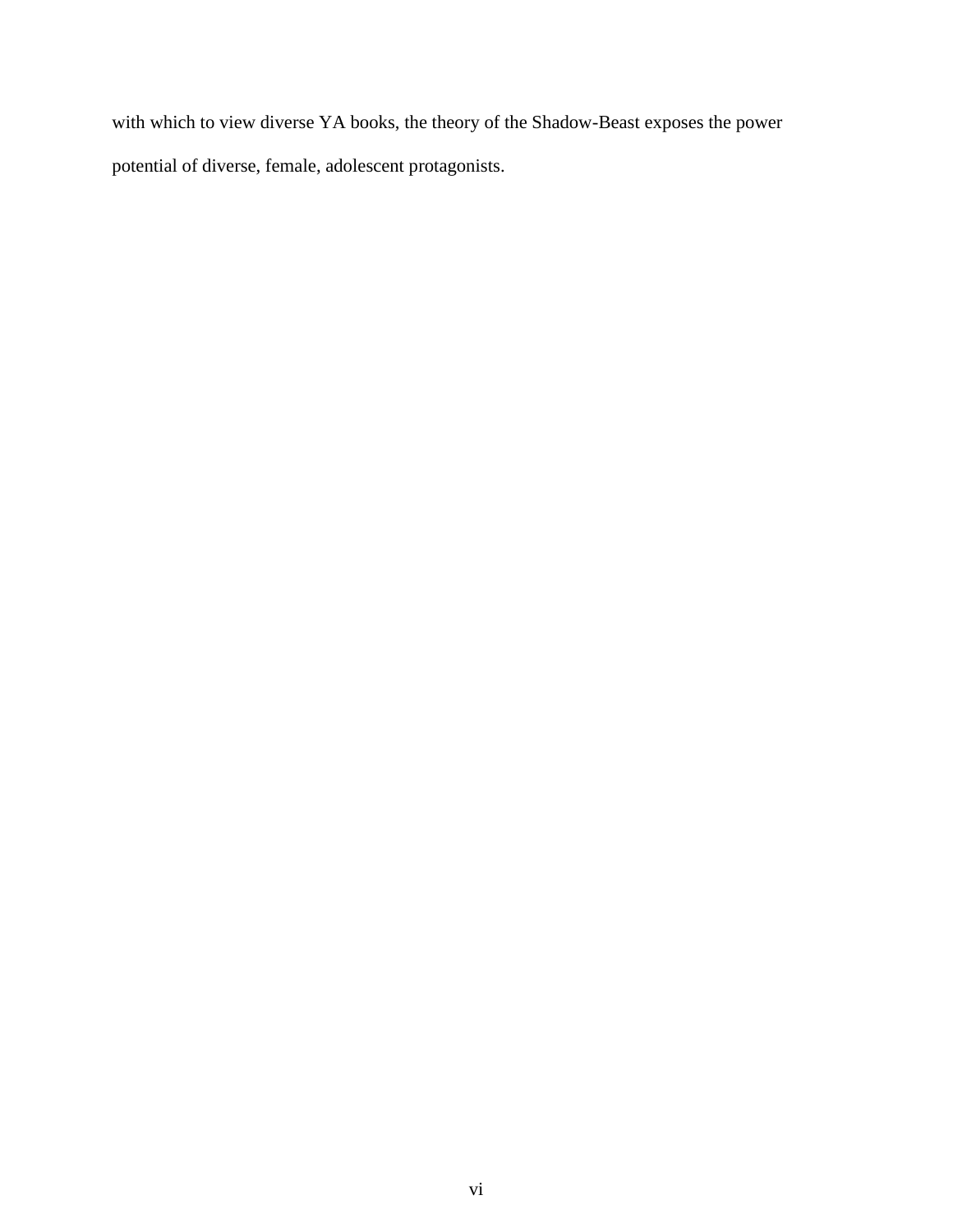with which to view diverse YA books, the theory of the Shadow-Beast exposes the power potential of diverse, female, adolescent protagonists.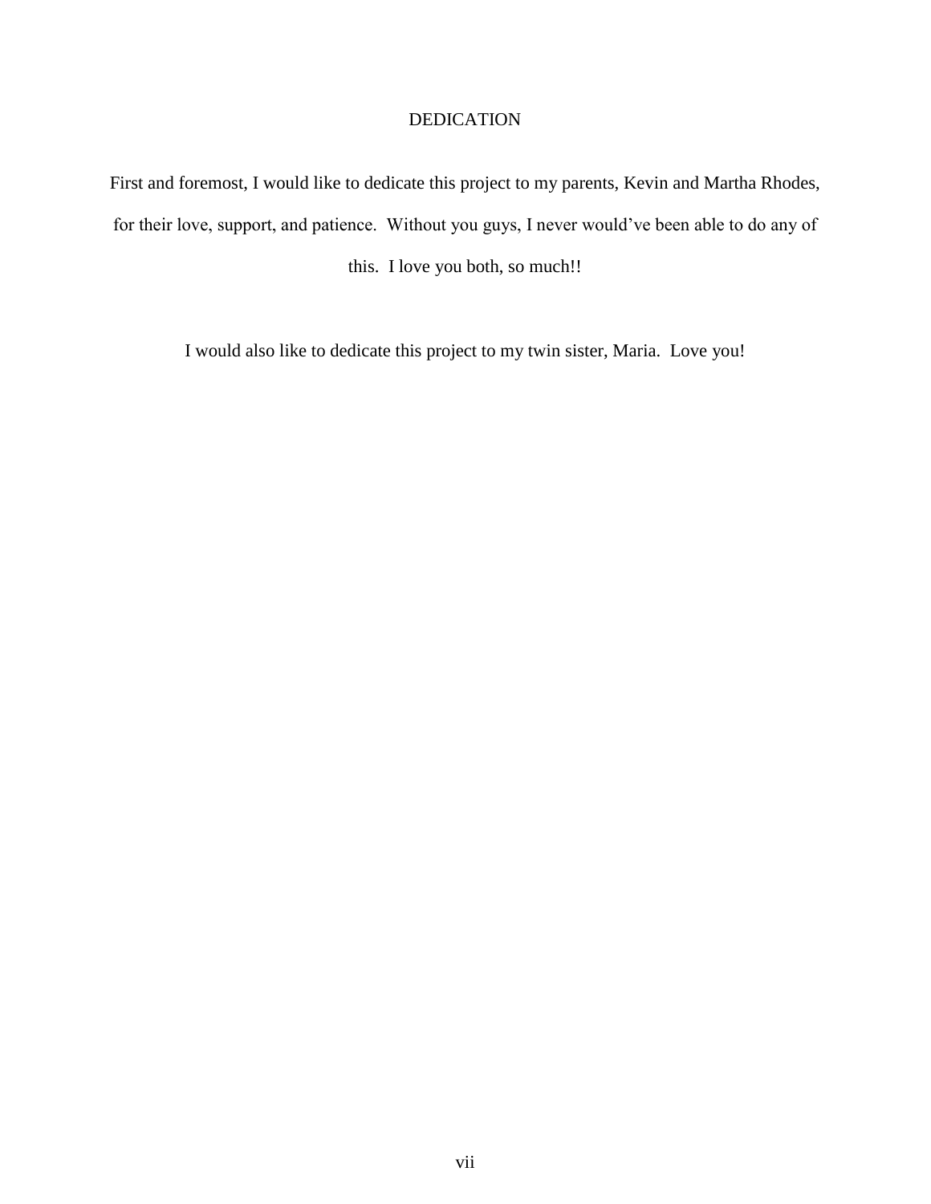# DEDICATION

First and foremost, I would like to dedicate this project to my parents, Kevin and Martha Rhodes, for their love, support, and patience. Without you guys, I never would've been able to do any of this. I love you both, so much!!

I would also like to dedicate this project to my twin sister, Maria. Love you!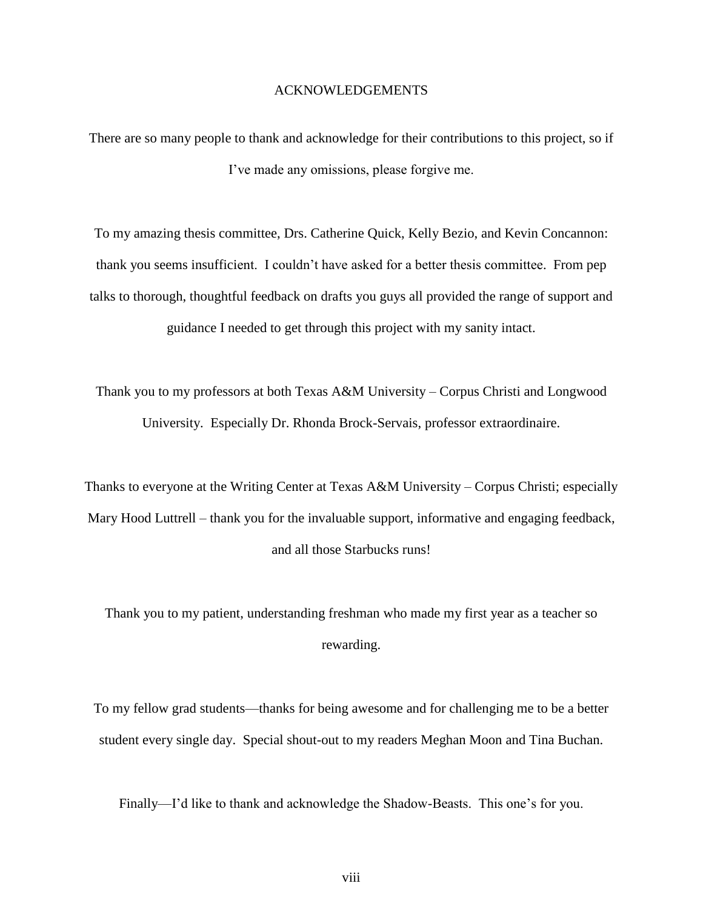# ACKNOWLEDGEMENTS

There are so many people to thank and acknowledge for their contributions to this project, so if I've made any omissions, please forgive me.

To my amazing thesis committee, Drs. Catherine Quick, Kelly Bezio, and Kevin Concannon: thank you seems insufficient. I couldn't have asked for a better thesis committee. From pep talks to thorough, thoughtful feedback on drafts you guys all provided the range of support and guidance I needed to get through this project with my sanity intact.

Thank you to my professors at both Texas A&M University – Corpus Christi and Longwood University. Especially Dr. Rhonda Brock-Servais, professor extraordinaire.

Thanks to everyone at the Writing Center at Texas A&M University – Corpus Christi; especially Mary Hood Luttrell – thank you for the invaluable support, informative and engaging feedback, and all those Starbucks runs!

Thank you to my patient, understanding freshman who made my first year as a teacher so rewarding.

To my fellow grad students—thanks for being awesome and for challenging me to be a better student every single day. Special shout-out to my readers Meghan Moon and Tina Buchan.

Finally—I'd like to thank and acknowledge the Shadow-Beasts. This one's for you.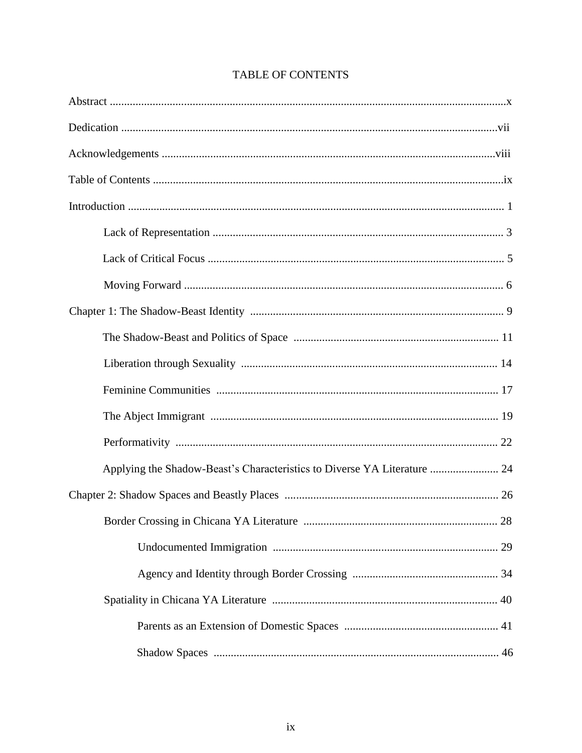# TABLE OF CONTENTS

Abstract ........................................................................................................................x

Dedication ...................................................................................................................vii

Acknowledgements ....................................................................................................viii

Table of Contents ..........................................................................................................ix

Introduction ................................................................................................................... 1

 Lack of Representation ..................................................................................... 3

 Lack of Critical Focus ....................................................................................... 5

 Moving Forward ................................................................................................ 6

Chapter 1: The Shadow-Beast Identity ......................................................................... 9

 The Shadow-Beast and Politics of Space ........................................................ 11

 Liberation through Sexuality .......................................................................... 14

 Feminine Communities ................................................................................... 17

 The Abject Immigrant ..................................................................................... 19

 Performativity ................................................................................................. 22

 Applying the Shadow-Beast's Characteristics to Diverse YA Literature ........................ 24

Chapter 2: Shadow Spaces and Beastly Places ........................................................... 26

 Border Crossing in Chicana YA Literature .................................................... 28

  Undocumented Immigration ............................................................... 29

  Agency and Identity through Border Crossing .................................... 34

 Spatiality in Chicana YA Literature ............................................................... 40

  Parents as an Extension of Domestic Spaces ...................................... 41

  Shadow Spaces .................................................................................... 46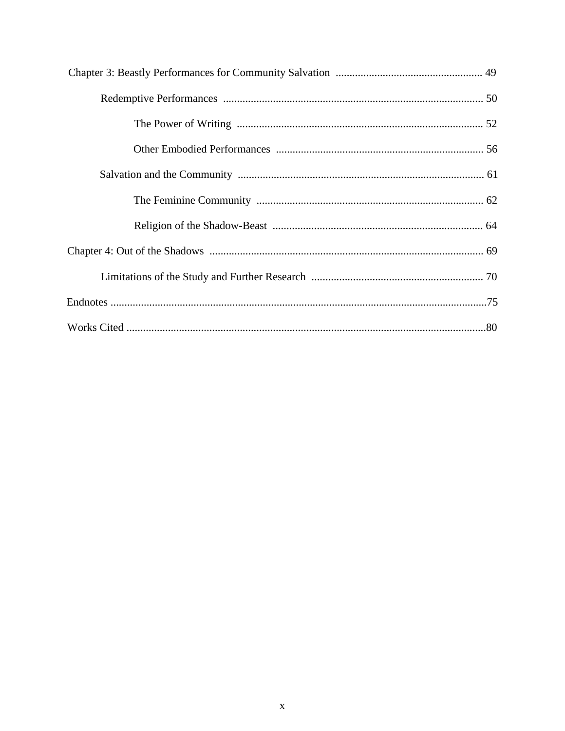Chapter 3: Beastly Performances for Community Salvation .................................................... 49

Redemptive Performances ............................................................................................ 50

The Power of Writing ........................................................................................ 52

Other Embodied Performances .......................................................................... 56

Salvation and the Community ........................................................................................ 61

The Feminine Community ................................................................................. 62

Religion of the Shadow-Beast ........................................................................... 64

Chapter 4: Out of the Shadows .................................................................................................. 69

Limitations of the Study and Further Research .............................................................. 70

Endnotes ........................................................................................................................................75

Works Cited ..................................................................................................................................80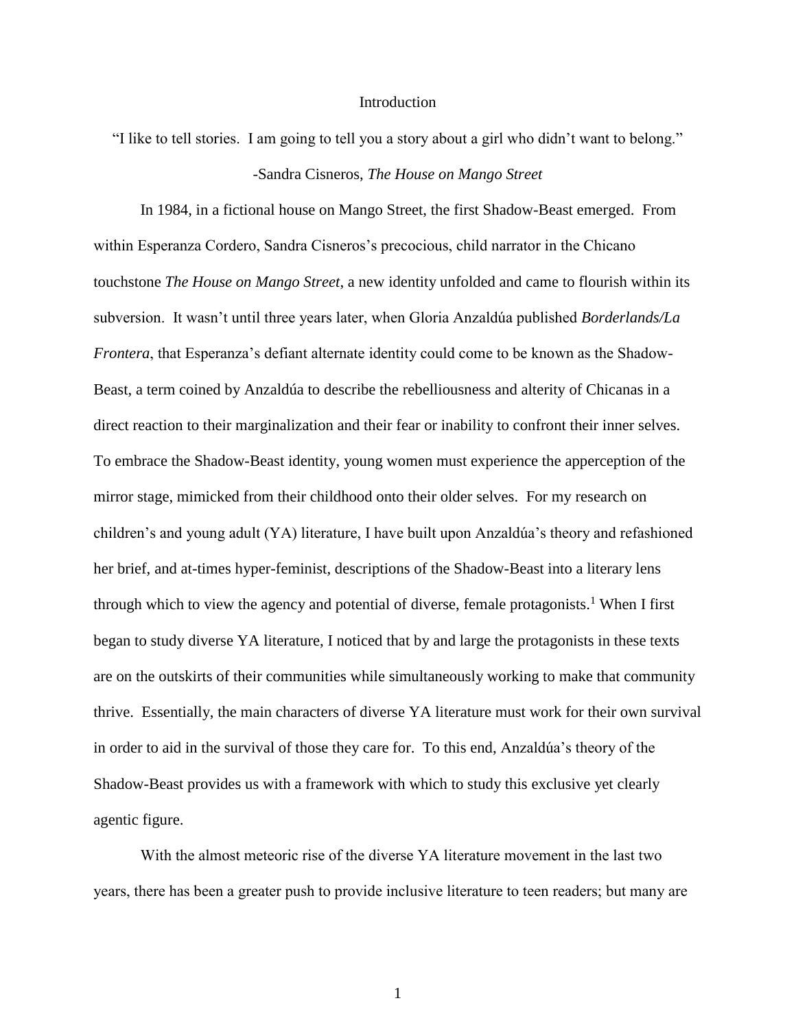# Introduction

"I like to tell stories. I am going to tell you a story about a girl who didn't want to belong."

-Sandra Cisneros, *The House on Mango Street*

In 1984, in a fictional house on Mango Street, the first Shadow-Beast emerged. From within Esperanza Cordero, Sandra Cisneros's precocious, child narrator in the Chicano touchstone *The House on Mango Street*, a new identity unfolded and came to flourish within its subversion. It wasn't until three years later, when Gloria Anzaldúa published *Borderlands/La Frontera*, that Esperanza's defiant alternate identity could come to be known as the Shadow-Beast, a term coined by Anzaldúa to describe the rebelliousness and alterity of Chicanas in a direct reaction to their marginalization and their fear or inability to confront their inner selves. To embrace the Shadow-Beast identity, young women must experience the apperception of the mirror stage, mimicked from their childhood onto their older selves. For my research on children's and young adult (YA) literature, I have built upon Anzaldúa's theory and refashioned her brief, and at-times hyper-feminist, descriptions of the Shadow-Beast into a literary lens through which to view the agency and potential of diverse, female protagonists.[1] When I first began to study diverse YA literature, I noticed that by and large the protagonists in these texts are on the outskirts of their communities while simultaneously working to make that community thrive. Essentially, the main characters of diverse YA literature must work for their own survival in order to aid in the survival of those they care for. To this end, Anzaldúa's theory of the Shadow-Beast provides us with a framework with which to study this exclusive yet clearly agentic figure.

With the almost meteoric rise of the diverse YA literature movement in the last two years, there has been a greater push to provide inclusive literature to teen readers; but many are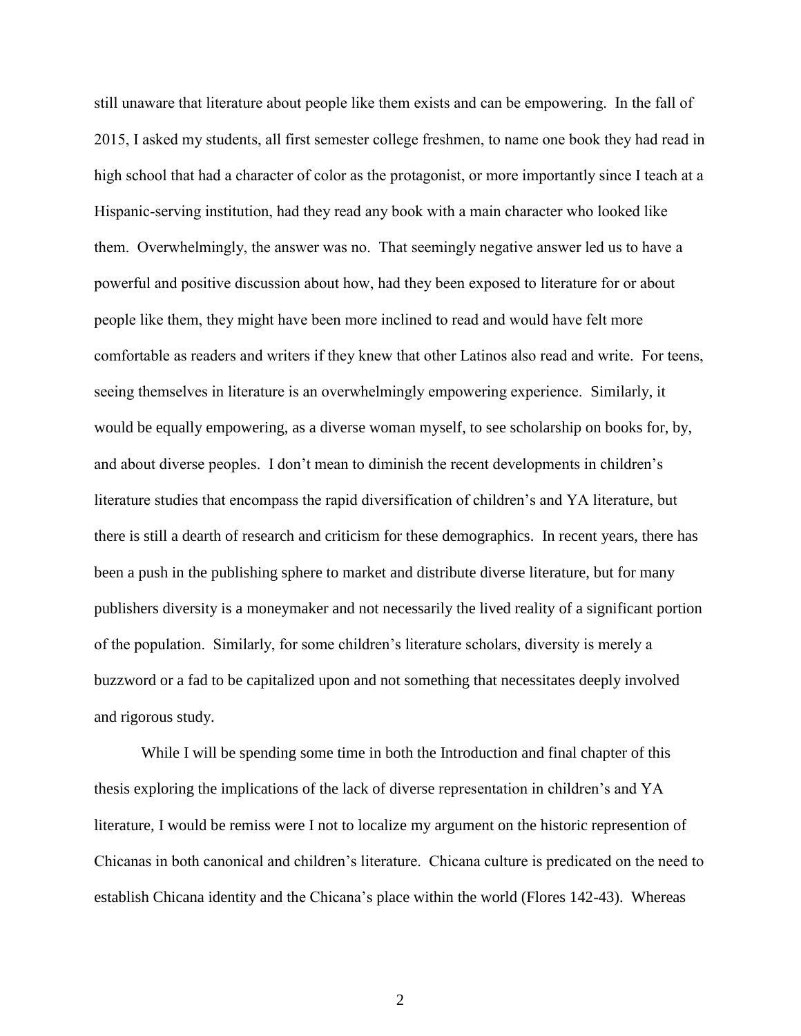still unaware that literature about people like them exists and can be empowering. In the fall of 2015, I asked my students, all first semester college freshmen, to name one book they had read in high school that had a character of color as the protagonist, or more importantly since I teach at a Hispanic-serving institution, had they read any book with a main character who looked like them. Overwhelmingly, the answer was no. That seemingly negative answer led us to have a powerful and positive discussion about how, had they been exposed to literature for or about people like them, they might have been more inclined to read and would have felt more comfortable as readers and writers if they knew that other Latinos also read and write. For teens, seeing themselves in literature is an overwhelmingly empowering experience. Similarly, it would be equally empowering, as a diverse woman myself, to see scholarship on books for, by, and about diverse peoples. I don't mean to diminish the recent developments in children's literature studies that encompass the rapid diversification of children's and YA literature, but there is still a dearth of research and criticism for these demographics. In recent years, there has been a push in the publishing sphere to market and distribute diverse literature, but for many publishers diversity is a moneymaker and not necessarily the lived reality of a significant portion of the population. Similarly, for some children's literature scholars, diversity is merely a buzzword or a fad to be capitalized upon and not something that necessitates deeply involved and rigorous study.

While I will be spending some time in both the Introduction and final chapter of this thesis exploring the implications of the lack of diverse representation in children's and YA literature, I would be remiss were I not to localize my argument on the historic represention of Chicanas in both canonical and children's literature. Chicana culture is predicated on the need to establish Chicana identity and the Chicana's place within the world (Flores 142-43). Whereas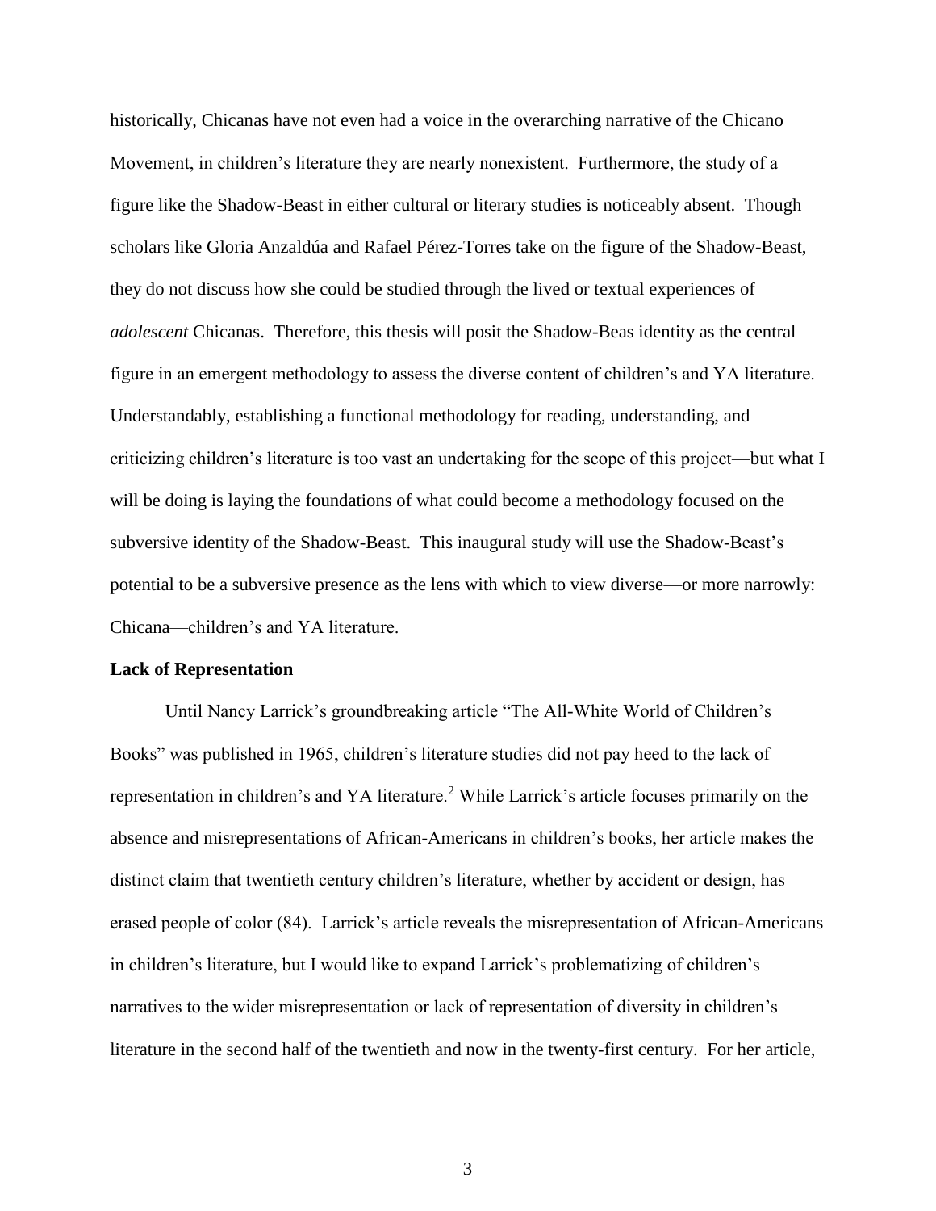historically, Chicanas have not even had a voice in the overarching narrative of the Chicano Movement, in children's literature they are nearly nonexistent. Furthermore, the study of a figure like the Shadow-Beast in either cultural or literary studies is noticeably absent. Though scholars like Gloria Anzaldúa and Rafael Pérez-Torres take on the figure of the Shadow-Beast, they do not discuss how she could be studied through the lived or textual experiences of *adolescent* Chicanas. Therefore, this thesis will posit the Shadow-Beas identity as the central figure in an emergent methodology to assess the diverse content of children's and YA literature. Understandably, establishing a functional methodology for reading, understanding, and criticizing children's literature is too vast an undertaking for the scope of this project—but what I will be doing is laying the foundations of what could become a methodology focused on the subversive identity of the Shadow-Beast. This inaugural study will use the Shadow-Beast's potential to be a subversive presence as the lens with which to view diverse—or more narrowly: Chicana—children's and YA literature.

**Lack of Representation**

Until Nancy Larrick's groundbreaking article "The All-White World of Children's Books" was published in 1965, children's literature studies did not pay heed to the lack of representation in children's and YA literature.[2] While Larrick's article focuses primarily on the absence and misrepresentations of African-Americans in children's books, her article makes the distinct claim that twentieth century children's literature, whether by accident or design, has erased people of color (84). Larrick's article reveals the misrepresentation of African-Americans in children's literature, but I would like to expand Larrick's problematizing of children's narratives to the wider misrepresentation or lack of representation of diversity in children's literature in the second half of the twentieth and now in the twenty-first century. For her article,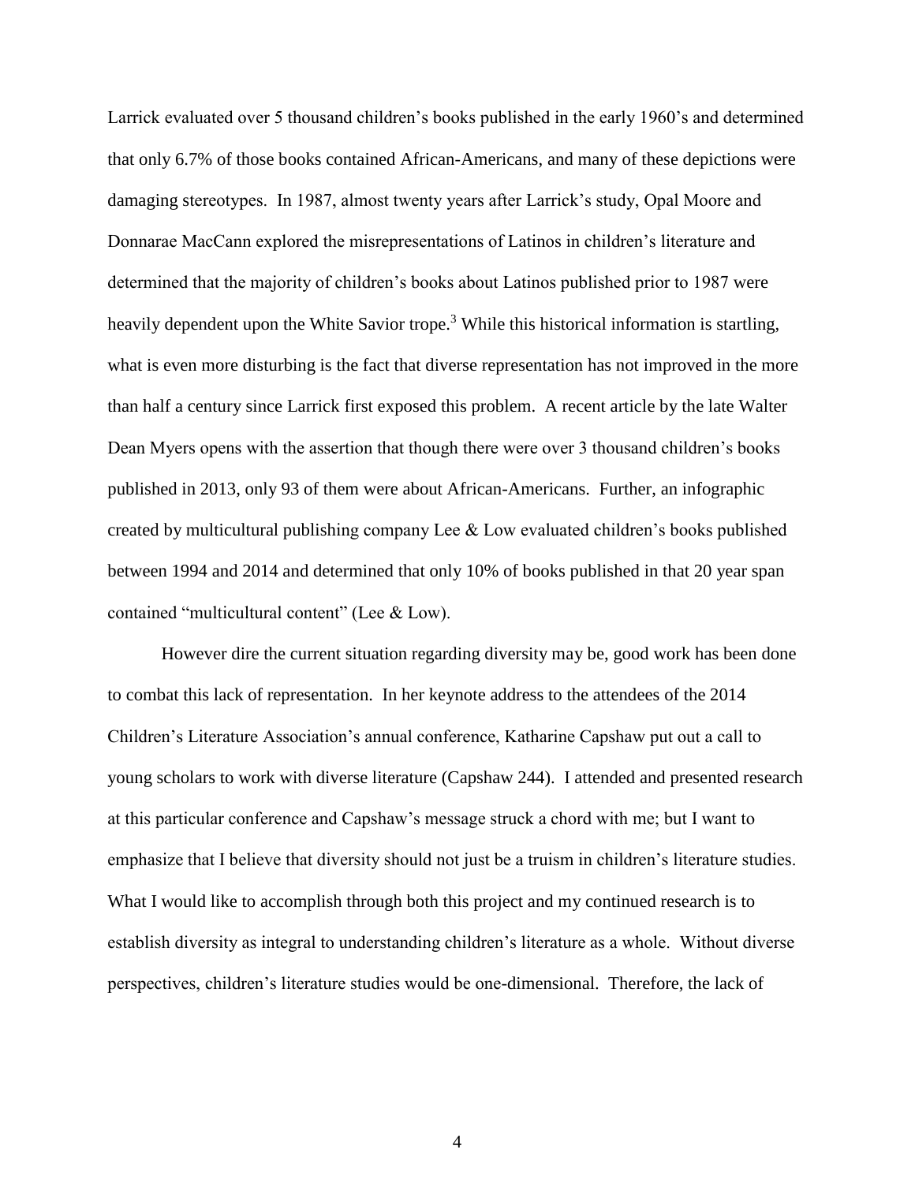Larrick evaluated over 5 thousand children's books published in the early 1960's and determined that only 6.7% of those books contained African-Americans, and many of these depictions were damaging stereotypes. In 1987, almost twenty years after Larrick's study, Opal Moore and Donnarae MacCann explored the misrepresentations of Latinos in children's literature and determined that the majority of children's books about Latinos published prior to 1987 were heavily dependent upon the White Savior trope.[3] While this historical information is startling, what is even more disturbing is the fact that diverse representation has not improved in the more than half a century since Larrick first exposed this problem. A recent article by the late Walter Dean Myers opens with the assertion that though there were over 3 thousand children's books published in 2013, only 93 of them were about African-Americans. Further, an infographic created by multicultural publishing company Lee & Low evaluated children's books published between 1994 and 2014 and determined that only 10% of books published in that 20 year span contained "multicultural content" (Lee & Low).

However dire the current situation regarding diversity may be, good work has been done to combat this lack of representation. In her keynote address to the attendees of the 2014 Children's Literature Association's annual conference, Katharine Capshaw put out a call to young scholars to work with diverse literature (Capshaw 244). I attended and presented research at this particular conference and Capshaw's message struck a chord with me; but I want to emphasize that I believe that diversity should not just be a truism in children's literature studies. What I would like to accomplish through both this project and my continued research is to establish diversity as integral to understanding children's literature as a whole. Without diverse perspectives, children's literature studies would be one-dimensional. Therefore, the lack of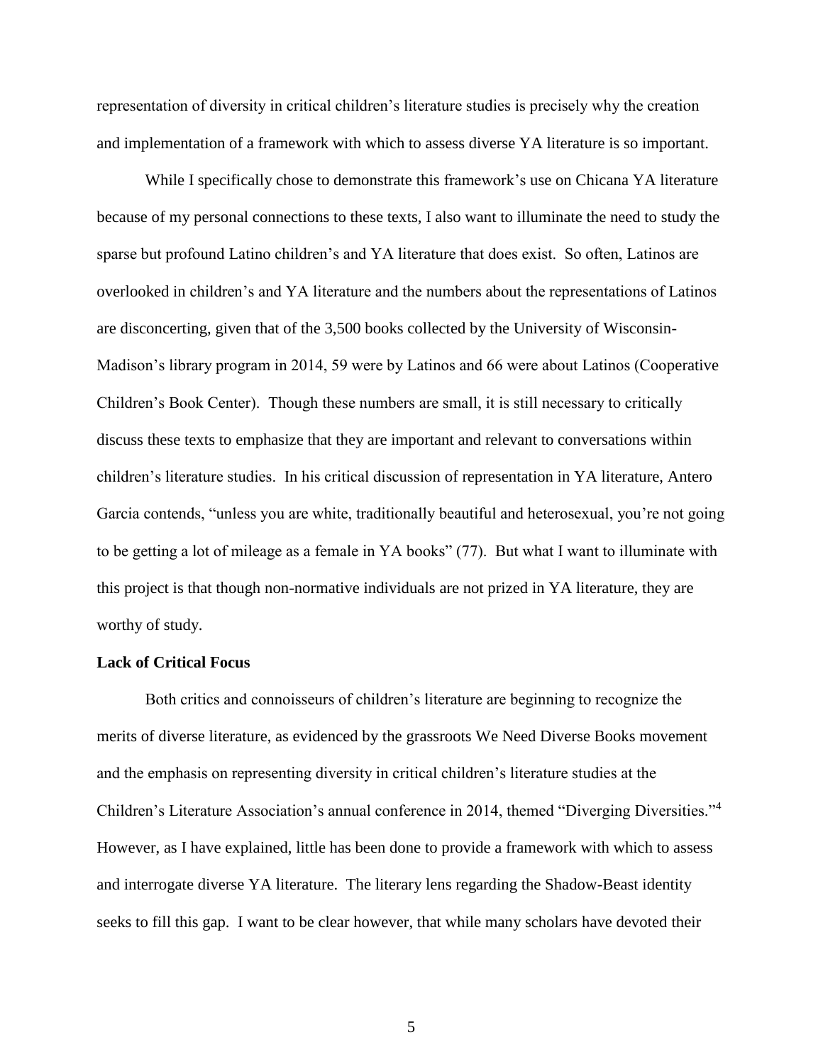representation of diversity in critical children's literature studies is precisely why the creation and implementation of a framework with which to assess diverse YA literature is so important.

While I specifically chose to demonstrate this framework's use on Chicana YA literature because of my personal connections to these texts, I also want to illuminate the need to study the sparse but profound Latino children's and YA literature that does exist. So often, Latinos are overlooked in children's and YA literature and the numbers about the representations of Latinos are disconcerting, given that of the 3,500 books collected by the University of Wisconsin-Madison's library program in 2014, 59 were by Latinos and 66 were about Latinos (Cooperative Children's Book Center). Though these numbers are small, it is still necessary to critically discuss these texts to emphasize that they are important and relevant to conversations within children's literature studies. In his critical discussion of representation in YA literature, Antero Garcia contends, "unless you are white, traditionally beautiful and heterosexual, you're not going to be getting a lot of mileage as a female in YA books" (77). But what I want to illuminate with this project is that though non-normative individuals are not prized in YA literature, they are worthy of study.

**Lack of Critical Focus**

Both critics and connoisseurs of children's literature are beginning to recognize the merits of diverse literature, as evidenced by the grassroots We Need Diverse Books movement and the emphasis on representing diversity in critical children's literature studies at the Children's Literature Association's annual conference in 2014, themed "Diverging Diversities."[4] However, as I have explained, little has been done to provide a framework with which to assess and interrogate diverse YA literature. The literary lens regarding the Shadow-Beast identity seeks to fill this gap. I want to be clear however, that while many scholars have devoted their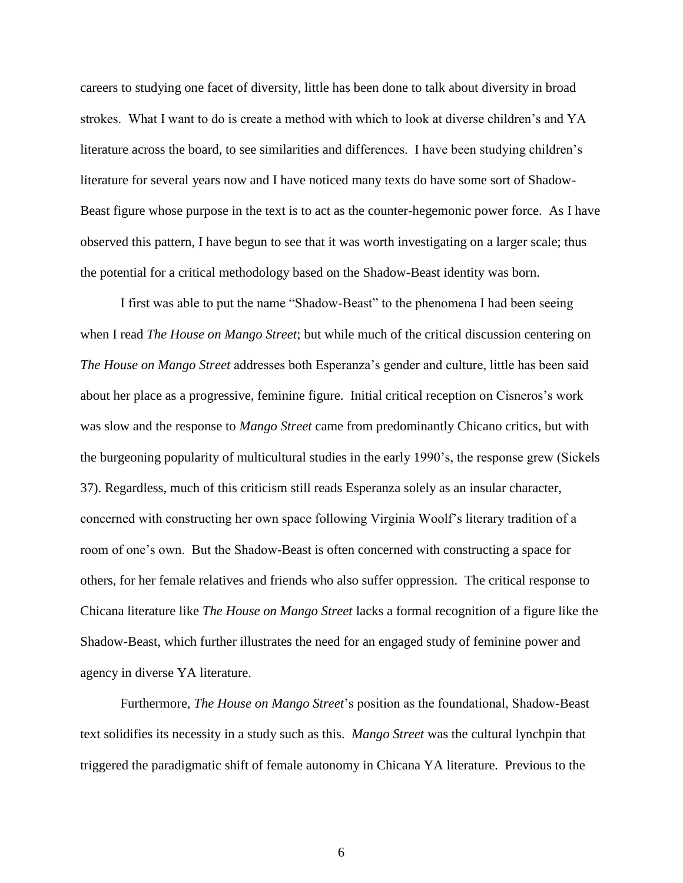careers to studying one facet of diversity, little has been done to talk about diversity in broad strokes. What I want to do is create a method with which to look at diverse children's and YA literature across the board, to see similarities and differences. I have been studying children's literature for several years now and I have noticed many texts do have some sort of Shadow-Beast figure whose purpose in the text is to act as the counter-hegemonic power force. As I have observed this pattern, I have begun to see that it was worth investigating on a larger scale; thus the potential for a critical methodology based on the Shadow-Beast identity was born.

I first was able to put the name "Shadow-Beast" to the phenomena I had been seeing when I read *The House on Mango Street*; but while much of the critical discussion centering on *The House on Mango Street* addresses both Esperanza's gender and culture, little has been said about her place as a progressive, feminine figure. Initial critical reception on Cisneros's work was slow and the response to *Mango Street* came from predominantly Chicano critics, but with the burgeoning popularity of multicultural studies in the early 1990's, the response grew (Sickels 37). Regardless, much of this criticism still reads Esperanza solely as an insular character, concerned with constructing her own space following Virginia Woolf's literary tradition of a room of one's own. But the Shadow-Beast is often concerned with constructing a space for others, for her female relatives and friends who also suffer oppression. The critical response to Chicana literature like *The House on Mango Street* lacks a formal recognition of a figure like the Shadow-Beast, which further illustrates the need for an engaged study of feminine power and agency in diverse YA literature.

Furthermore, *The House on Mango Street*'s position as the foundational, Shadow-Beast text solidifies its necessity in a study such as this. *Mango Street* was the cultural lynchpin that triggered the paradigmatic shift of female autonomy in Chicana YA literature. Previous to the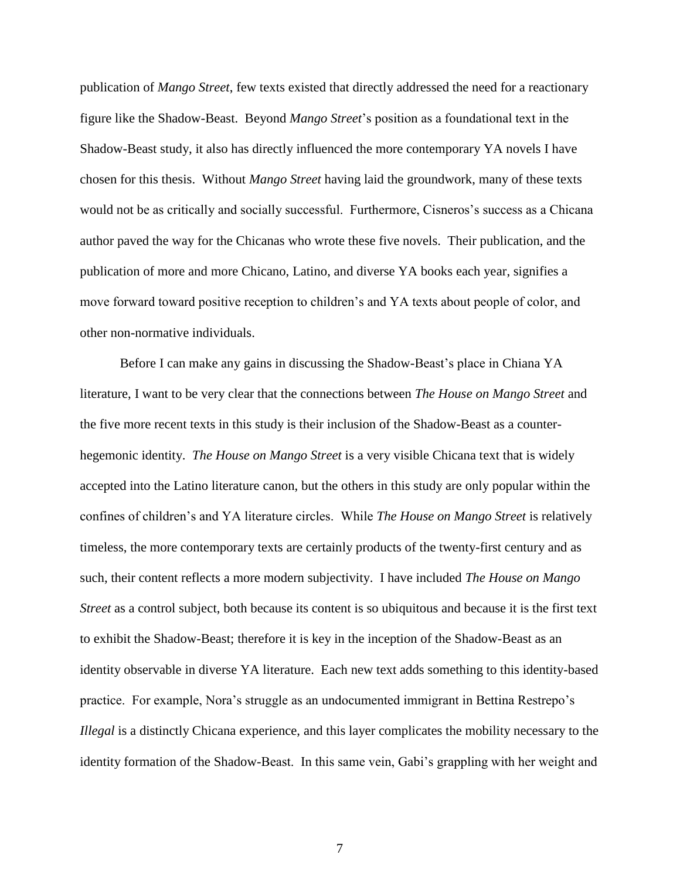publication of *Mango Street*, few texts existed that directly addressed the need for a reactionary figure like the Shadow-Beast. Beyond *Mango Street*'s position as a foundational text in the Shadow-Beast study, it also has directly influenced the more contemporary YA novels I have chosen for this thesis. Without *Mango Street* having laid the groundwork, many of these texts would not be as critically and socially successful. Furthermore, Cisneros's success as a Chicana author paved the way for the Chicanas who wrote these five novels. Their publication, and the publication of more and more Chicano, Latino, and diverse YA books each year, signifies a move forward toward positive reception to children's and YA texts about people of color, and other non-normative individuals.

Before I can make any gains in discussing the Shadow-Beast's place in Chiana YA literature, I want to be very clear that the connections between *The House on Mango Street* and the five more recent texts in this study is their inclusion of the Shadow-Beast as a counter-hegemonic identity. *The House on Mango Street* is a very visible Chicana text that is widely accepted into the Latino literature canon, but the others in this study are only popular within the confines of children's and YA literature circles. While *The House on Mango Street* is relatively timeless, the more contemporary texts are certainly products of the twenty-first century and as such, their content reflects a more modern subjectivity. I have included *The House on Mango Street* as a control subject, both because its content is so ubiquitous and because it is the first text to exhibit the Shadow-Beast; therefore it is key in the inception of the Shadow-Beast as an identity observable in diverse YA literature. Each new text adds something to this identity-based practice. For example, Nora's struggle as an undocumented immigrant in Bettina Restrepo's *Illegal* is a distinctly Chicana experience, and this layer complicates the mobility necessary to the identity formation of the Shadow-Beast. In this same vein, Gabi's grappling with her weight and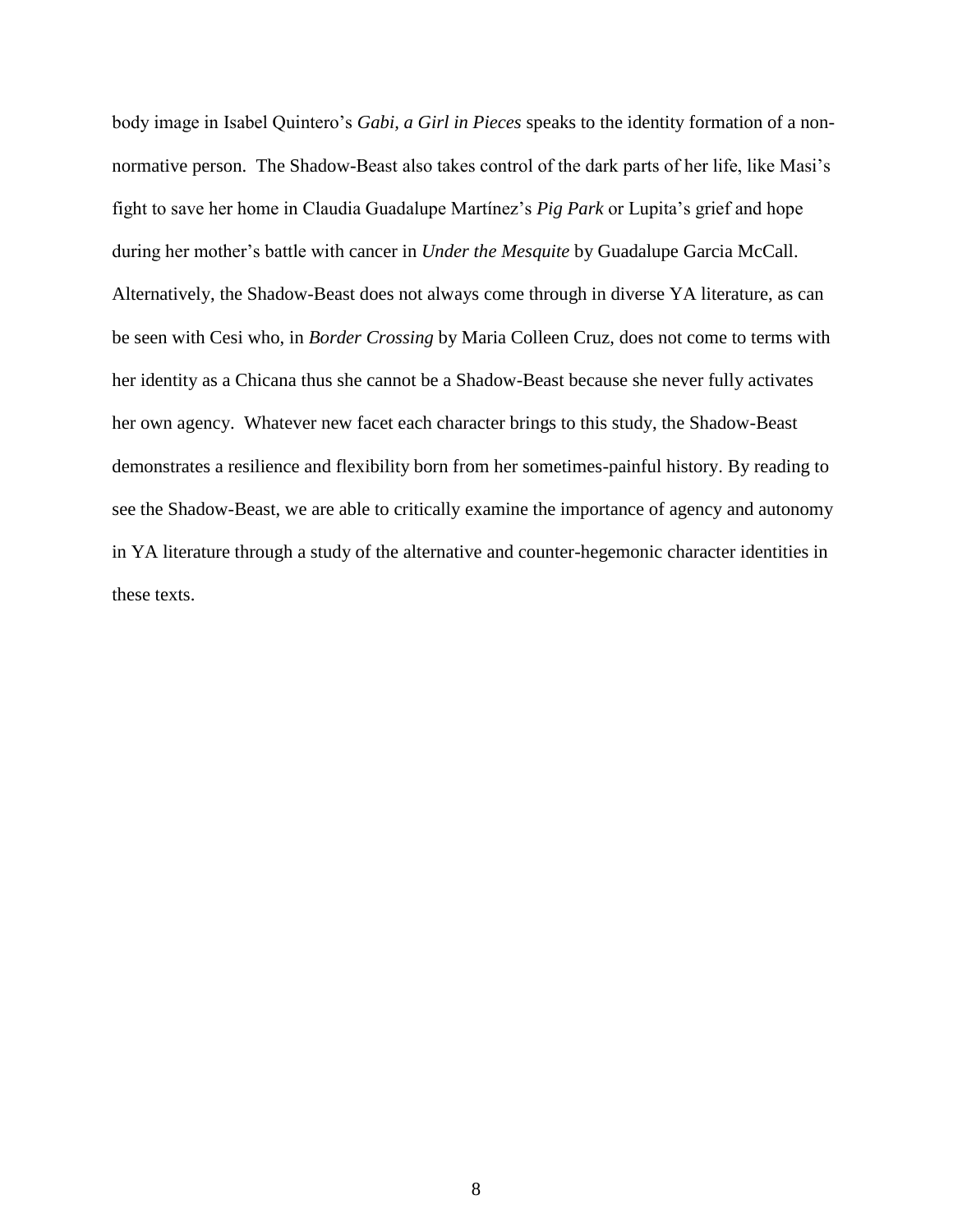body image in Isabel Quintero's *Gabi, a Girl in Pieces* speaks to the identity formation of a non-normative person. The Shadow-Beast also takes control of the dark parts of her life, like Masi's fight to save her home in Claudia Guadalupe Martínez's *Pig Park* or Lupita's grief and hope during her mother's battle with cancer in *Under the Mesquite* by Guadalupe Garcia McCall. Alternatively, the Shadow-Beast does not always come through in diverse YA literature, as can be seen with Cesi who, in *Border Crossing* by Maria Colleen Cruz, does not come to terms with her identity as a Chicana thus she cannot be a Shadow-Beast because she never fully activates her own agency. Whatever new facet each character brings to this study, the Shadow-Beast demonstrates a resilience and flexibility born from her sometimes-painful history. By reading to see the Shadow-Beast, we are able to critically examine the importance of agency and autonomy in YA literature through a study of the alternative and counter-hegemonic character identities in these texts.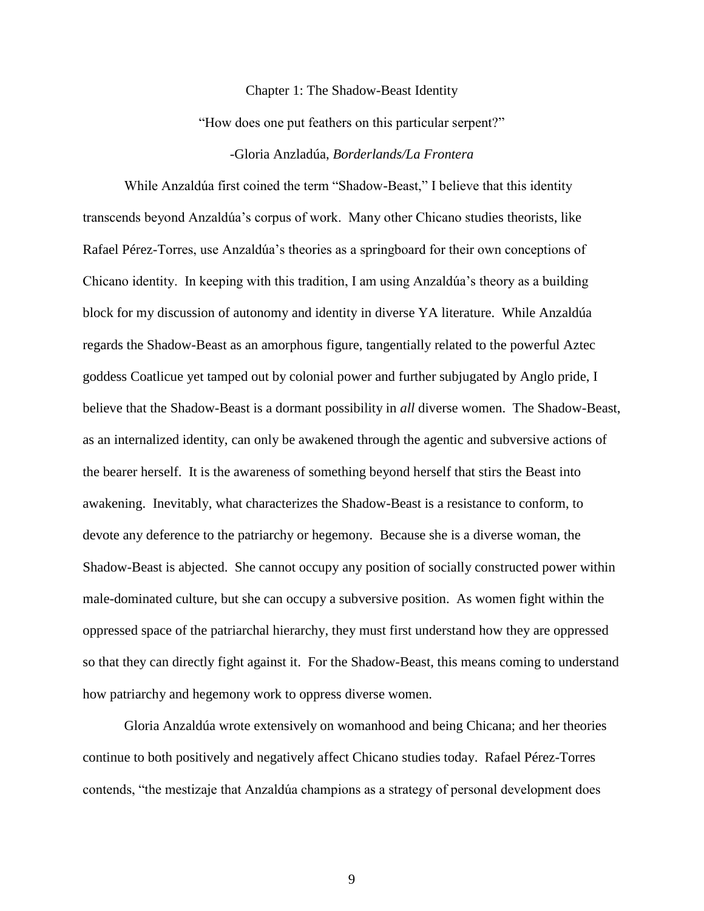# Chapter 1: The Shadow-Beast Identity

"How does one put feathers on this particular serpent?"

-Gloria Anzladúa, *Borderlands/La Frontera*

While Anzaldúa first coined the term "Shadow-Beast," I believe that this identity transcends beyond Anzaldúa's corpus of work. Many other Chicano studies theorists, like Rafael Pérez-Torres, use Anzaldúa's theories as a springboard for their own conceptions of Chicano identity. In keeping with this tradition, I am using Anzaldúa's theory as a building block for my discussion of autonomy and identity in diverse YA literature. While Anzaldúa regards the Shadow-Beast as an amorphous figure, tangentially related to the powerful Aztec goddess Coatlicue yet tamped out by colonial power and further subjugated by Anglo pride, I believe that the Shadow-Beast is a dormant possibility in *all* diverse women. The Shadow-Beast, as an internalized identity, can only be awakened through the agentic and subversive actions of the bearer herself. It is the awareness of something beyond herself that stirs the Beast into awakening. Inevitably, what characterizes the Shadow-Beast is a resistance to conform, to devote any deference to the patriarchy or hegemony. Because she is a diverse woman, the Shadow-Beast is abjected. She cannot occupy any position of socially constructed power within male-dominated culture, but she can occupy a subversive position. As women fight within the oppressed space of the patriarchal hierarchy, they must first understand how they are oppressed so that they can directly fight against it. For the Shadow-Beast, this means coming to understand how patriarchy and hegemony work to oppress diverse women.

Gloria Anzaldúa wrote extensively on womanhood and being Chicana; and her theories continue to both positively and negatively affect Chicano studies today. Rafael Pérez-Torres contends, "the mestizaje that Anzaldúa champions as a strategy of personal development does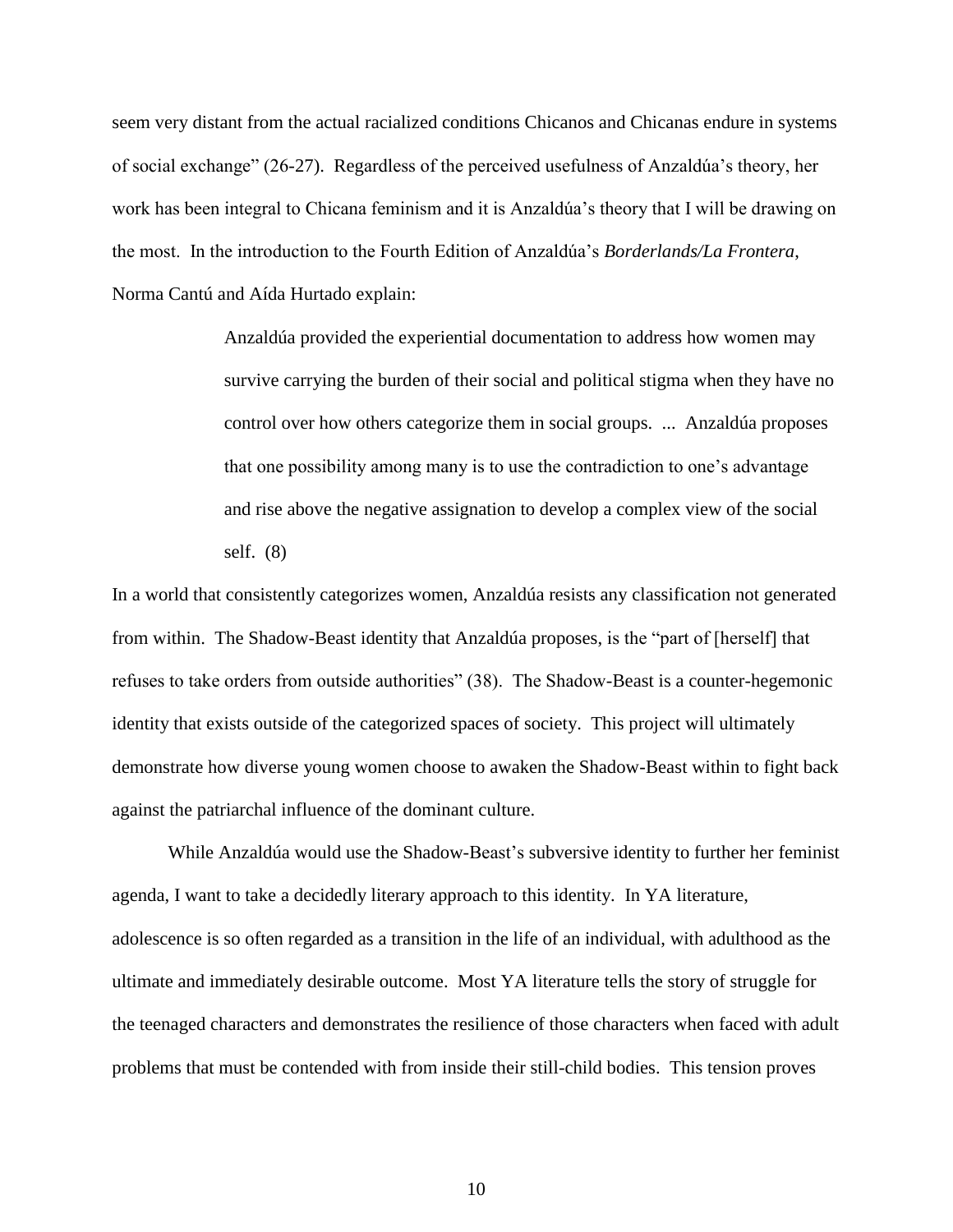seem very distant from the actual racialized conditions Chicanos and Chicanas endure in systems of social exchange" (26-27). Regardless of the perceived usefulness of Anzaldúa's theory, her work has been integral to Chicana feminism and it is Anzaldúa's theory that I will be drawing on the most. In the introduction to the Fourth Edition of Anzaldúa's *Borderlands/La Frontera*, Norma Cantú and Aída Hurtado explain:

> Anzaldúa provided the experiential documentation to address how women may survive carrying the burden of their social and political stigma when they have no control over how others categorize them in social groups. ... Anzaldúa proposes that one possibility among many is to use the contradiction to one's advantage and rise above the negative assignation to develop a complex view of the social self. (8)

In a world that consistently categorizes women, Anzaldúa resists any classification not generated from within. The Shadow-Beast identity that Anzaldúa proposes, is the "part of [herself] that refuses to take orders from outside authorities" (38). The Shadow-Beast is a counter-hegemonic identity that exists outside of the categorized spaces of society. This project will ultimately demonstrate how diverse young women choose to awaken the Shadow-Beast within to fight back against the patriarchal influence of the dominant culture.

While Anzaldúa would use the Shadow-Beast's subversive identity to further her feminist agenda, I want to take a decidedly literary approach to this identity. In YA literature, adolescence is so often regarded as a transition in the life of an individual, with adulthood as the ultimate and immediately desirable outcome. Most YA literature tells the story of struggle for the teenaged characters and demonstrates the resilience of those characters when faced with adult problems that must be contended with from inside their still-child bodies. This tension proves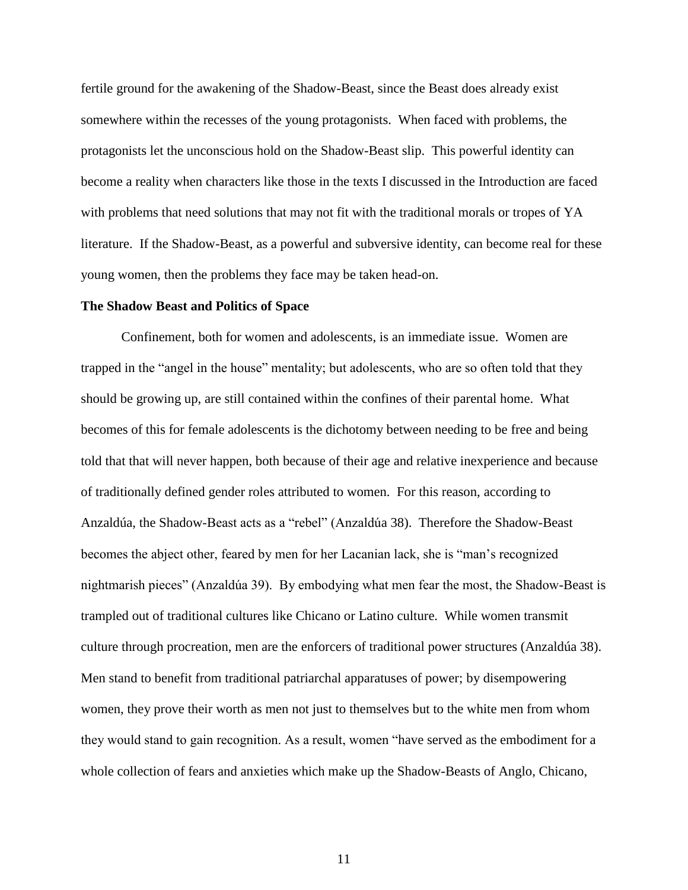fertile ground for the awakening of the Shadow-Beast, since the Beast does already exist somewhere within the recesses of the young protagonists. When faced with problems, the protagonists let the unconscious hold on the Shadow-Beast slip. This powerful identity can become a reality when characters like those in the texts I discussed in the Introduction are faced with problems that need solutions that may not fit with the traditional morals or tropes of YA literature. If the Shadow-Beast, as a powerful and subversive identity, can become real for these young women, then the problems they face may be taken head-on.

**The Shadow Beast and Politics of Space**

Confinement, both for women and adolescents, is an immediate issue. Women are trapped in the "angel in the house" mentality; but adolescents, who are so often told that they should be growing up, are still contained within the confines of their parental home. What becomes of this for female adolescents is the dichotomy between needing to be free and being told that that will never happen, both because of their age and relative inexperience and because of traditionally defined gender roles attributed to women. For this reason, according to Anzaldúa, the Shadow-Beast acts as a "rebel" (Anzaldúa 38). Therefore the Shadow-Beast becomes the abject other, feared by men for her Lacanian lack, she is "man's recognized nightmarish pieces" (Anzaldúa 39). By embodying what men fear the most, the Shadow-Beast is trampled out of traditional cultures like Chicano or Latino culture. While women transmit culture through procreation, men are the enforcers of traditional power structures (Anzaldúa 38). Men stand to benefit from traditional patriarchal apparatuses of power; by disempowering women, they prove their worth as men not just to themselves but to the white men from whom they would stand to gain recognition. As a result, women "have served as the embodiment for a whole collection of fears and anxieties which make up the Shadow-Beasts of Anglo, Chicano,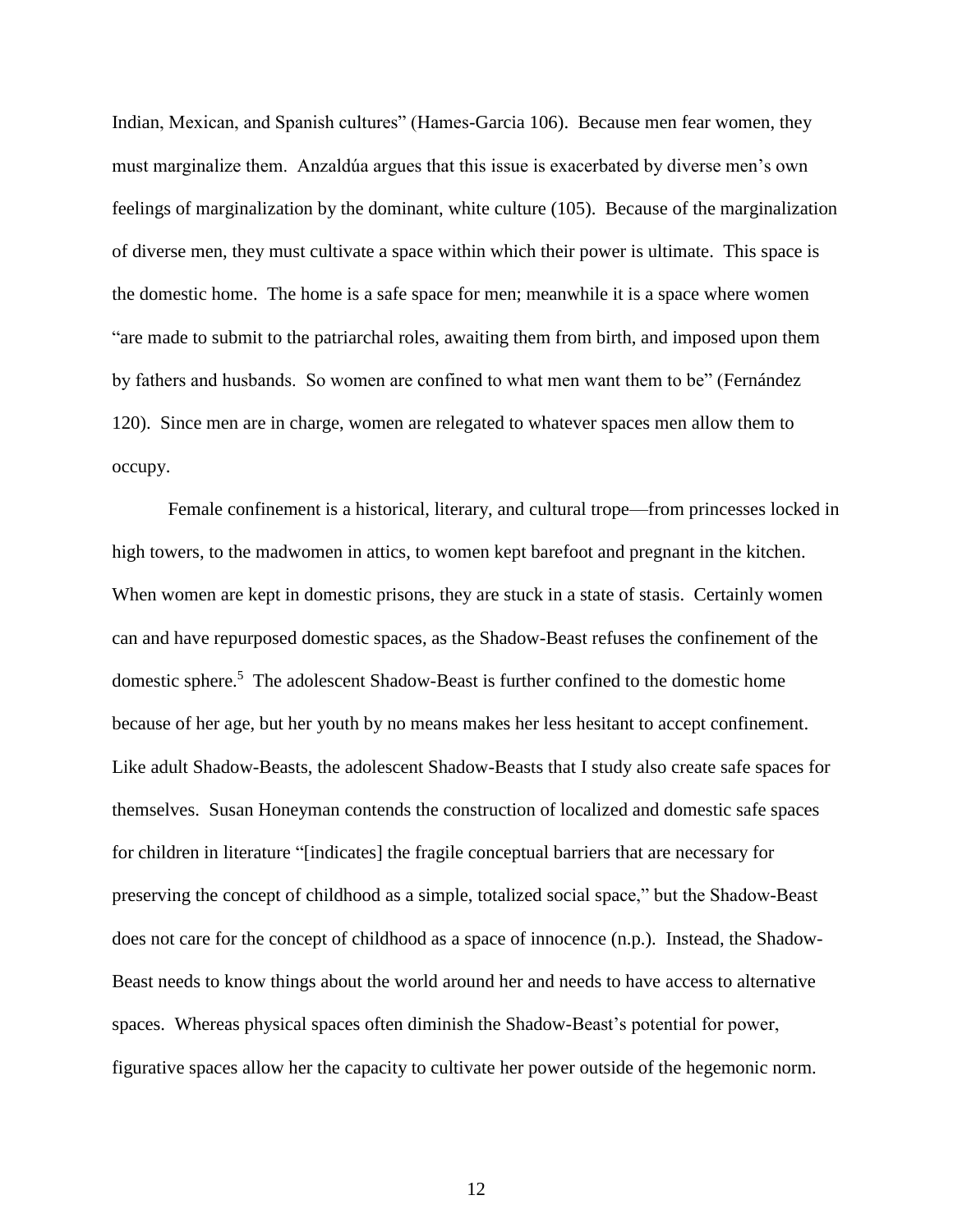Indian, Mexican, and Spanish cultures" (Hames-Garcia 106). Because men fear women, they must marginalize them. Anzaldúa argues that this issue is exacerbated by diverse men's own feelings of marginalization by the dominant, white culture (105). Because of the marginalization of diverse men, they must cultivate a space within which their power is ultimate. This space is the domestic home. The home is a safe space for men; meanwhile it is a space where women "are made to submit to the patriarchal roles, awaiting them from birth, and imposed upon them by fathers and husbands. So women are confined to what men want them to be" (Fernández 120). Since men are in charge, women are relegated to whatever spaces men allow them to occupy.

Female confinement is a historical, literary, and cultural trope—from princesses locked in high towers, to the madwomen in attics, to women kept barefoot and pregnant in the kitchen. When women are kept in domestic prisons, they are stuck in a state of stasis. Certainly women can and have repurposed domestic spaces, as the Shadow-Beast refuses the confinement of the domestic sphere.[5] The adolescent Shadow-Beast is further confined to the domestic home because of her age, but her youth by no means makes her less hesitant to accept confinement. Like adult Shadow-Beasts, the adolescent Shadow-Beasts that I study also create safe spaces for themselves. Susan Honeyman contends the construction of localized and domestic safe spaces for children in literature "[indicates] the fragile conceptual barriers that are necessary for preserving the concept of childhood as a simple, totalized social space," but the Shadow-Beast does not care for the concept of childhood as a space of innocence (n.p.). Instead, the Shadow-Beast needs to know things about the world around her and needs to have access to alternative spaces. Whereas physical spaces often diminish the Shadow-Beast's potential for power, figurative spaces allow her the capacity to cultivate her power outside of the hegemonic norm.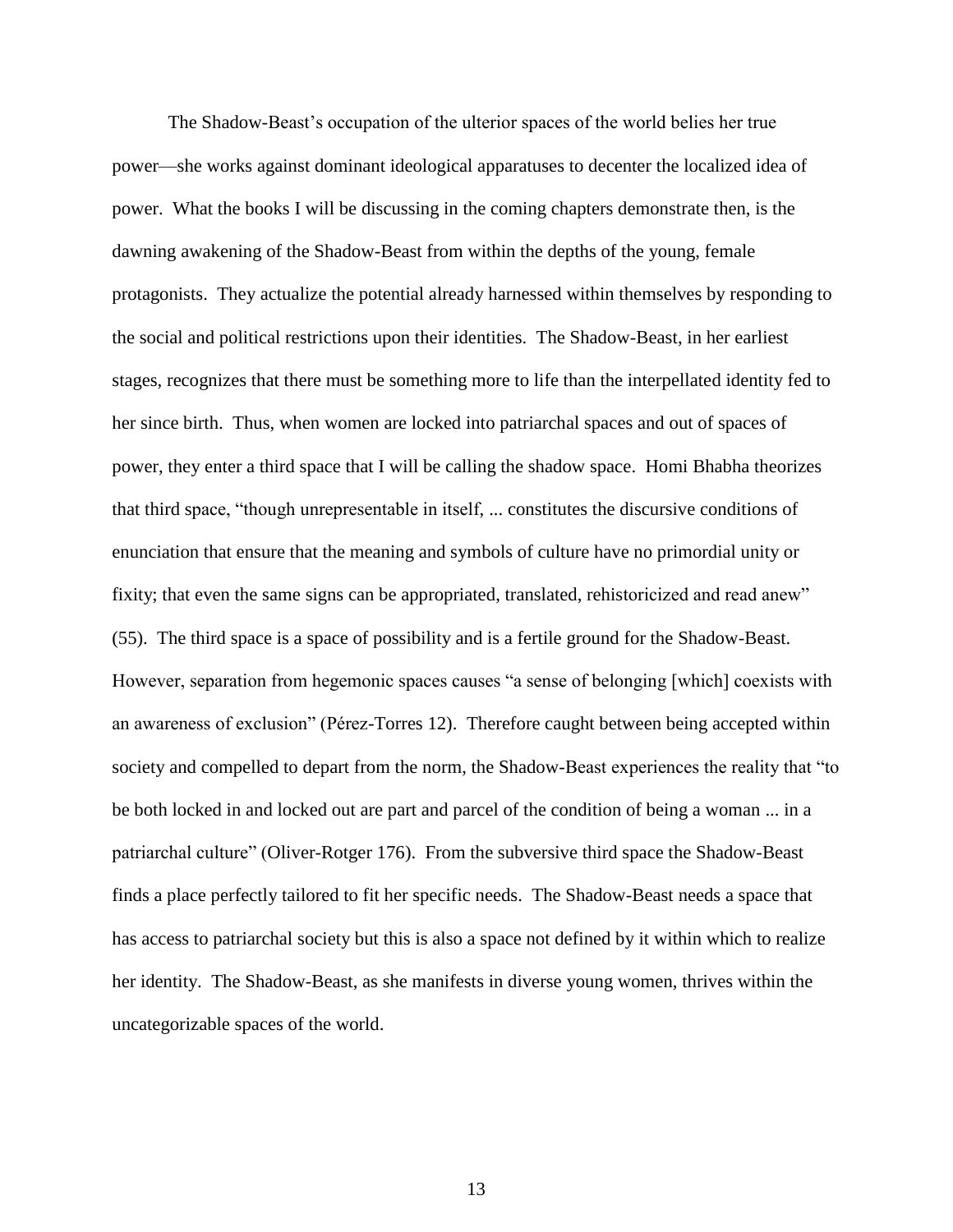The Shadow-Beast's occupation of the ulterior spaces of the world belies her true power—she works against dominant ideological apparatuses to decenter the localized idea of power. What the books I will be discussing in the coming chapters demonstrate then, is the dawning awakening of the Shadow-Beast from within the depths of the young, female protagonists. They actualize the potential already harnessed within themselves by responding to the social and political restrictions upon their identities. The Shadow-Beast, in her earliest stages, recognizes that there must be something more to life than the interpellated identity fed to her since birth. Thus, when women are locked into patriarchal spaces and out of spaces of power, they enter a third space that I will be calling the shadow space. Homi Bhabha theorizes that third space, "though unrepresentable in itself, ... constitutes the discursive conditions of enunciation that ensure that the meaning and symbols of culture have no primordial unity or fixity; that even the same signs can be appropriated, translated, rehistoricized and read anew" (55). The third space is a space of possibility and is a fertile ground for the Shadow-Beast. However, separation from hegemonic spaces causes "a sense of belonging [which] coexists with an awareness of exclusion" (Pérez-Torres 12). Therefore caught between being accepted within society and compelled to depart from the norm, the Shadow-Beast experiences the reality that "to be both locked in and locked out are part and parcel of the condition of being a woman ... in a patriarchal culture" (Oliver-Rotger 176). From the subversive third space the Shadow-Beast finds a place perfectly tailored to fit her specific needs. The Shadow-Beast needs a space that has access to patriarchal society but this is also a space not defined by it within which to realize her identity. The Shadow-Beast, as she manifests in diverse young women, thrives within the uncategorizable spaces of the world.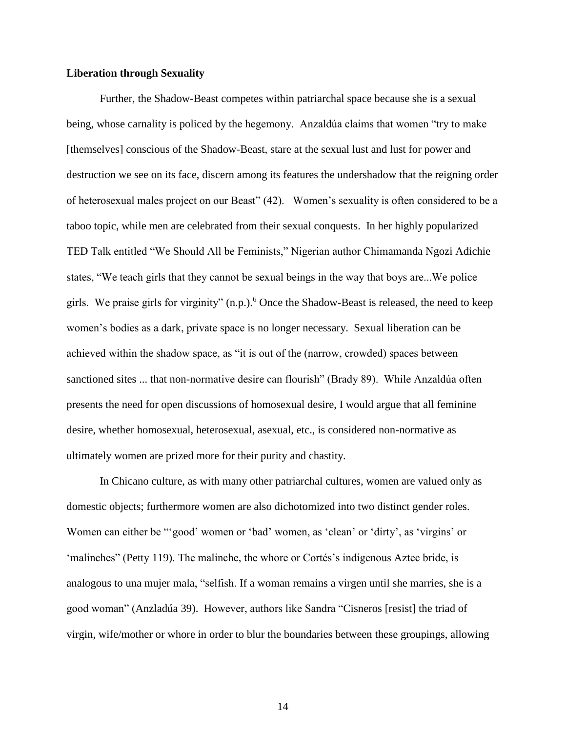**Liberation through Sexuality**

Further, the Shadow-Beast competes within patriarchal space because she is a sexual being, whose carnality is policed by the hegemony. Anzaldúa claims that women "try to make [themselves] conscious of the Shadow-Beast, stare at the sexual lust and lust for power and destruction we see on its face, discern among its features the undershadow that the reigning order of heterosexual males project on our Beast" (42). Women's sexuality is often considered to be a taboo topic, while men are celebrated from their sexual conquests. In her highly popularized TED Talk entitled "We Should All be Feminists," Nigerian author Chimamanda Ngozi Adichie states, "We teach girls that they cannot be sexual beings in the way that boys are...We police girls. We praise girls for virginity" (n.p.).[6] Once the Shadow-Beast is released, the need to keep women's bodies as a dark, private space is no longer necessary. Sexual liberation can be achieved within the shadow space, as "it is out of the (narrow, crowded) spaces between sanctioned sites ... that non-normative desire can flourish" (Brady 89). While Anzaldúa often presents the need for open discussions of homosexual desire, I would argue that all feminine desire, whether homosexual, heterosexual, asexual, etc., is considered non-normative as ultimately women are prized more for their purity and chastity.

In Chicano culture, as with many other patriarchal cultures, women are valued only as domestic objects; furthermore women are also dichotomized into two distinct gender roles. Women can either be "'good' women or 'bad' women, as 'clean' or 'dirty', as 'virgins' or 'malinches" (Petty 119). The malinche, the whore or Cortés's indigenous Aztec bride, is analogous to una mujer mala, "selfish. If a woman remains a virgen until she marries, she is a good woman" (Anzladúa 39). However, authors like Sandra "Cisneros [resist] the triad of virgin, wife/mother or whore in order to blur the boundaries between these groupings, allowing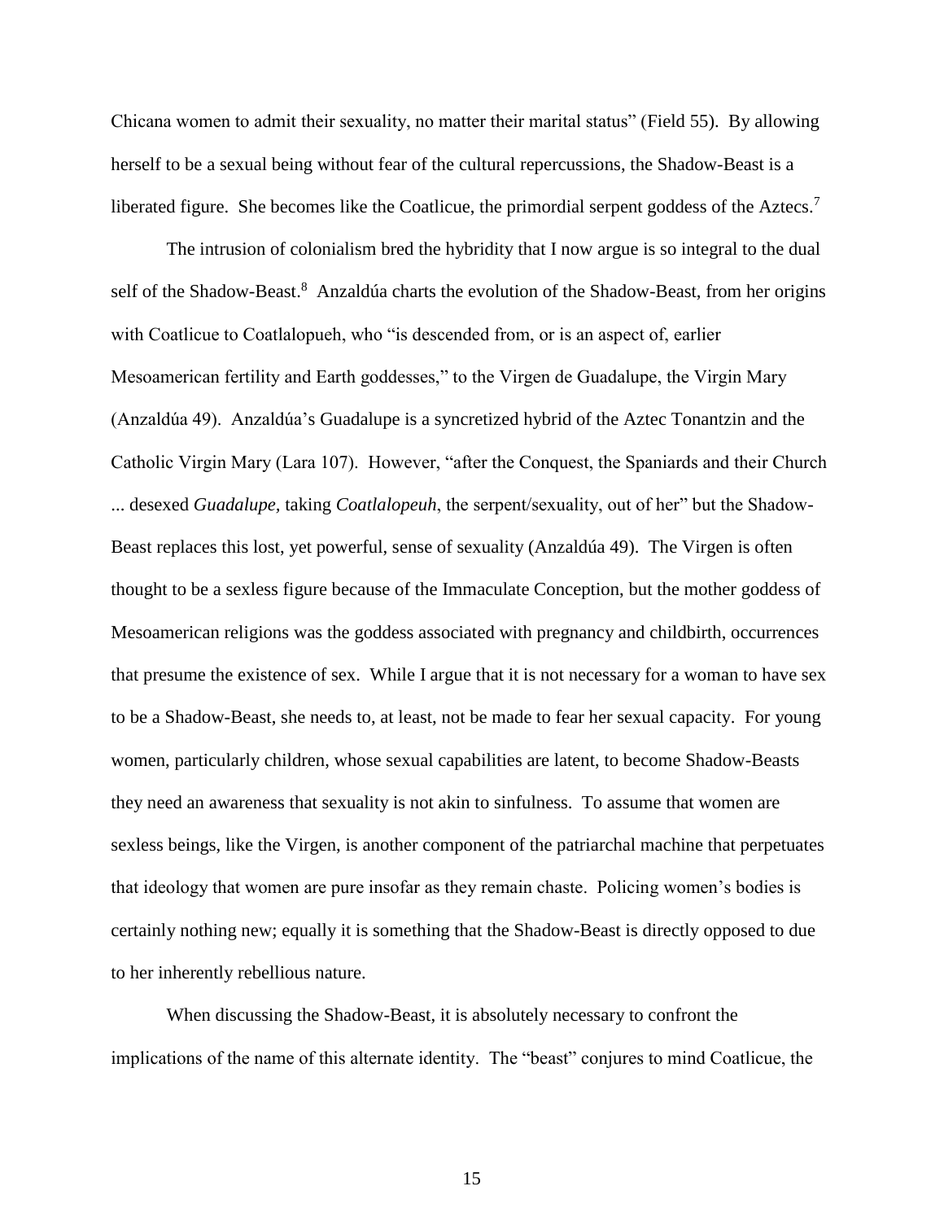Chicana women to admit their sexuality, no matter their marital status" (Field 55). By allowing herself to be a sexual being without fear of the cultural repercussions, the Shadow-Beast is a liberated figure. She becomes like the Coatlicue, the primordial serpent goddess of the Aztecs.[7]

The intrusion of colonialism bred the hybridity that I now argue is so integral to the dual self of the Shadow-Beast.[8] Anzaldúa charts the evolution of the Shadow-Beast, from her origins with Coatlicue to Coatlalopueh, who "is descended from, or is an aspect of, earlier Mesoamerican fertility and Earth goddesses," to the Virgen de Guadalupe, the Virgin Mary (Anzaldúa 49). Anzaldúa's Guadalupe is a syncretized hybrid of the Aztec Tonantzin and the Catholic Virgin Mary (Lara 107). However, "after the Conquest, the Spaniards and their Church ... desexed *Guadalupe*, taking *Coatlalopeuh*, the serpent/sexuality, out of her" but the Shadow-Beast replaces this lost, yet powerful, sense of sexuality (Anzaldúa 49). The Virgen is often thought to be a sexless figure because of the Immaculate Conception, but the mother goddess of Mesoamerican religions was the goddess associated with pregnancy and childbirth, occurrences that presume the existence of sex. While I argue that it is not necessary for a woman to have sex to be a Shadow-Beast, she needs to, at least, not be made to fear her sexual capacity. For young women, particularly children, whose sexual capabilities are latent, to become Shadow-Beasts they need an awareness that sexuality is not akin to sinfulness. To assume that women are sexless beings, like the Virgen, is another component of the patriarchal machine that perpetuates that ideology that women are pure insofar as they remain chaste. Policing women's bodies is certainly nothing new; equally it is something that the Shadow-Beast is directly opposed to due to her inherently rebellious nature.

When discussing the Shadow-Beast, it is absolutely necessary to confront the implications of the name of this alternate identity. The "beast" conjures to mind Coatlicue, the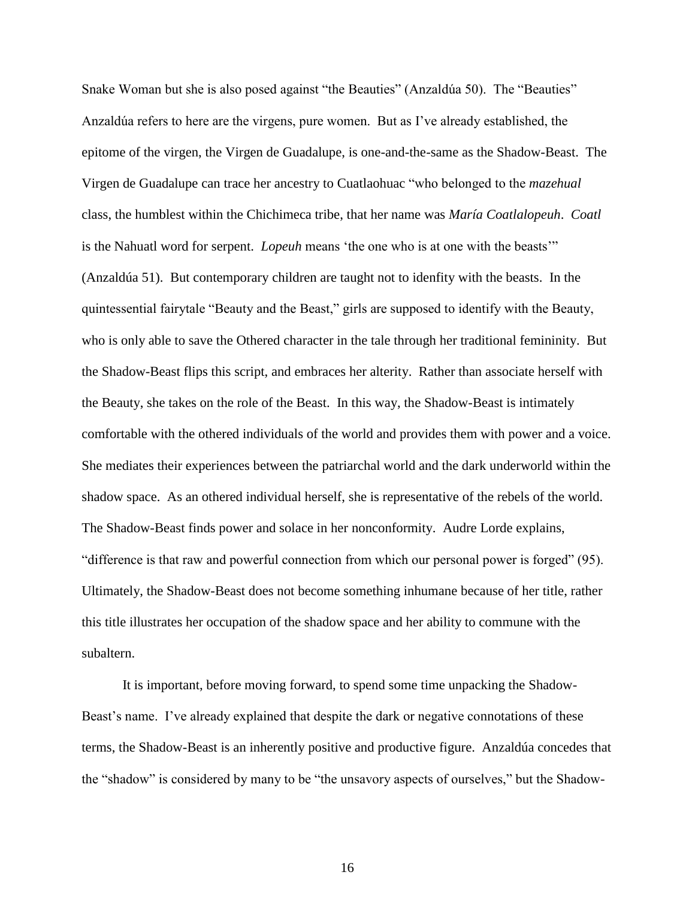Snake Woman but she is also posed against "the Beauties" (Anzaldúa 50). The "Beauties" Anzaldúa refers to here are the virgens, pure women. But as I've already established, the epitome of the virgen, the Virgen de Guadalupe, is one-and-the-same as the Shadow-Beast. The Virgen de Guadalupe can trace her ancestry to Cuatlaohuac "who belonged to the *mazehual* class, the humblest within the Chichimeca tribe, that her name was *María Coatlalopeuh*. *Coatl* is the Nahuatl word for serpent. *Lopeuh* means 'the one who is at one with the beasts'" (Anzaldúa 51). But contemporary children are taught not to idenfity with the beasts. In the quintessential fairytale "Beauty and the Beast," girls are supposed to identify with the Beauty, who is only able to save the Othered character in the tale through her traditional femininity. But the Shadow-Beast flips this script, and embraces her alterity. Rather than associate herself with the Beauty, she takes on the role of the Beast. In this way, the Shadow-Beast is intimately comfortable with the othered individuals of the world and provides them with power and a voice. She mediates their experiences between the patriarchal world and the dark underworld within the shadow space. As an othered individual herself, she is representative of the rebels of the world. The Shadow-Beast finds power and solace in her nonconformity. Audre Lorde explains, "difference is that raw and powerful connection from which our personal power is forged" (95). Ultimately, the Shadow-Beast does not become something inhumane because of her title, rather this title illustrates her occupation of the shadow space and her ability to commune with the subaltern.

It is important, before moving forward, to spend some time unpacking the Shadow-Beast's name. I've already explained that despite the dark or negative connotations of these terms, the Shadow-Beast is an inherently positive and productive figure. Anzaldúa concedes that the "shadow" is considered by many to be "the unsavory aspects of ourselves," but the Shadow-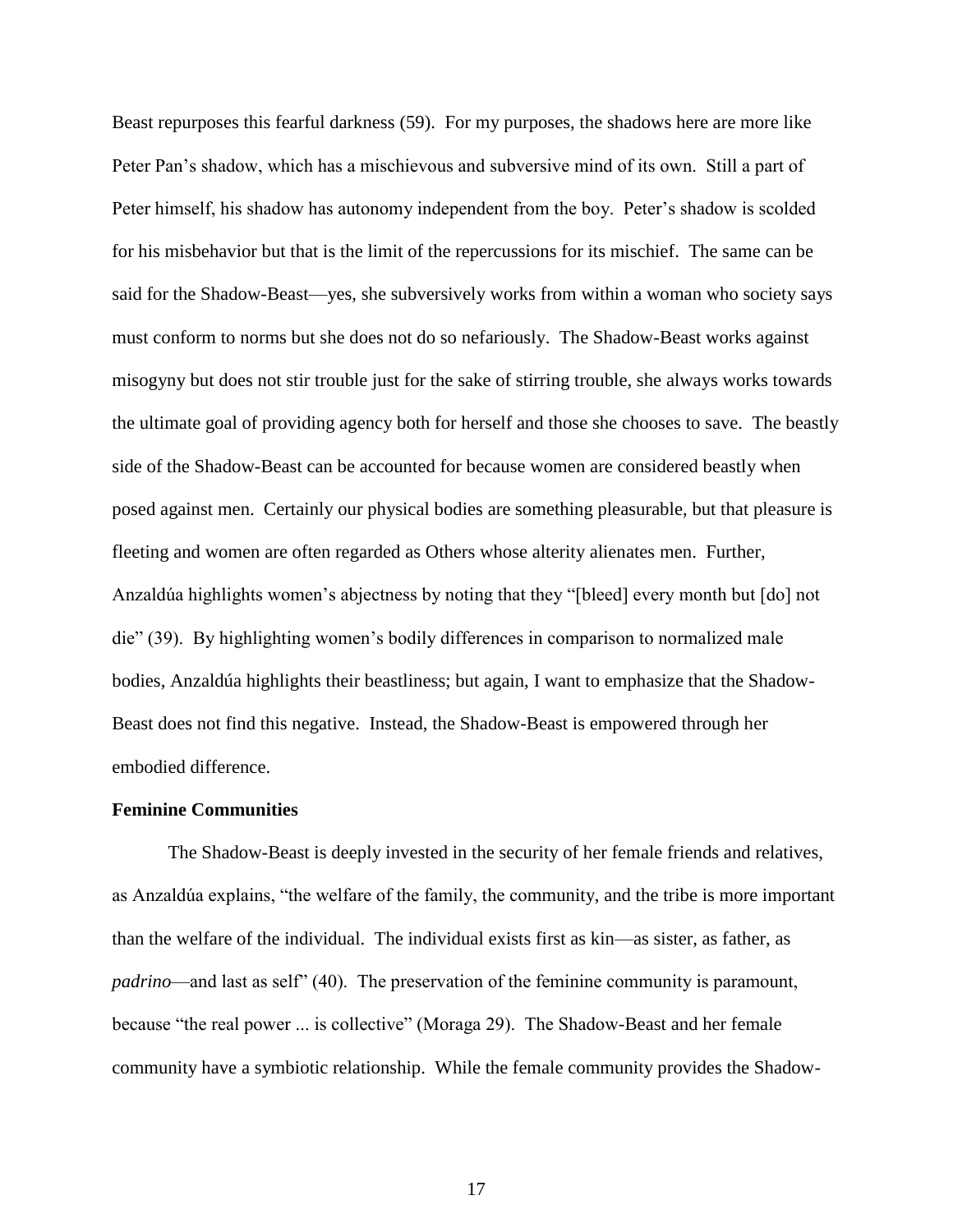Beast repurposes this fearful darkness (59). For my purposes, the shadows here are more like Peter Pan's shadow, which has a mischievous and subversive mind of its own. Still a part of Peter himself, his shadow has autonomy independent from the boy. Peter's shadow is scolded for his misbehavior but that is the limit of the repercussions for its mischief. The same can be said for the Shadow-Beast—yes, she subversively works from within a woman who society says must conform to norms but she does not do so nefariously. The Shadow-Beast works against misogyny but does not stir trouble just for the sake of stirring trouble, she always works towards the ultimate goal of providing agency both for herself and those she chooses to save. The beastly side of the Shadow-Beast can be accounted for because women are considered beastly when posed against men. Certainly our physical bodies are something pleasurable, but that pleasure is fleeting and women are often regarded as Others whose alterity alienates men. Further, Anzaldúa highlights women's abjectness by noting that they "[bleed] every month but [do] not die" (39). By highlighting women's bodily differences in comparison to normalized male bodies, Anzaldúa highlights their beastliness; but again, I want to emphasize that the Shadow-Beast does not find this negative. Instead, the Shadow-Beast is empowered through her embodied difference.

**Feminine Communities**

The Shadow-Beast is deeply invested in the security of her female friends and relatives, as Anzaldúa explains, "the welfare of the family, the community, and the tribe is more important than the welfare of the individual. The individual exists first as kin—as sister, as father, as *padrino*—and last as self" (40). The preservation of the feminine community is paramount, because "the real power ... is collective" (Moraga 29). The Shadow-Beast and her female community have a symbiotic relationship. While the female community provides the Shadow-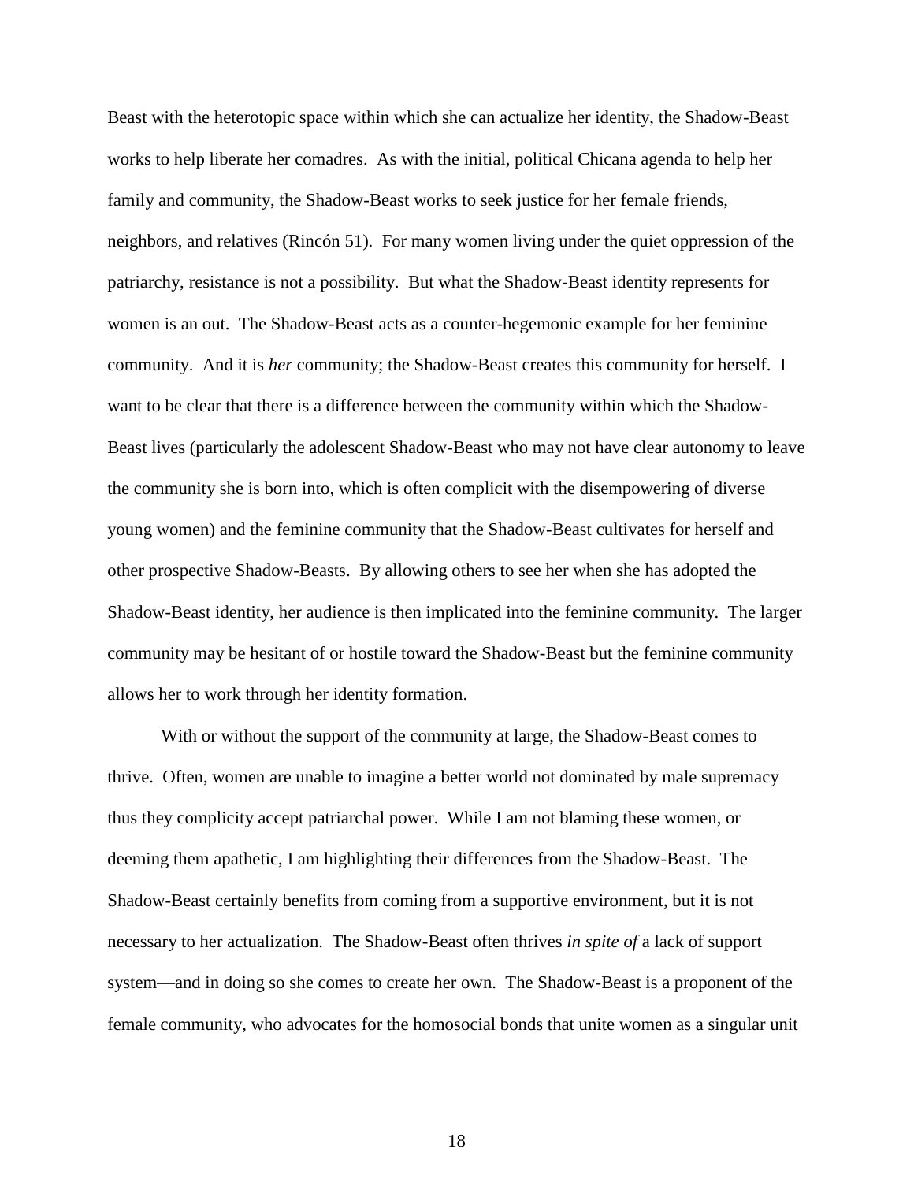Beast with the heterotopic space within which she can actualize her identity, the Shadow-Beast works to help liberate her comadres. As with the initial, political Chicana agenda to help her family and community, the Shadow-Beast works to seek justice for her female friends, neighbors, and relatives (Rincón 51). For many women living under the quiet oppression of the patriarchy, resistance is not a possibility. But what the Shadow-Beast identity represents for women is an out. The Shadow-Beast acts as a counter-hegemonic example for her feminine community. And it is *her* community; the Shadow-Beast creates this community for herself. I want to be clear that there is a difference between the community within which the Shadow-Beast lives (particularly the adolescent Shadow-Beast who may not have clear autonomy to leave the community she is born into, which is often complicit with the disempowering of diverse young women) and the feminine community that the Shadow-Beast cultivates for herself and other prospective Shadow-Beasts. By allowing others to see her when she has adopted the Shadow-Beast identity, her audience is then implicated into the feminine community. The larger community may be hesitant of or hostile toward the Shadow-Beast but the feminine community allows her to work through her identity formation.

With or without the support of the community at large, the Shadow-Beast comes to thrive. Often, women are unable to imagine a better world not dominated by male supremacy thus they complicity accept patriarchal power. While I am not blaming these women, or deeming them apathetic, I am highlighting their differences from the Shadow-Beast. The Shadow-Beast certainly benefits from coming from a supportive environment, but it is not necessary to her actualization. The Shadow-Beast often thrives *in spite of* a lack of support system—and in doing so she comes to create her own. The Shadow-Beast is a proponent of the female community, who advocates for the homosocial bonds that unite women as a singular unit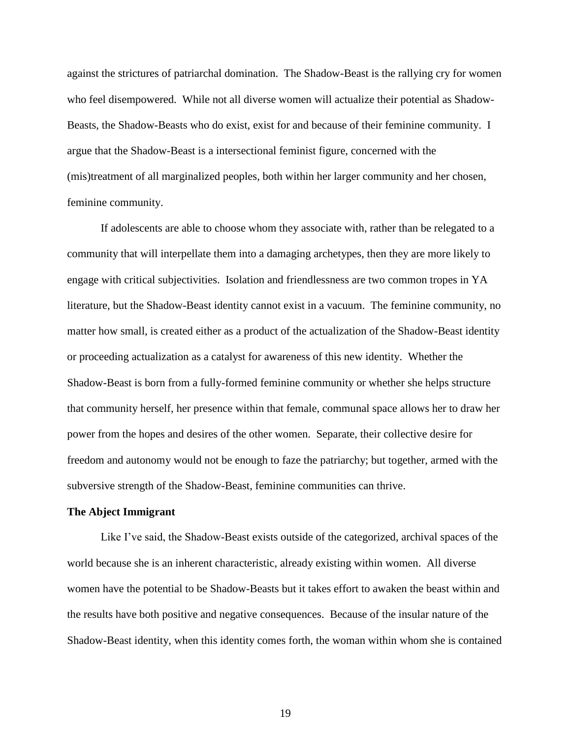against the strictures of patriarchal domination. The Shadow-Beast is the rallying cry for women who feel disempowered. While not all diverse women will actualize their potential as Shadow-Beasts, the Shadow-Beasts who do exist, exist for and because of their feminine community. I argue that the Shadow-Beast is a intersectional feminist figure, concerned with the (mis)treatment of all marginalized peoples, both within her larger community and her chosen, feminine community.

If adolescents are able to choose whom they associate with, rather than be relegated to a community that will interpellate them into a damaging archetypes, then they are more likely to engage with critical subjectivities. Isolation and friendlessness are two common tropes in YA literature, but the Shadow-Beast identity cannot exist in a vacuum. The feminine community, no matter how small, is created either as a product of the actualization of the Shadow-Beast identity or proceeding actualization as a catalyst for awareness of this new identity. Whether the Shadow-Beast is born from a fully-formed feminine community or whether she helps structure that community herself, her presence within that female, communal space allows her to draw her power from the hopes and desires of the other women. Separate, their collective desire for freedom and autonomy would not be enough to faze the patriarchy; but together, armed with the subversive strength of the Shadow-Beast, feminine communities can thrive.

**The Abject Immigrant**

Like I've said, the Shadow-Beast exists outside of the categorized, archival spaces of the world because she is an inherent characteristic, already existing within women. All diverse women have the potential to be Shadow-Beasts but it takes effort to awaken the beast within and the results have both positive and negative consequences. Because of the insular nature of the Shadow-Beast identity, when this identity comes forth, the woman within whom she is contained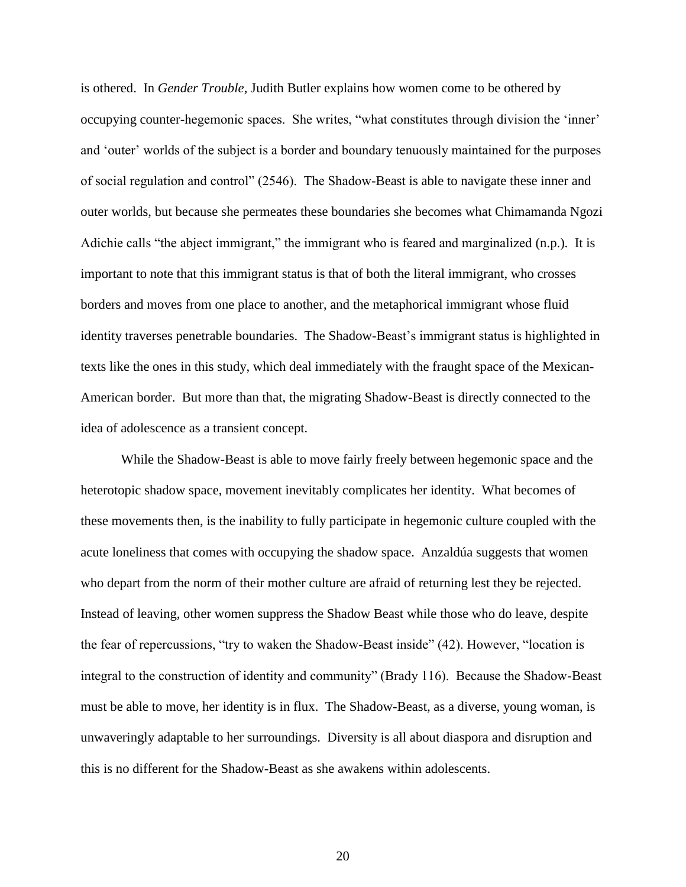is othered. In *Gender Trouble*, Judith Butler explains how women come to be othered by occupying counter-hegemonic spaces. She writes, “what constitutes through division the ‘inner’ and ‘outer’ worlds of the subject is a border and boundary tenuously maintained for the purposes of social regulation and control” (2546). The Shadow-Beast is able to navigate these inner and outer worlds, but because she permeates these boundaries she becomes what Chimamanda Ngozi Adichie calls “the abject immigrant,” the immigrant who is feared and marginalized (n.p.). It is important to note that this immigrant status is that of both the literal immigrant, who crosses borders and moves from one place to another, and the metaphorical immigrant whose fluid identity traverses penetrable boundaries. The Shadow-Beast’s immigrant status is highlighted in texts like the ones in this study, which deal immediately with the fraught space of the Mexican-American border. But more than that, the migrating Shadow-Beast is directly connected to the idea of adolescence as a transient concept.

While the Shadow-Beast is able to move fairly freely between hegemonic space and the heterotopic shadow space, movement inevitably complicates her identity. What becomes of these movements then, is the inability to fully participate in hegemonic culture coupled with the acute loneliness that comes with occupying the shadow space. Anzaldúa suggests that women who depart from the norm of their mother culture are afraid of returning lest they be rejected. Instead of leaving, other women suppress the Shadow Beast while those who do leave, despite the fear of repercussions, “try to waken the Shadow-Beast inside” (42). However, “location is integral to the construction of identity and community” (Brady 116). Because the Shadow-Beast must be able to move, her identity is in flux. The Shadow-Beast, as a diverse, young woman, is unwaveringly adaptable to her surroundings. Diversity is all about diaspora and disruption and this is no different for the Shadow-Beast as she awakens within adolescents.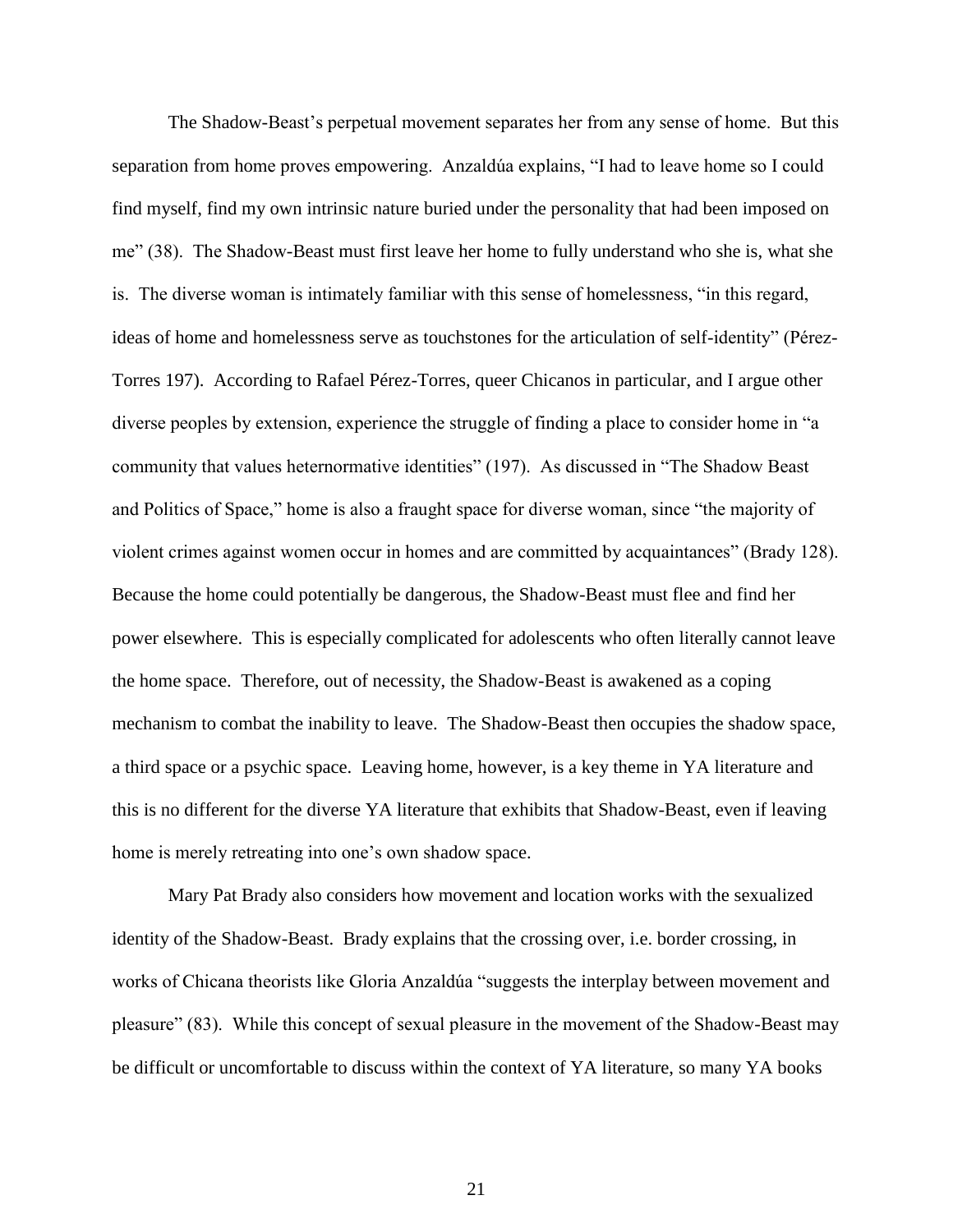The Shadow-Beast's perpetual movement separates her from any sense of home. But this separation from home proves empowering. Anzaldúa explains, "I had to leave home so I could find myself, find my own intrinsic nature buried under the personality that had been imposed on me" (38). The Shadow-Beast must first leave her home to fully understand who she is, what she is. The diverse woman is intimately familiar with this sense of homelessness, "in this regard, ideas of home and homelessness serve as touchstones for the articulation of self-identity" (Pérez-Torres 197). According to Rafael Pérez-Torres, queer Chicanos in particular, and I argue other diverse peoples by extension, experience the struggle of finding a place to consider home in "a community that values heternormative identities" (197). As discussed in "The Shadow Beast and Politics of Space," home is also a fraught space for diverse woman, since "the majority of violent crimes against women occur in homes and are committed by acquaintances" (Brady 128). Because the home could potentially be dangerous, the Shadow-Beast must flee and find her power elsewhere. This is especially complicated for adolescents who often literally cannot leave the home space. Therefore, out of necessity, the Shadow-Beast is awakened as a coping mechanism to combat the inability to leave. The Shadow-Beast then occupies the shadow space, a third space or a psychic space. Leaving home, however, is a key theme in YA literature and this is no different for the diverse YA literature that exhibits that Shadow-Beast, even if leaving home is merely retreating into one's own shadow space.

Mary Pat Brady also considers how movement and location works with the sexualized identity of the Shadow-Beast. Brady explains that the crossing over, i.e. border crossing, in works of Chicana theorists like Gloria Anzaldúa "suggests the interplay between movement and pleasure" (83). While this concept of sexual pleasure in the movement of the Shadow-Beast may be difficult or uncomfortable to discuss within the context of YA literature, so many YA books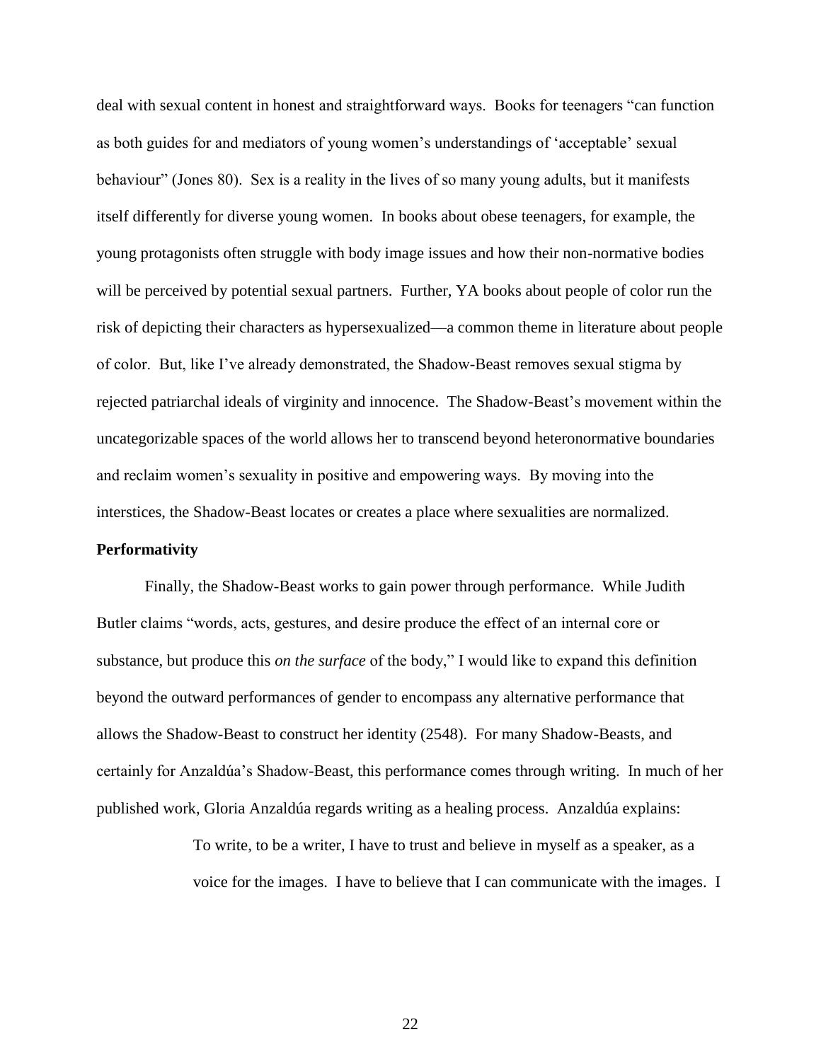deal with sexual content in honest and straightforward ways. Books for teenagers "can function as both guides for and mediators of young women's understandings of 'acceptable' sexual behaviour" (Jones 80). Sex is a reality in the lives of so many young adults, but it manifests itself differently for diverse young women. In books about obese teenagers, for example, the young protagonists often struggle with body image issues and how their non-normative bodies will be perceived by potential sexual partners. Further, YA books about people of color run the risk of depicting their characters as hypersexualized—a common theme in literature about people of color. But, like I've already demonstrated, the Shadow-Beast removes sexual stigma by rejected patriarchal ideals of virginity and innocence. The Shadow-Beast's movement within the uncategorizable spaces of the world allows her to transcend beyond heteronormative boundaries and reclaim women's sexuality in positive and empowering ways. By moving into the interstices, the Shadow-Beast locates or creates a place where sexualities are normalized.

**Performativity**

Finally, the Shadow-Beast works to gain power through performance. While Judith Butler claims "words, acts, gestures, and desire produce the effect of an internal core or substance, but produce this *on the surface* of the body," I would like to expand this definition beyond the outward performances of gender to encompass any alternative performance that allows the Shadow-Beast to construct her identity (2548). For many Shadow-Beasts, and certainly for Anzaldúa's Shadow-Beast, this performance comes through writing. In much of her published work, Gloria Anzaldúa regards writing as a healing process. Anzaldúa explains:

> To write, to be a writer, I have to trust and believe in myself as a speaker, as a voice for the images. I have to believe that I can communicate with the images. I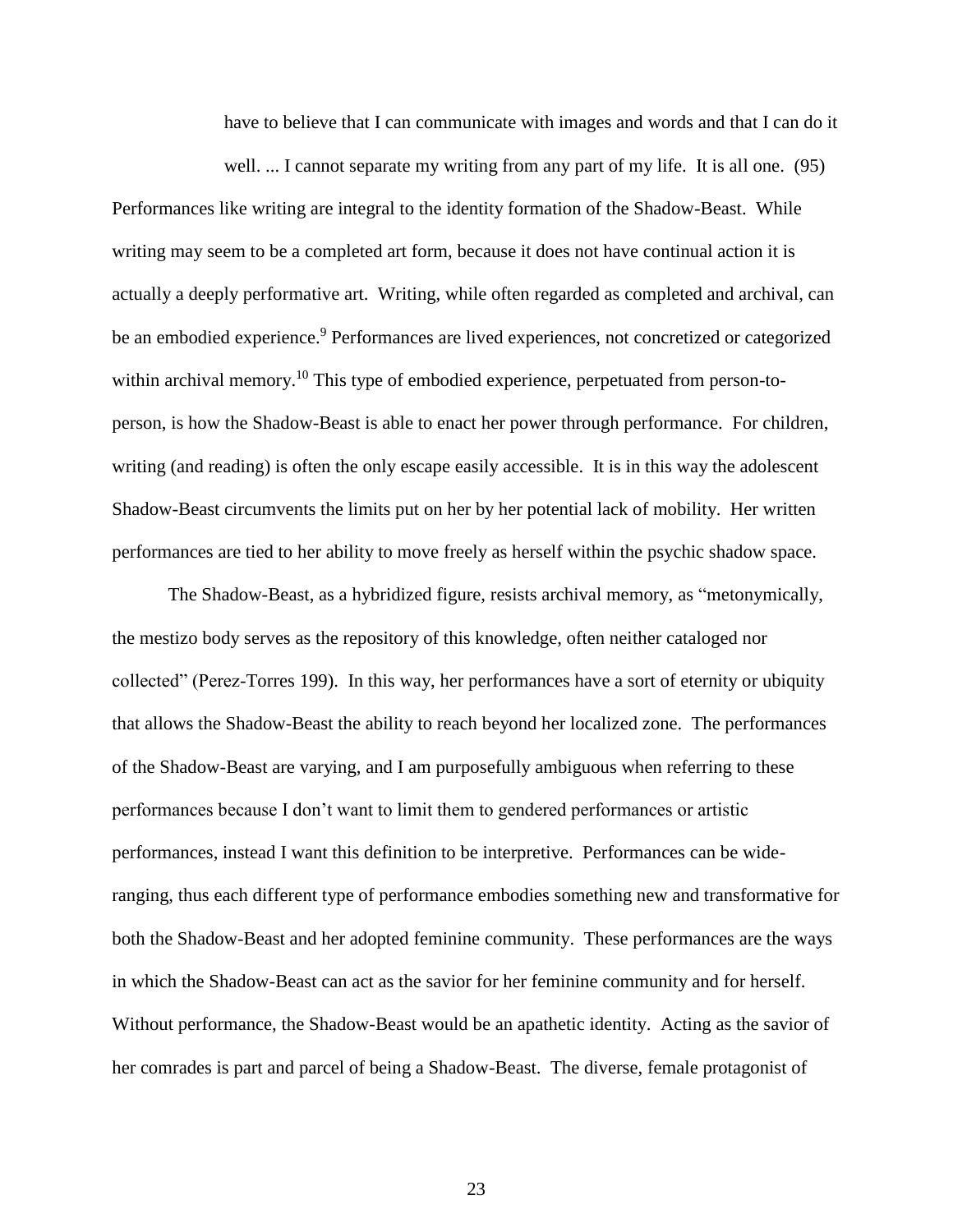> have to believe that I can communicate with images and words and that I can do it well. ... I cannot separate my writing from any part of my life. It is all one. (95)

Performances like writing are integral to the identity formation of the Shadow-Beast. While writing may seem to be a completed art form, because it does not have continual action it is actually a deeply performative art. Writing, while often regarded as completed and archival, can be an embodied experience.[9] Performances are lived experiences, not concretized or categorized within archival memory.[10] This type of embodied experience, perpetuated from person-to-person, is how the Shadow-Beast is able to enact her power through performance. For children, writing (and reading) is often the only escape easily accessible. It is in this way the adolescent Shadow-Beast circumvents the limits put on her by her potential lack of mobility. Her written performances are tied to her ability to move freely as herself within the psychic shadow space.

The Shadow-Beast, as a hybridized figure, resists archival memory, as "metonymically, the mestizo body serves as the repository of this knowledge, often neither cataloged nor collected" (Perez-Torres 199). In this way, her performances have a sort of eternity or ubiquity that allows the Shadow-Beast the ability to reach beyond her localized zone. The performances of the Shadow-Beast are varying, and I am purposefully ambiguous when referring to these performances because I don't want to limit them to gendered performances or artistic performances, instead I want this definition to be interpretive. Performances can be wide-ranging, thus each different type of performance embodies something new and transformative for both the Shadow-Beast and her adopted feminine community. These performances are the ways in which the Shadow-Beast can act as the savior for her feminine community and for herself. Without performance, the Shadow-Beast would be an apathetic identity. Acting as the savior of her comrades is part and parcel of being a Shadow-Beast. The diverse, female protagonist of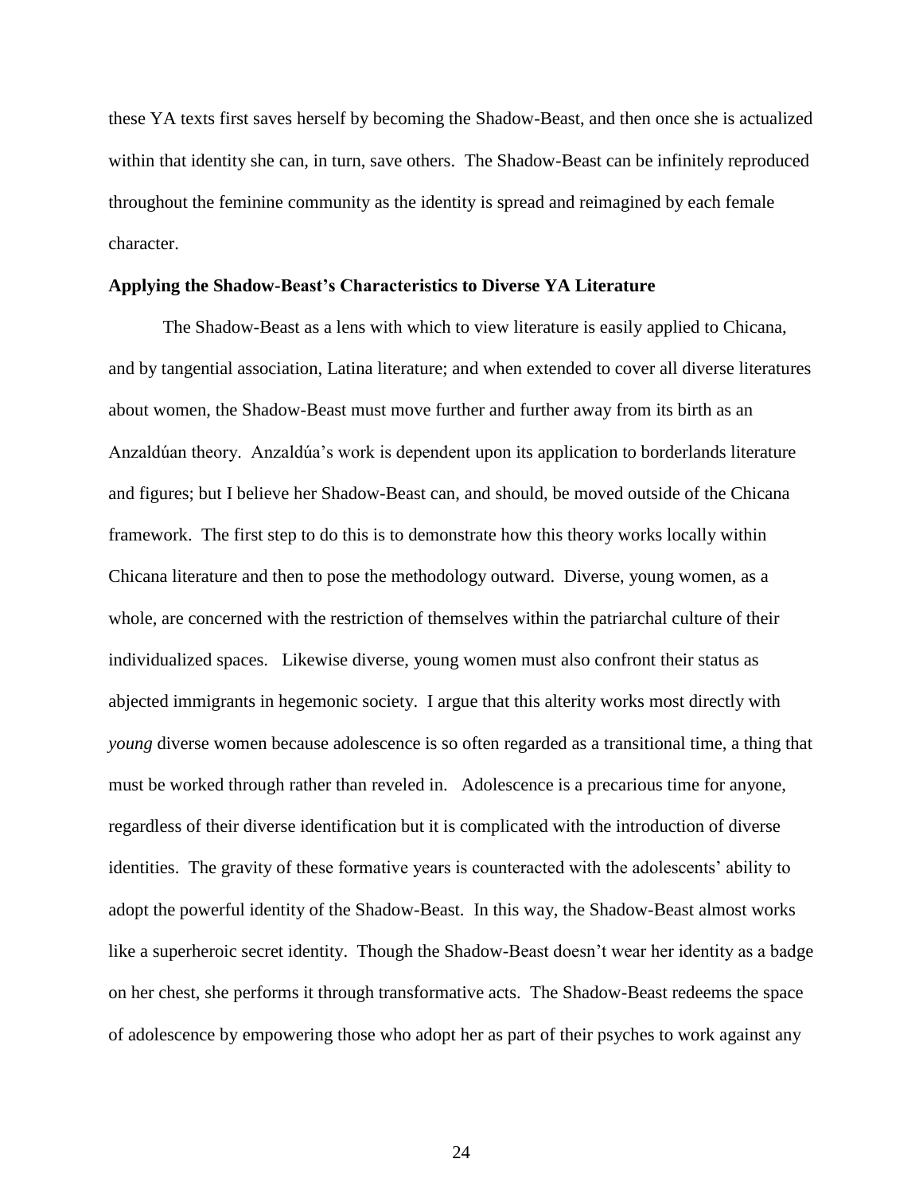these YA texts first saves herself by becoming the Shadow-Beast, and then once she is actualized within that identity she can, in turn, save others. The Shadow-Beast can be infinitely reproduced throughout the feminine community as the identity is spread and reimagined by each female character.

**Applying the Shadow-Beast's Characteristics to Diverse YA Literature**

The Shadow-Beast as a lens with which to view literature is easily applied to Chicana, and by tangential association, Latina literature; and when extended to cover all diverse literatures about women, the Shadow-Beast must move further and further away from its birth as an Anzaldúan theory. Anzaldúa's work is dependent upon its application to borderlands literature and figures; but I believe her Shadow-Beast can, and should, be moved outside of the Chicana framework. The first step to do this is to demonstrate how this theory works locally within Chicana literature and then to pose the methodology outward. Diverse, young women, as a whole, are concerned with the restriction of themselves within the patriarchal culture of their individualized spaces. Likewise diverse, young women must also confront their status as abjected immigrants in hegemonic society. I argue that this alterity works most directly with *young* diverse women because adolescence is so often regarded as a transitional time, a thing that must be worked through rather than reveled in. Adolescence is a precarious time for anyone, regardless of their diverse identification but it is complicated with the introduction of diverse identities. The gravity of these formative years is counteracted with the adolescents' ability to adopt the powerful identity of the Shadow-Beast. In this way, the Shadow-Beast almost works like a superheroic secret identity. Though the Shadow-Beast doesn't wear her identity as a badge on her chest, she performs it through transformative acts. The Shadow-Beast redeems the space of adolescence by empowering those who adopt her as part of their psyches to work against any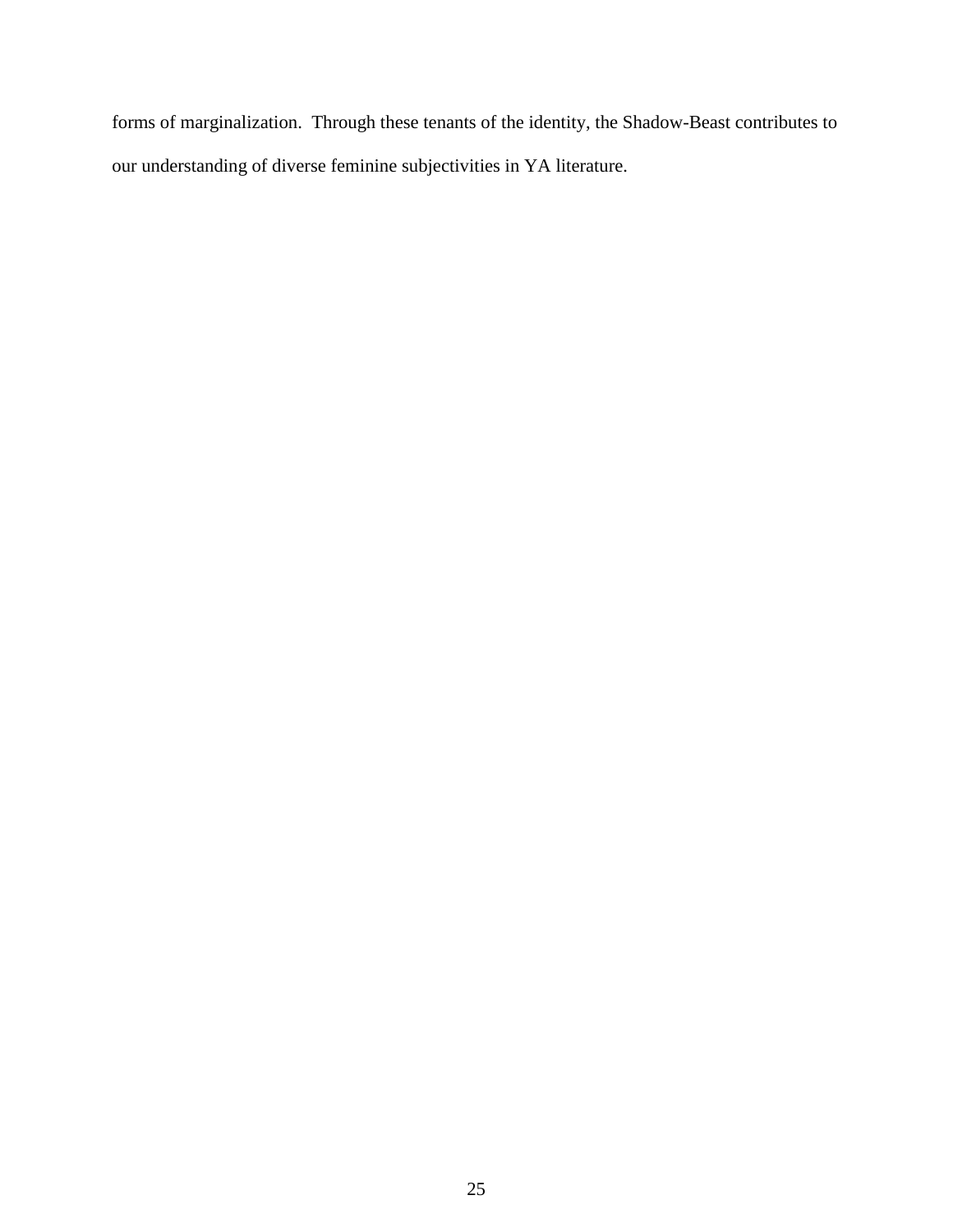forms of marginalization.  Through these tenants of the identity, the Shadow-Beast contributes to our understanding of diverse feminine subjectivities in YA literature.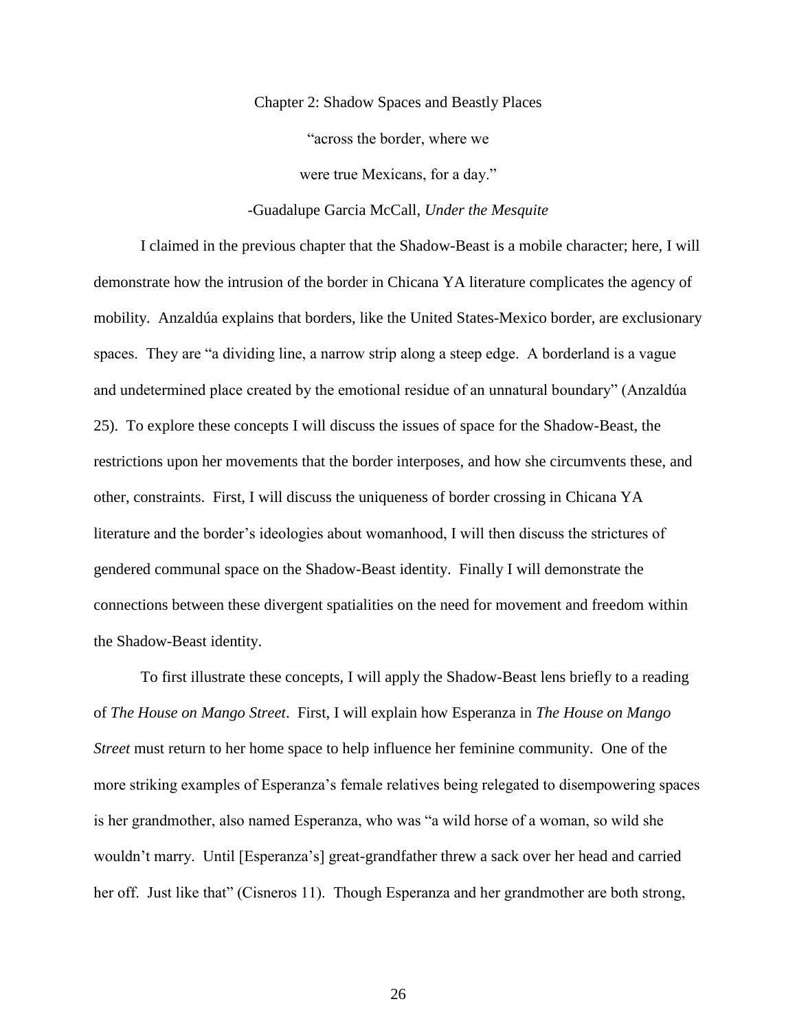# Chapter 2: Shadow Spaces and Beastly Places

"across the border, where we

were true Mexicans, for a day."

-Guadalupe Garcia McCall, *Under the Mesquite*

I claimed in the previous chapter that the Shadow-Beast is a mobile character; here, I will demonstrate how the intrusion of the border in Chicana YA literature complicates the agency of mobility. Anzaldúa explains that borders, like the United States-Mexico border, are exclusionary spaces. They are "a dividing line, a narrow strip along a steep edge. A borderland is a vague and undetermined place created by the emotional residue of an unnatural boundary" (Anzaldúa 25). To explore these concepts I will discuss the issues of space for the Shadow-Beast, the restrictions upon her movements that the border interposes, and how she circumvents these, and other, constraints. First, I will discuss the uniqueness of border crossing in Chicana YA literature and the border's ideologies about womanhood, I will then discuss the strictures of gendered communal space on the Shadow-Beast identity. Finally I will demonstrate the connections between these divergent spatialities on the need for movement and freedom within the Shadow-Beast identity.

To first illustrate these concepts, I will apply the Shadow-Beast lens briefly to a reading of *The House on Mango Street*. First, I will explain how Esperanza in *The House on Mango Street* must return to her home space to help influence her feminine community. One of the more striking examples of Esperanza's female relatives being relegated to disempowering spaces is her grandmother, also named Esperanza, who was "a wild horse of a woman, so wild she wouldn't marry. Until [Esperanza's] great-grandfather threw a sack over her head and carried her off. Just like that" (Cisneros 11). Though Esperanza and her grandmother are both strong,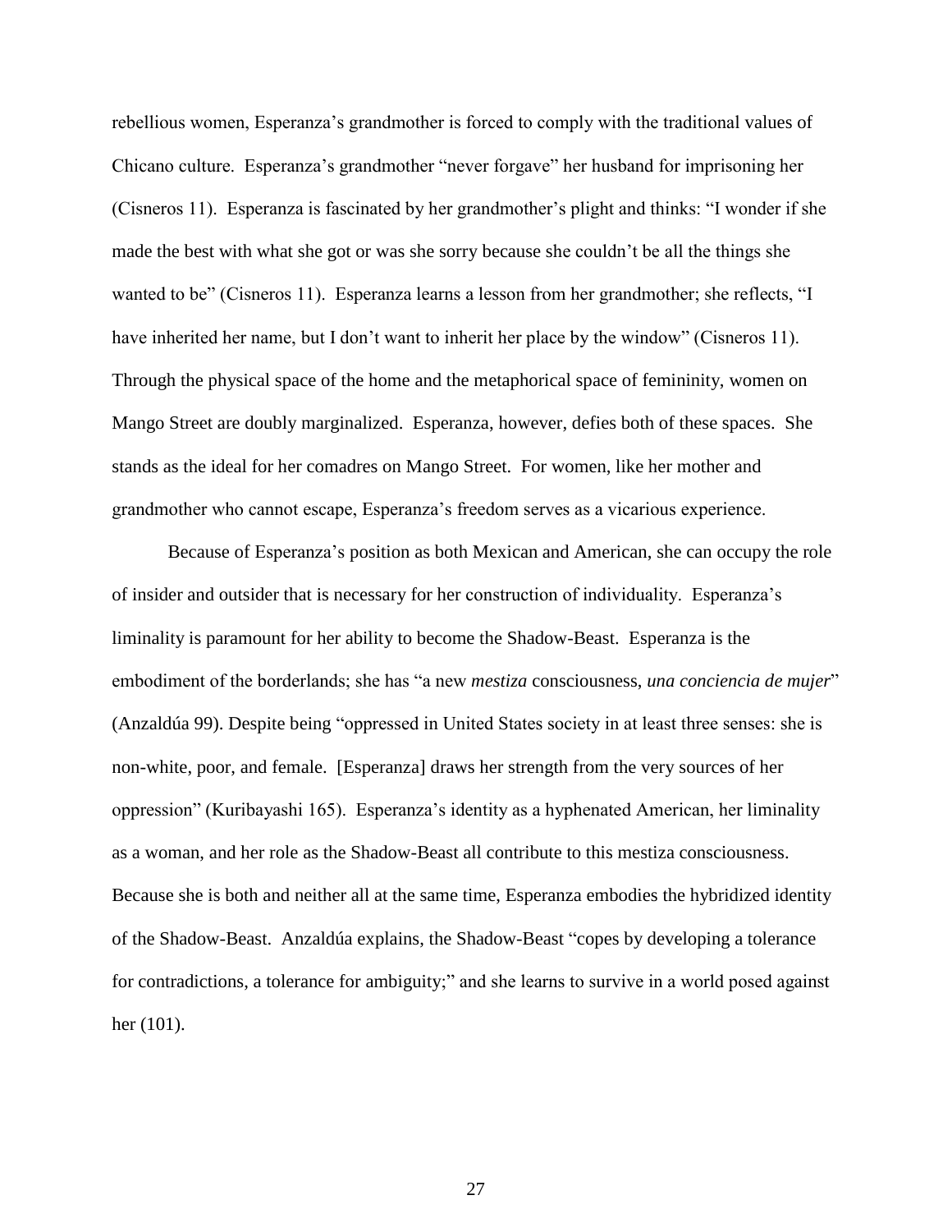rebellious women, Esperanza's grandmother is forced to comply with the traditional values of Chicano culture. Esperanza's grandmother "never forgave" her husband for imprisoning her (Cisneros 11). Esperanza is fascinated by her grandmother's plight and thinks: "I wonder if she made the best with what she got or was she sorry because she couldn't be all the things she wanted to be" (Cisneros 11). Esperanza learns a lesson from her grandmother; she reflects, "I have inherited her name, but I don't want to inherit her place by the window" (Cisneros 11). Through the physical space of the home and the metaphorical space of femininity, women on Mango Street are doubly marginalized. Esperanza, however, defies both of these spaces. She stands as the ideal for her comadres on Mango Street. For women, like her mother and grandmother who cannot escape, Esperanza's freedom serves as a vicarious experience.

Because of Esperanza's position as both Mexican and American, she can occupy the role of insider and outsider that is necessary for her construction of individuality. Esperanza's liminality is paramount for her ability to become the Shadow-Beast. Esperanza is the embodiment of the borderlands; she has "a new *mestiza* consciousness, *una conciencia de mujer*" (Anzaldúa 99). Despite being "oppressed in United States society in at least three senses: she is non-white, poor, and female. [Esperanza] draws her strength from the very sources of her oppression" (Kuribayashi 165). Esperanza's identity as a hyphenated American, her liminality as a woman, and her role as the Shadow-Beast all contribute to this mestiza consciousness. Because she is both and neither all at the same time, Esperanza embodies the hybridized identity of the Shadow-Beast. Anzaldúa explains, the Shadow-Beast "copes by developing a tolerance for contradictions, a tolerance for ambiguity;" and she learns to survive in a world posed against her (101).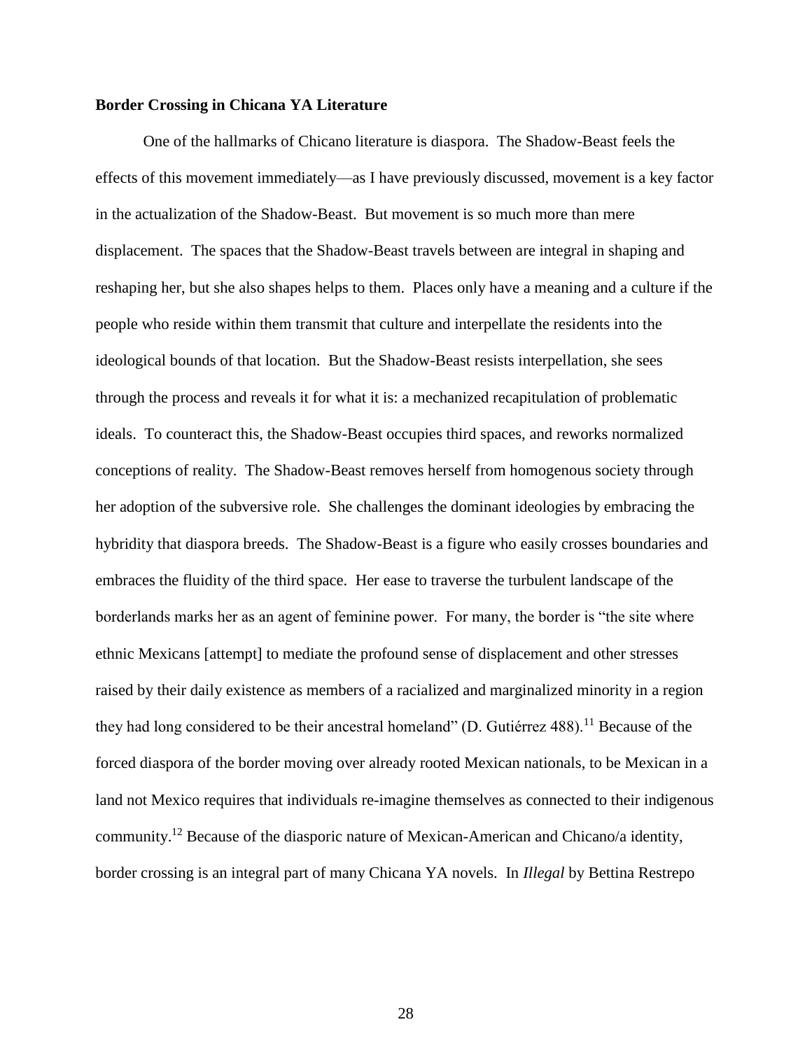**Border Crossing in Chicana YA Literature**

One of the hallmarks of Chicano literature is diaspora. The Shadow-Beast feels the effects of this movement immediately—as I have previously discussed, movement is a key factor in the actualization of the Shadow-Beast. But movement is so much more than mere displacement. The spaces that the Shadow-Beast travels between are integral in shaping and reshaping her, but she also shapes helps to them. Places only have a meaning and a culture if the people who reside within them transmit that culture and interpellate the residents into the ideological bounds of that location. But the Shadow-Beast resists interpellation, she sees through the process and reveals it for what it is: a mechanized recapitulation of problematic ideals. To counteract this, the Shadow-Beast occupies third spaces, and reworks normalized conceptions of reality. The Shadow-Beast removes herself from homogenous society through her adoption of the subversive role. She challenges the dominant ideologies by embracing the hybridity that diaspora breeds. The Shadow-Beast is a figure who easily crosses boundaries and embraces the fluidity of the third space. Her ease to traverse the turbulent landscape of the borderlands marks her as an agent of feminine power. For many, the border is "the site where ethnic Mexicans [attempt] to mediate the profound sense of displacement and other stresses raised by their daily existence as members of a racialized and marginalized minority in a region they had long considered to be their ancestral homeland" (D. Gutiérrez 488).[11] Because of the forced diaspora of the border moving over already rooted Mexican nationals, to be Mexican in a land not Mexico requires that individuals re-imagine themselves as connected to their indigenous community.[12] Because of the diasporic nature of Mexican-American and Chicano/a identity, border crossing is an integral part of many Chicana YA novels. In *Illegal* by Bettina Restrepo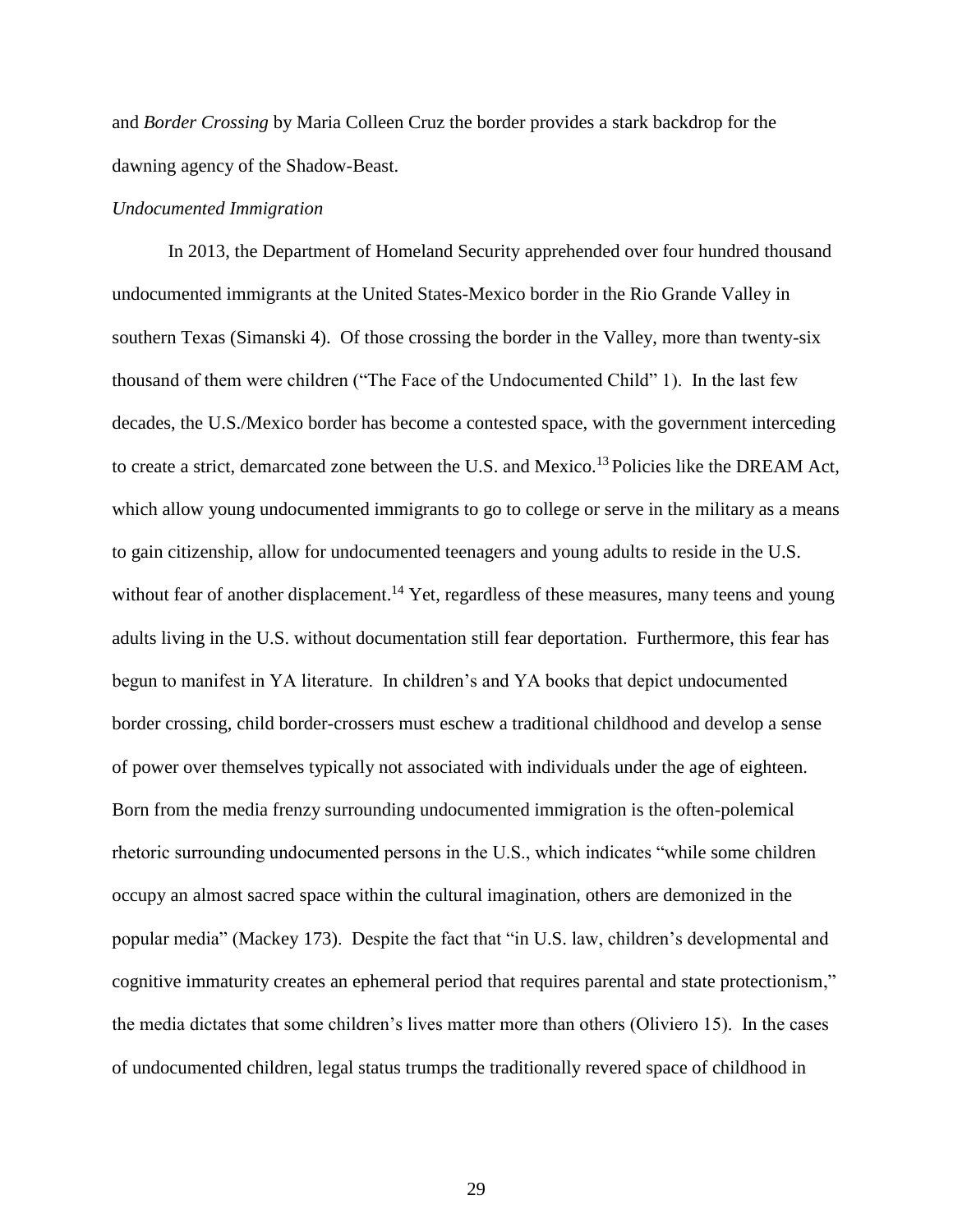and *Border Crossing* by Maria Colleen Cruz the border provides a stark backdrop for the dawning agency of the Shadow-Beast.

*Undocumented Immigration*

In 2013, the Department of Homeland Security apprehended over four hundred thousand undocumented immigrants at the United States-Mexico border in the Rio Grande Valley in southern Texas (Simanski 4). Of those crossing the border in the Valley, more than twenty-six thousand of them were children ("The Face of the Undocumented Child" 1). In the last few decades, the U.S./Mexico border has become a contested space, with the government interceding to create a strict, demarcated zone between the U.S. and Mexico.[13] Policies like the DREAM Act, which allow young undocumented immigrants to go to college or serve in the military as a means to gain citizenship, allow for undocumented teenagers and young adults to reside in the U.S. without fear of another displacement.[14] Yet, regardless of these measures, many teens and young adults living in the U.S. without documentation still fear deportation. Furthermore, this fear has begun to manifest in YA literature. In children's and YA books that depict undocumented border crossing, child border-crossers must eschew a traditional childhood and develop a sense of power over themselves typically not associated with individuals under the age of eighteen. Born from the media frenzy surrounding undocumented immigration is the often-polemical rhetoric surrounding undocumented persons in the U.S., which indicates "while some children occupy an almost sacred space within the cultural imagination, others are demonized in the popular media" (Mackey 173). Despite the fact that "in U.S. law, children's developmental and cognitive immaturity creates an ephemeral period that requires parental and state protectionism," the media dictates that some children's lives matter more than others (Oliviero 15). In the cases of undocumented children, legal status trumps the traditionally revered space of childhood in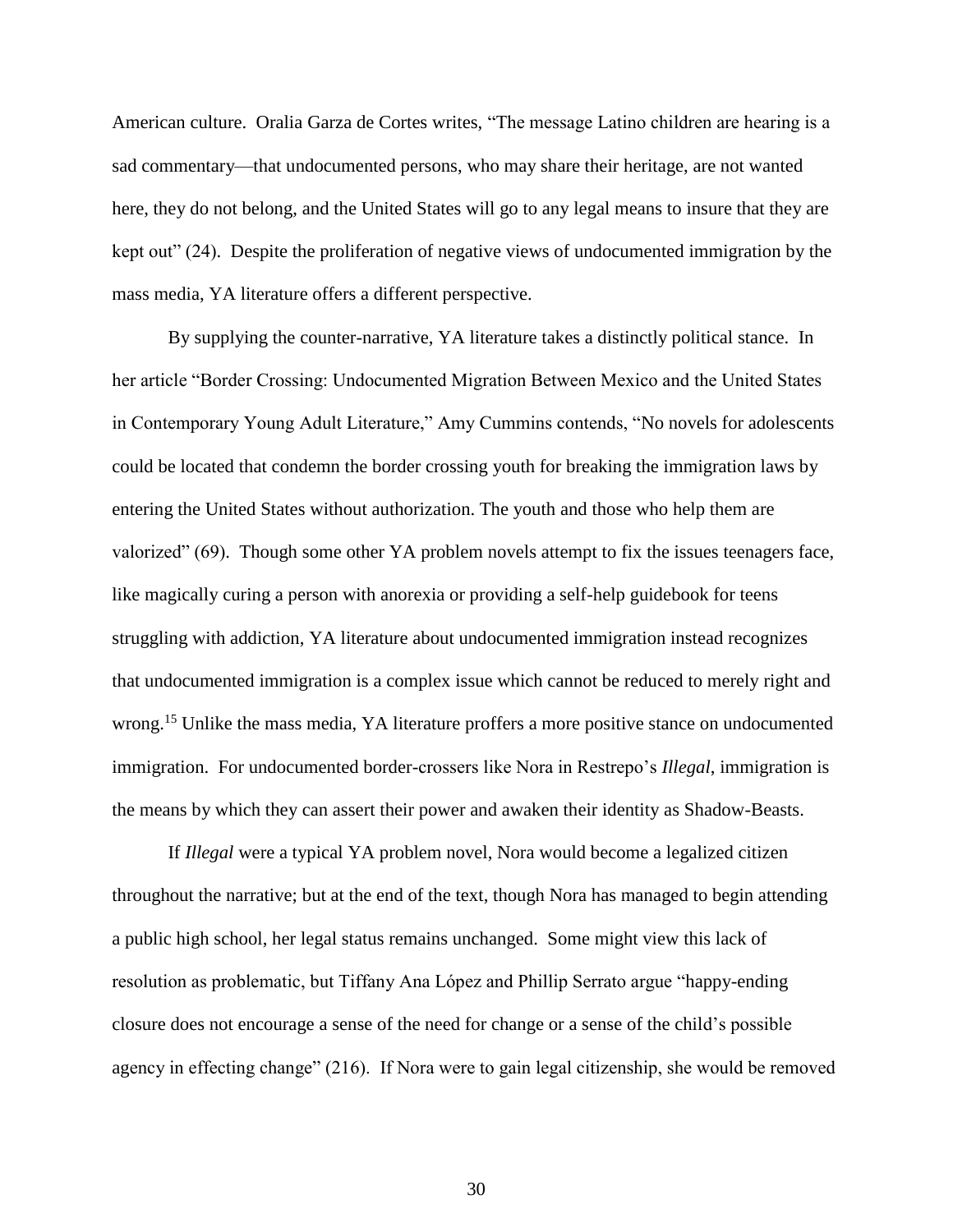American culture. Oralia Garza de Cortes writes, "The message Latino children are hearing is a sad commentary—that undocumented persons, who may share their heritage, are not wanted here, they do not belong, and the United States will go to any legal means to insure that they are kept out" (24). Despite the proliferation of negative views of undocumented immigration by the mass media, YA literature offers a different perspective.

By supplying the counter-narrative, YA literature takes a distinctly political stance. In her article "Border Crossing: Undocumented Migration Between Mexico and the United States in Contemporary Young Adult Literature," Amy Cummins contends, "No novels for adolescents could be located that condemn the border crossing youth for breaking the immigration laws by entering the United States without authorization. The youth and those who help them are valorized" (69). Though some other YA problem novels attempt to fix the issues teenagers face, like magically curing a person with anorexia or providing a self-help guidebook for teens struggling with addiction, YA literature about undocumented immigration instead recognizes that undocumented immigration is a complex issue which cannot be reduced to merely right and wrong.[15] Unlike the mass media, YA literature proffers a more positive stance on undocumented immigration. For undocumented border-crossers like Nora in Restrepo's *Illegal*, immigration is the means by which they can assert their power and awaken their identity as Shadow-Beasts.

If *Illegal* were a typical YA problem novel, Nora would become a legalized citizen throughout the narrative; but at the end of the text, though Nora has managed to begin attending a public high school, her legal status remains unchanged. Some might view this lack of resolution as problematic, but Tiffany Ana López and Phillip Serrato argue "happy-ending closure does not encourage a sense of the need for change or a sense of the child's possible agency in effecting change" (216). If Nora were to gain legal citizenship, she would be removed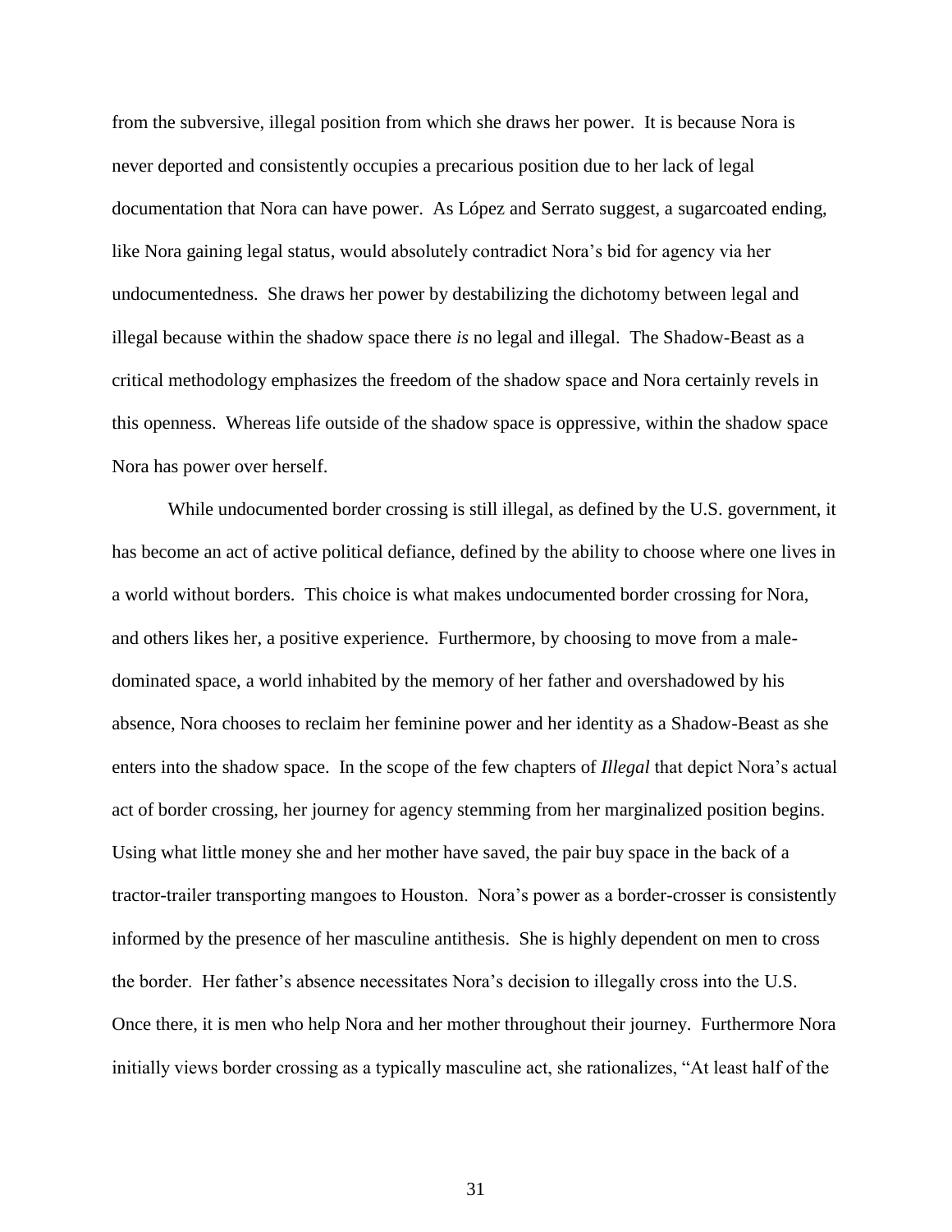from the subversive, illegal position from which she draws her power. It is because Nora is never deported and consistently occupies a precarious position due to her lack of legal documentation that Nora can have power. As López and Serrato suggest, a sugarcoated ending, like Nora gaining legal status, would absolutely contradict Nora's bid for agency via her undocumentedness. She draws her power by destabilizing the dichotomy between legal and illegal because within the shadow space there *is* no legal and illegal. The Shadow-Beast as a critical methodology emphasizes the freedom of the shadow space and Nora certainly revels in this openness. Whereas life outside of the shadow space is oppressive, within the shadow space Nora has power over herself.

While undocumented border crossing is still illegal, as defined by the U.S. government, it has become an act of active political defiance, defined by the ability to choose where one lives in a world without borders. This choice is what makes undocumented border crossing for Nora, and others likes her, a positive experience. Furthermore, by choosing to move from a male-dominated space, a world inhabited by the memory of her father and overshadowed by his absence, Nora chooses to reclaim her feminine power and her identity as a Shadow-Beast as she enters into the shadow space. In the scope of the few chapters of *Illegal* that depict Nora's actual act of border crossing, her journey for agency stemming from her marginalized position begins. Using what little money she and her mother have saved, the pair buy space in the back of a tractor-trailer transporting mangoes to Houston. Nora's power as a border-crosser is consistently informed by the presence of her masculine antithesis. She is highly dependent on men to cross the border. Her father's absence necessitates Nora's decision to illegally cross into the U.S. Once there, it is men who help Nora and her mother throughout their journey. Furthermore Nora initially views border crossing as a typically masculine act, she rationalizes, "At least half of the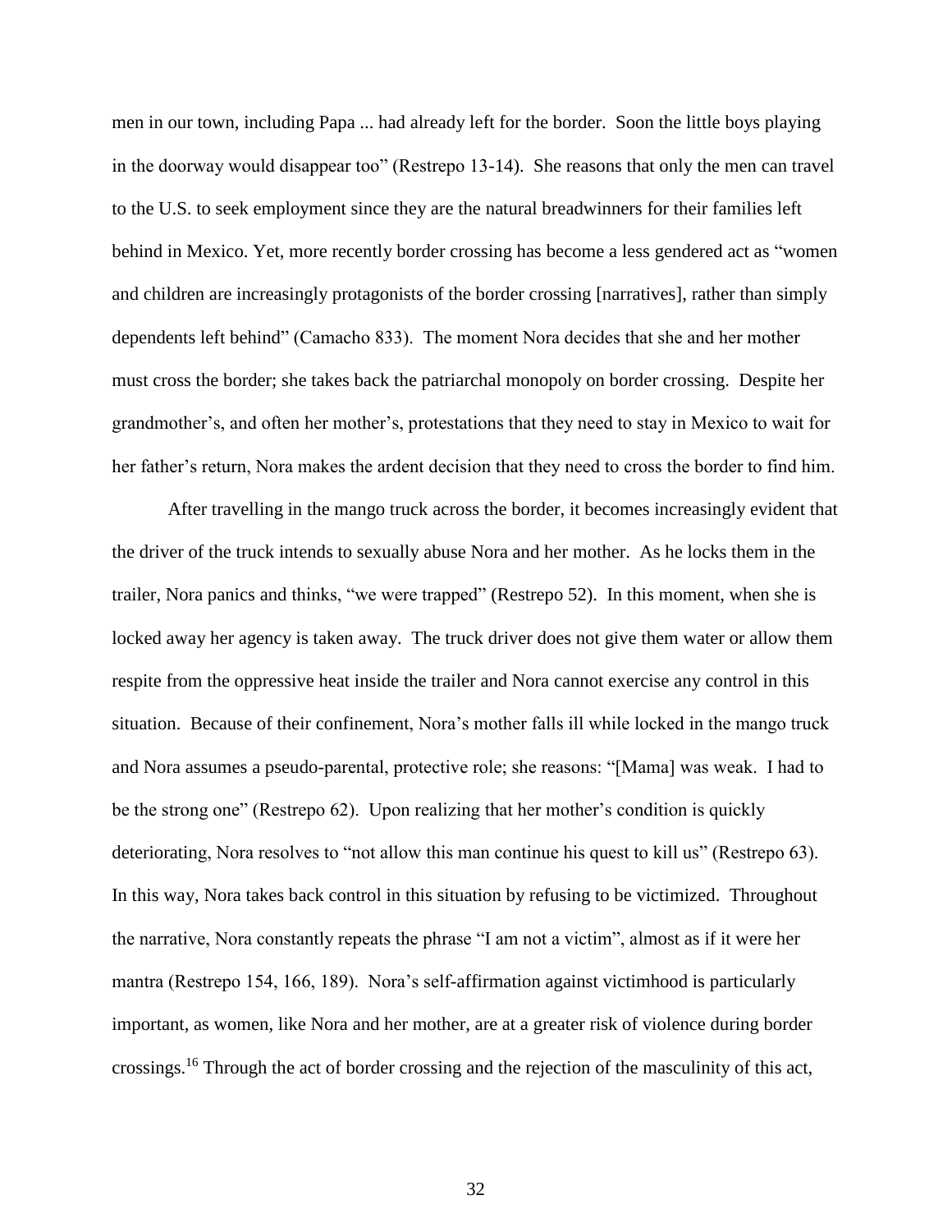men in our town, including Papa ... had already left for the border. Soon the little boys playing in the doorway would disappear too" (Restrepo 13-14). She reasons that only the men can travel to the U.S. to seek employment since they are the natural breadwinners for their families left behind in Mexico. Yet, more recently border crossing has become a less gendered act as "women and children are increasingly protagonists of the border crossing [narratives], rather than simply dependents left behind" (Camacho 833). The moment Nora decides that she and her mother must cross the border; she takes back the patriarchal monopoly on border crossing. Despite her grandmother's, and often her mother's, protestations that they need to stay in Mexico to wait for her father's return, Nora makes the ardent decision that they need to cross the border to find him.

After travelling in the mango truck across the border, it becomes increasingly evident that the driver of the truck intends to sexually abuse Nora and her mother. As he locks them in the trailer, Nora panics and thinks, "we were trapped" (Restrepo 52). In this moment, when she is locked away her agency is taken away. The truck driver does not give them water or allow them respite from the oppressive heat inside the trailer and Nora cannot exercise any control in this situation. Because of their confinement, Nora's mother falls ill while locked in the mango truck and Nora assumes a pseudo-parental, protective role; she reasons: "[Mama] was weak. I had to be the strong one" (Restrepo 62). Upon realizing that her mother's condition is quickly deteriorating, Nora resolves to "not allow this man continue his quest to kill us" (Restrepo 63). In this way, Nora takes back control in this situation by refusing to be victimized. Throughout the narrative, Nora constantly repeats the phrase "I am not a victim", almost as if it were her mantra (Restrepo 154, 166, 189). Nora's self-affirmation against victimhood is particularly important, as women, like Nora and her mother, are at a greater risk of violence during border crossings.[16] Through the act of border crossing and the rejection of the masculinity of this act,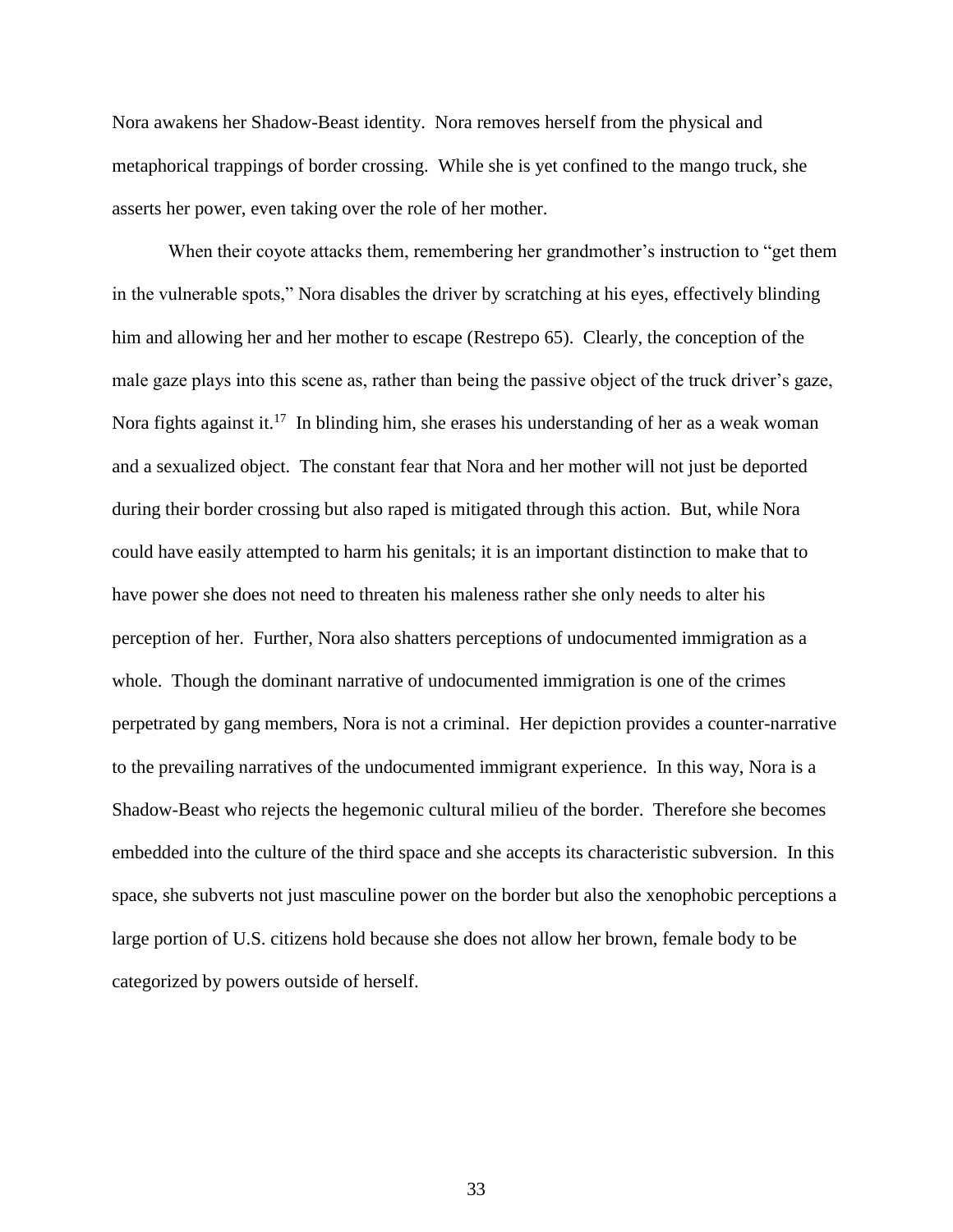Nora awakens her Shadow-Beast identity. Nora removes herself from the physical and metaphorical trappings of border crossing. While she is yet confined to the mango truck, she asserts her power, even taking over the role of her mother.

When their coyote attacks them, remembering her grandmother's instruction to "get them in the vulnerable spots," Nora disables the driver by scratching at his eyes, effectively blinding him and allowing her and her mother to escape (Restrepo 65). Clearly, the conception of the male gaze plays into this scene as, rather than being the passive object of the truck driver's gaze, Nora fights against it.[17] In blinding him, she erases his understanding of her as a weak woman and a sexualized object. The constant fear that Nora and her mother will not just be deported during their border crossing but also raped is mitigated through this action. But, while Nora could have easily attempted to harm his genitals; it is an important distinction to make that to have power she does not need to threaten his maleness rather she only needs to alter his perception of her. Further, Nora also shatters perceptions of undocumented immigration as a whole. Though the dominant narrative of undocumented immigration is one of the crimes perpetrated by gang members, Nora is not a criminal. Her depiction provides a counter-narrative to the prevailing narratives of the undocumented immigrant experience. In this way, Nora is a Shadow-Beast who rejects the hegemonic cultural milieu of the border. Therefore she becomes embedded into the culture of the third space and she accepts its characteristic subversion. In this space, she subverts not just masculine power on the border but also the xenophobic perceptions a large portion of U.S. citizens hold because she does not allow her brown, female body to be categorized by powers outside of herself.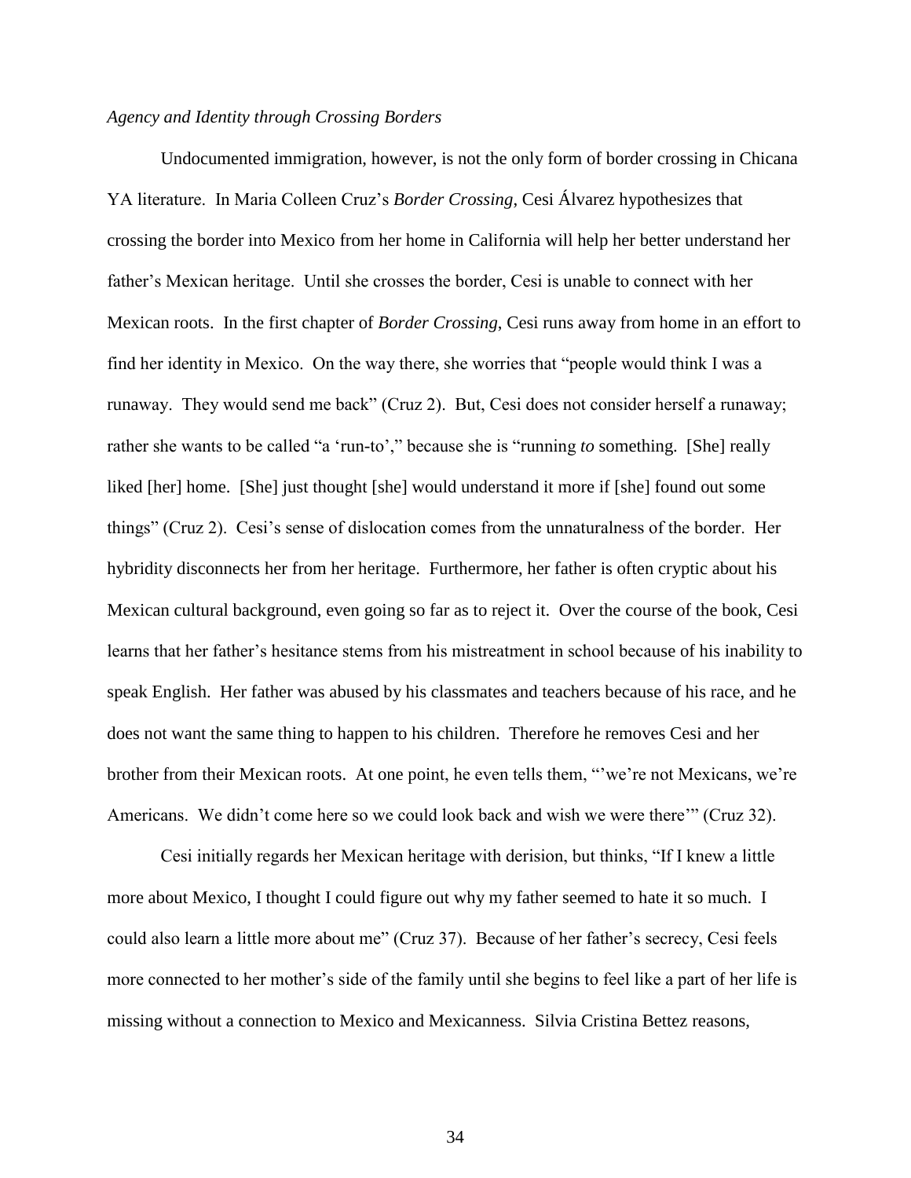*Agency and Identity through Crossing Borders*

Undocumented immigration, however, is not the only form of border crossing in Chicana YA literature. In Maria Colleen Cruz's *Border Crossing*, Cesi Álvarez hypothesizes that crossing the border into Mexico from her home in California will help her better understand her father's Mexican heritage. Until she crosses the border, Cesi is unable to connect with her Mexican roots. In the first chapter of *Border Crossing*, Cesi runs away from home in an effort to find her identity in Mexico. On the way there, she worries that "people would think I was a runaway. They would send me back" (Cruz 2). But, Cesi does not consider herself a runaway; rather she wants to be called "a 'run-to'," because she is "running *to* something. [She] really liked [her] home. [She] just thought [she] would understand it more if [she] found out some things" (Cruz 2). Cesi's sense of dislocation comes from the unnaturalness of the border. Her hybridity disconnects her from her heritage. Furthermore, her father is often cryptic about his Mexican cultural background, even going so far as to reject it. Over the course of the book, Cesi learns that her father's hesitance stems from his mistreatment in school because of his inability to speak English. Her father was abused by his classmates and teachers because of his race, and he does not want the same thing to happen to his children. Therefore he removes Cesi and her brother from their Mexican roots. At one point, he even tells them, "'we're not Mexicans, we're Americans. We didn't come here so we could look back and wish we were there'" (Cruz 32).

Cesi initially regards her Mexican heritage with derision, but thinks, "If I knew a little more about Mexico, I thought I could figure out why my father seemed to hate it so much. I could also learn a little more about me" (Cruz 37). Because of her father's secrecy, Cesi feels more connected to her mother's side of the family until she begins to feel like a part of her life is missing without a connection to Mexico and Mexicanness. Silvia Cristina Bettez reasons,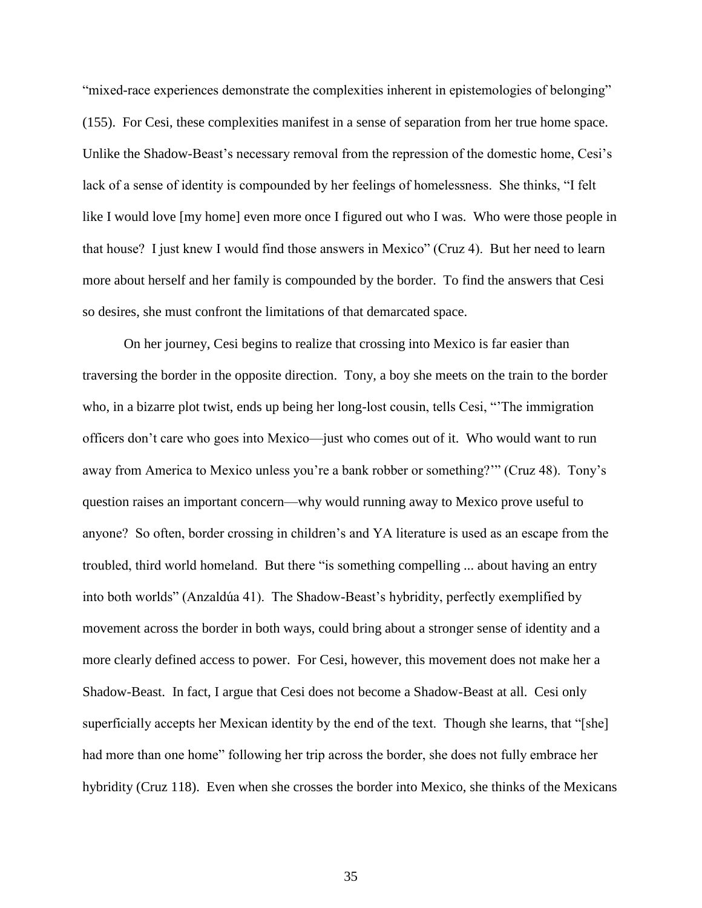"mixed-race experiences demonstrate the complexities inherent in epistemologies of belonging" (155). For Cesi, these complexities manifest in a sense of separation from her true home space. Unlike the Shadow-Beast's necessary removal from the repression of the domestic home, Cesi's lack of a sense of identity is compounded by her feelings of homelessness. She thinks, "I felt like I would love [my home] even more once I figured out who I was. Who were those people in that house? I just knew I would find those answers in Mexico" (Cruz 4). But her need to learn more about herself and her family is compounded by the border. To find the answers that Cesi so desires, she must confront the limitations of that demarcated space.

On her journey, Cesi begins to realize that crossing into Mexico is far easier than traversing the border in the opposite direction. Tony, a boy she meets on the train to the border who, in a bizarre plot twist, ends up being her long-lost cousin, tells Cesi, "'The immigration officers don't care who goes into Mexico—just who comes out of it. Who would want to run away from America to Mexico unless you're a bank robber or something?'" (Cruz 48). Tony's question raises an important concern—why would running away to Mexico prove useful to anyone? So often, border crossing in children's and YA literature is used as an escape from the troubled, third world homeland. But there "is something compelling ... about having an entry into both worlds" (Anzaldúa 41). The Shadow-Beast's hybridity, perfectly exemplified by movement across the border in both ways, could bring about a stronger sense of identity and a more clearly defined access to power. For Cesi, however, this movement does not make her a Shadow-Beast. In fact, I argue that Cesi does not become a Shadow-Beast at all. Cesi only superficially accepts her Mexican identity by the end of the text. Though she learns, that "[she] had more than one home" following her trip across the border, she does not fully embrace her hybridity (Cruz 118). Even when she crosses the border into Mexico, she thinks of the Mexicans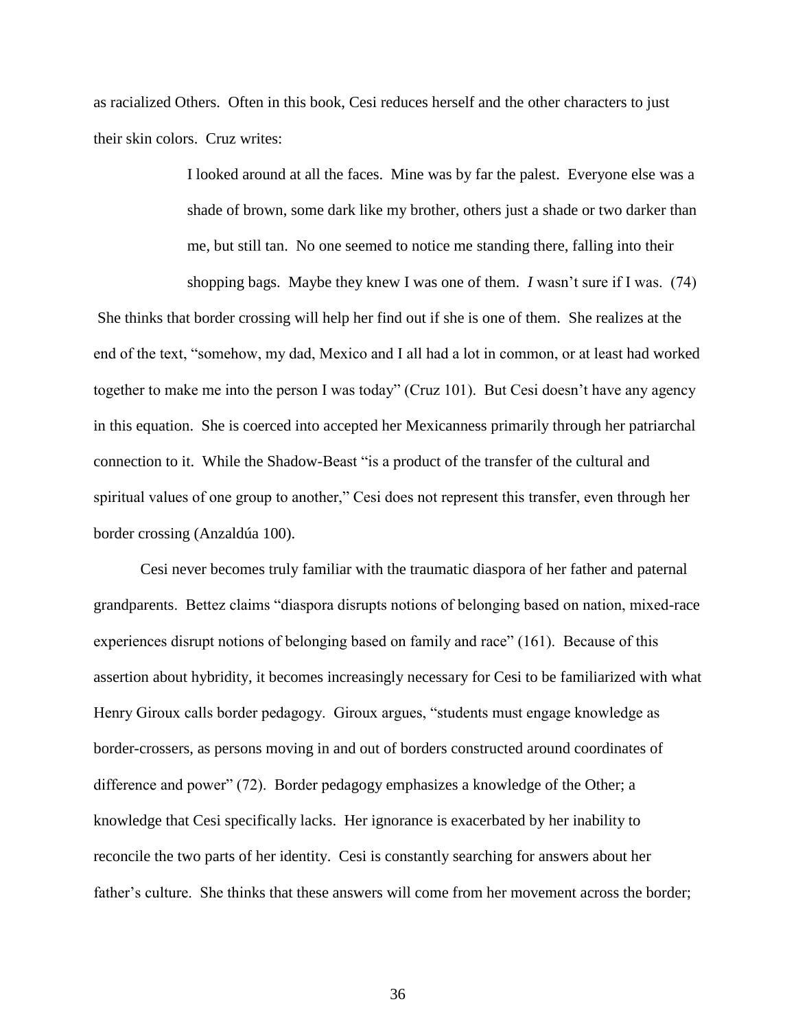as racialized Others. Often in this book, Cesi reduces herself and the other characters to just their skin colors. Cruz writes:

> I looked around at all the faces. Mine was by far the palest. Everyone else was a shade of brown, some dark like my brother, others just a shade or two darker than me, but still tan. No one seemed to notice me standing there, falling into their shopping bags. Maybe they knew I was one of them. *I* wasn't sure if I was. (74)

She thinks that border crossing will help her find out if she is one of them. She realizes at the end of the text, "somehow, my dad, Mexico and I all had a lot in common, or at least had worked together to make me into the person I was today" (Cruz 101). But Cesi doesn't have any agency in this equation. She is coerced into accepted her Mexicanness primarily through her patriarchal connection to it. While the Shadow-Beast "is a product of the transfer of the cultural and spiritual values of one group to another," Cesi does not represent this transfer, even through her border crossing (Anzaldúa 100).

Cesi never becomes truly familiar with the traumatic diaspora of her father and paternal grandparents. Bettez claims "diaspora disrupts notions of belonging based on nation, mixed-race experiences disrupt notions of belonging based on family and race" (161). Because of this assertion about hybridity, it becomes increasingly necessary for Cesi to be familiarized with what Henry Giroux calls border pedagogy. Giroux argues, "students must engage knowledge as border-crossers, as persons moving in and out of borders constructed around coordinates of difference and power" (72). Border pedagogy emphasizes a knowledge of the Other; a knowledge that Cesi specifically lacks. Her ignorance is exacerbated by her inability to reconcile the two parts of her identity. Cesi is constantly searching for answers about her father's culture. She thinks that these answers will come from her movement across the border;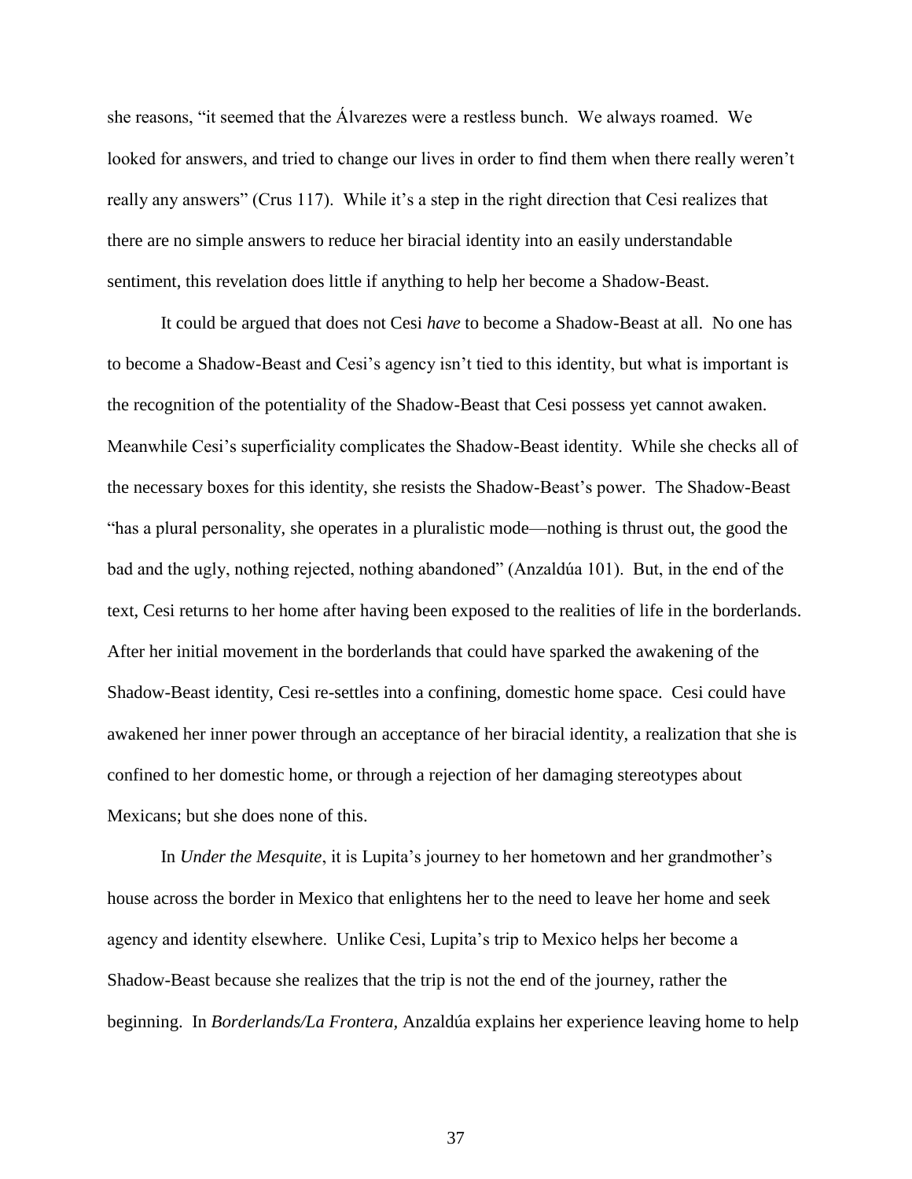she reasons, "it seemed that the Álvarezes were a restless bunch. We always roamed. We looked for answers, and tried to change our lives in order to find them when there really weren't really any answers" (Crus 117). While it's a step in the right direction that Cesi realizes that there are no simple answers to reduce her biracial identity into an easily understandable sentiment, this revelation does little if anything to help her become a Shadow-Beast.

It could be argued that does not Cesi *have* to become a Shadow-Beast at all. No one has to become a Shadow-Beast and Cesi's agency isn't tied to this identity, but what is important is the recognition of the potentiality of the Shadow-Beast that Cesi possess yet cannot awaken. Meanwhile Cesi's superficiality complicates the Shadow-Beast identity. While she checks all of the necessary boxes for this identity, she resists the Shadow-Beast's power. The Shadow-Beast "has a plural personality, she operates in a pluralistic mode—nothing is thrust out, the good the bad and the ugly, nothing rejected, nothing abandoned" (Anzaldúa 101). But, in the end of the text, Cesi returns to her home after having been exposed to the realities of life in the borderlands. After her initial movement in the borderlands that could have sparked the awakening of the Shadow-Beast identity, Cesi re-settles into a confining, domestic home space. Cesi could have awakened her inner power through an acceptance of her biracial identity, a realization that she is confined to her domestic home, or through a rejection of her damaging stereotypes about Mexicans; but she does none of this.

In *Under the Mesquite*, it is Lupita's journey to her hometown and her grandmother's house across the border in Mexico that enlightens her to the need to leave her home and seek agency and identity elsewhere. Unlike Cesi, Lupita's trip to Mexico helps her become a Shadow-Beast because she realizes that the trip is not the end of the journey, rather the beginning. In *Borderlands/La Frontera*, Anzaldúa explains her experience leaving home to help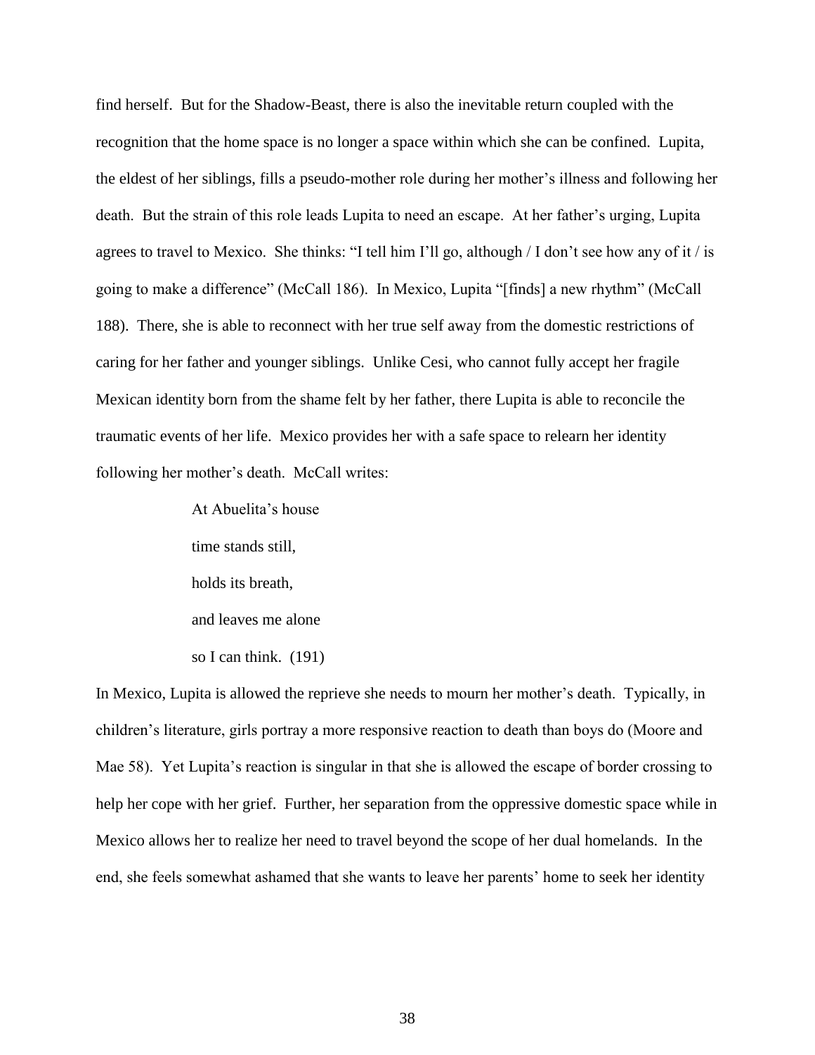find herself. But for the Shadow-Beast, there is also the inevitable return coupled with the recognition that the home space is no longer a space within which she can be confined. Lupita, the eldest of her siblings, fills a pseudo-mother role during her mother's illness and following her death. But the strain of this role leads Lupita to need an escape. At her father's urging, Lupita agrees to travel to Mexico. She thinks: "I tell him I'll go, although / I don't see how any of it / is going to make a difference" (McCall 186). In Mexico, Lupita "[finds] a new rhythm" (McCall 188). There, she is able to reconnect with her true self away from the domestic restrictions of caring for her father and younger siblings. Unlike Cesi, who cannot fully accept her fragile Mexican identity born from the shame felt by her father, there Lupita is able to reconcile the traumatic events of her life. Mexico provides her with a safe space to relearn her identity following her mother's death. McCall writes:

> At Abuelita's house
>
> time stands still,
>
> holds its breath,
>
> and leaves me alone
>
> so I can think. (191)

In Mexico, Lupita is allowed the reprieve she needs to mourn her mother's death. Typically, in children's literature, girls portray a more responsive reaction to death than boys do (Moore and Mae 58). Yet Lupita's reaction is singular in that she is allowed the escape of border crossing to help her cope with her grief. Further, her separation from the oppressive domestic space while in Mexico allows her to realize her need to travel beyond the scope of her dual homelands. In the end, she feels somewhat ashamed that she wants to leave her parents' home to seek her identity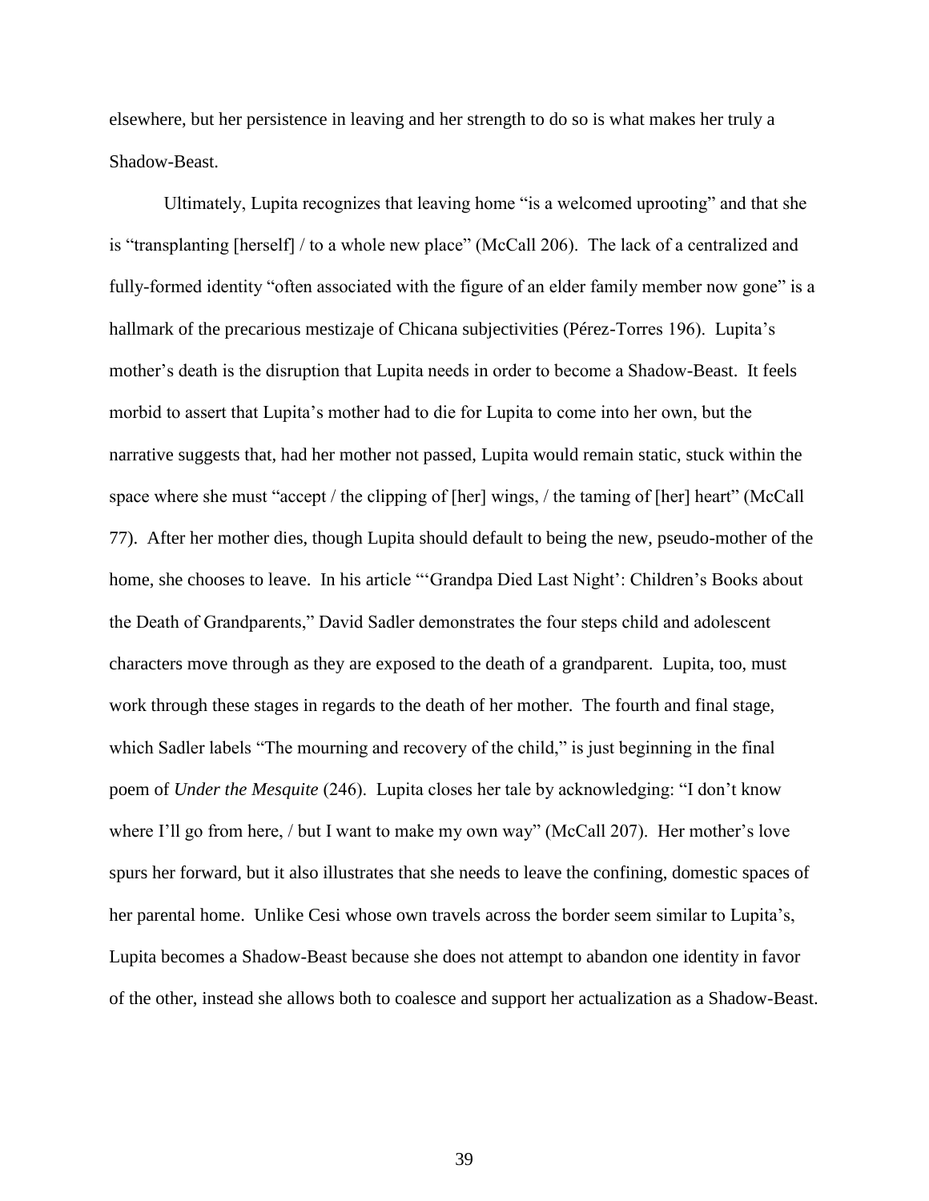elsewhere, but her persistence in leaving and her strength to do so is what makes her truly a Shadow-Beast.

Ultimately, Lupita recognizes that leaving home "is a welcomed uprooting" and that she is "transplanting [herself] / to a whole new place" (McCall 206). The lack of a centralized and fully-formed identity "often associated with the figure of an elder family member now gone" is a hallmark of the precarious mestizaje of Chicana subjectivities (Pérez-Torres 196). Lupita's mother's death is the disruption that Lupita needs in order to become a Shadow-Beast. It feels morbid to assert that Lupita's mother had to die for Lupita to come into her own, but the narrative suggests that, had her mother not passed, Lupita would remain static, stuck within the space where she must "accept / the clipping of [her] wings, / the taming of [her] heart" (McCall 77). After her mother dies, though Lupita should default to being the new, pseudo-mother of the home, she chooses to leave. In his article "'Grandpa Died Last Night': Children's Books about the Death of Grandparents," David Sadler demonstrates the four steps child and adolescent characters move through as they are exposed to the death of a grandparent. Lupita, too, must work through these stages in regards to the death of her mother. The fourth and final stage, which Sadler labels "The mourning and recovery of the child," is just beginning in the final poem of *Under the Mesquite* (246). Lupita closes her tale by acknowledging: "I don't know where I'll go from here, / but I want to make my own way" (McCall 207). Her mother's love spurs her forward, but it also illustrates that she needs to leave the confining, domestic spaces of her parental home. Unlike Cesi whose own travels across the border seem similar to Lupita's, Lupita becomes a Shadow-Beast because she does not attempt to abandon one identity in favor of the other, instead she allows both to coalesce and support her actualization as a Shadow-Beast.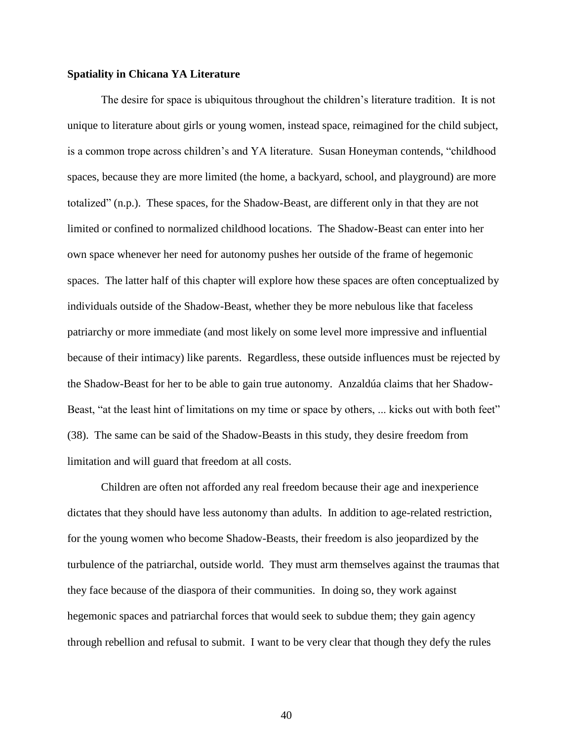**Spatiality in Chicana YA Literature**

The desire for space is ubiquitous throughout the children's literature tradition. It is not unique to literature about girls or young women, instead space, reimagined for the child subject, is a common trope across children's and YA literature. Susan Honeyman contends, "childhood spaces, because they are more limited (the home, a backyard, school, and playground) are more totalized" (n.p.). These spaces, for the Shadow-Beast, are different only in that they are not limited or confined to normalized childhood locations. The Shadow-Beast can enter into her own space whenever her need for autonomy pushes her outside of the frame of hegemonic spaces. The latter half of this chapter will explore how these spaces are often conceptualized by individuals outside of the Shadow-Beast, whether they be more nebulous like that faceless patriarchy or more immediate (and most likely on some level more impressive and influential because of their intimacy) like parents. Regardless, these outside influences must be rejected by the Shadow-Beast for her to be able to gain true autonomy. Anzaldúa claims that her Shadow-Beast, "at the least hint of limitations on my time or space by others, ... kicks out with both feet" (38). The same can be said of the Shadow-Beasts in this study, they desire freedom from limitation and will guard that freedom at all costs.

Children are often not afforded any real freedom because their age and inexperience dictates that they should have less autonomy than adults. In addition to age-related restriction, for the young women who become Shadow-Beasts, their freedom is also jeopardized by the turbulence of the patriarchal, outside world. They must arm themselves against the traumas that they face because of the diaspora of their communities. In doing so, they work against hegemonic spaces and patriarchal forces that would seek to subdue them; they gain agency through rebellion and refusal to submit. I want to be very clear that though they defy the rules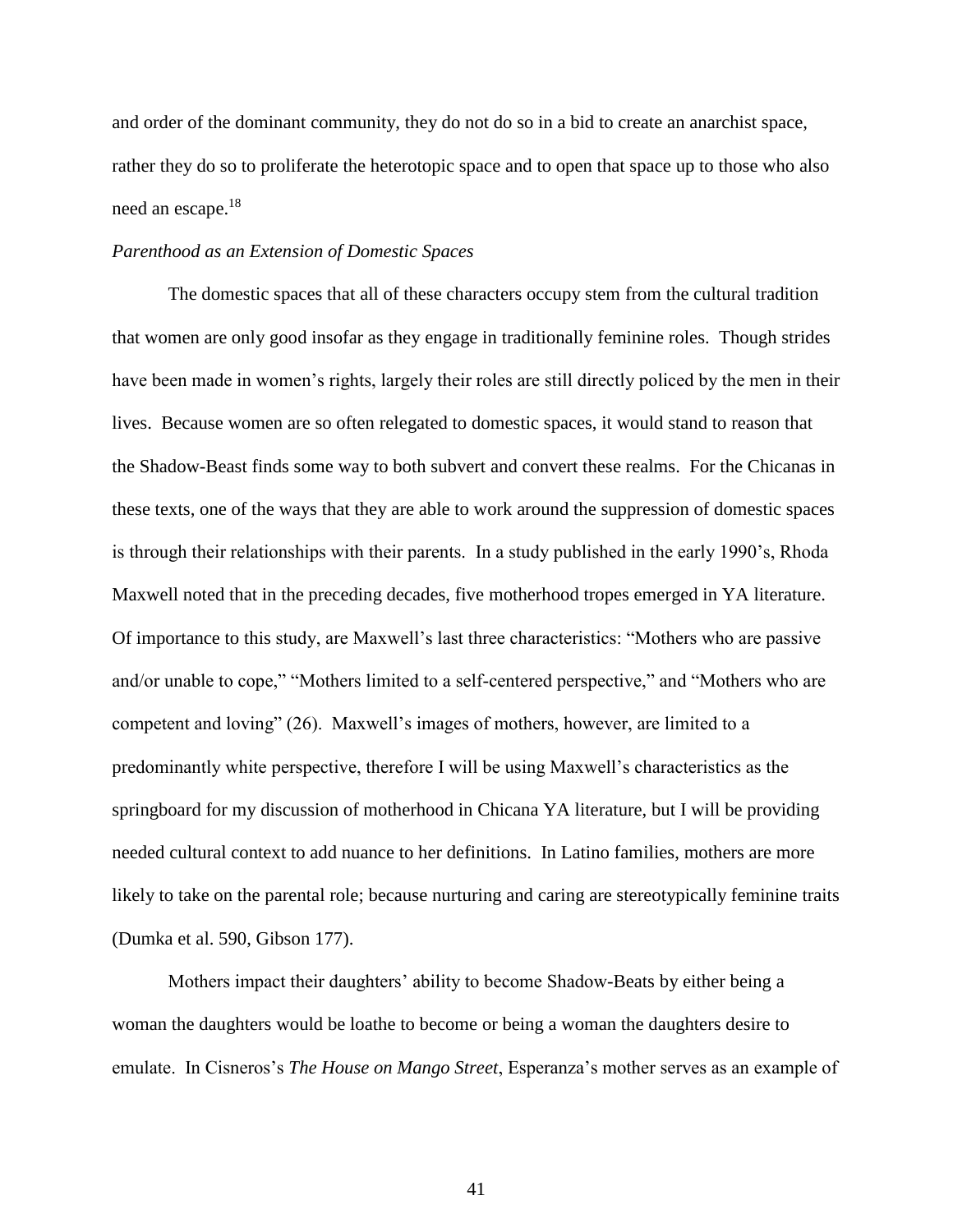and order of the dominant community, they do not do so in a bid to create an anarchist space, rather they do so to proliferate the heterotopic space and to open that space up to those who also need an escape.[18]

*Parenthood as an Extension of Domestic Spaces*

The domestic spaces that all of these characters occupy stem from the cultural tradition that women are only good insofar as they engage in traditionally feminine roles. Though strides have been made in women's rights, largely their roles are still directly policed by the men in their lives. Because women are so often relegated to domestic spaces, it would stand to reason that the Shadow-Beast finds some way to both subvert and convert these realms. For the Chicanas in these texts, one of the ways that they are able to work around the suppression of domestic spaces is through their relationships with their parents. In a study published in the early 1990's, Rhoda Maxwell noted that in the preceding decades, five motherhood tropes emerged in YA literature. Of importance to this study, are Maxwell's last three characteristics: "Mothers who are passive and/or unable to cope," "Mothers limited to a self-centered perspective," and "Mothers who are competent and loving" (26). Maxwell's images of mothers, however, are limited to a predominantly white perspective, therefore I will be using Maxwell's characteristics as the springboard for my discussion of motherhood in Chicana YA literature, but I will be providing needed cultural context to add nuance to her definitions. In Latino families, mothers are more likely to take on the parental role; because nurturing and caring are stereotypically feminine traits (Dumka et al. 590, Gibson 177).

Mothers impact their daughters' ability to become Shadow-Beats by either being a woman the daughters would be loathe to become or being a woman the daughters desire to emulate. In Cisneros's *The House on Mango Street*, Esperanza's mother serves as an example of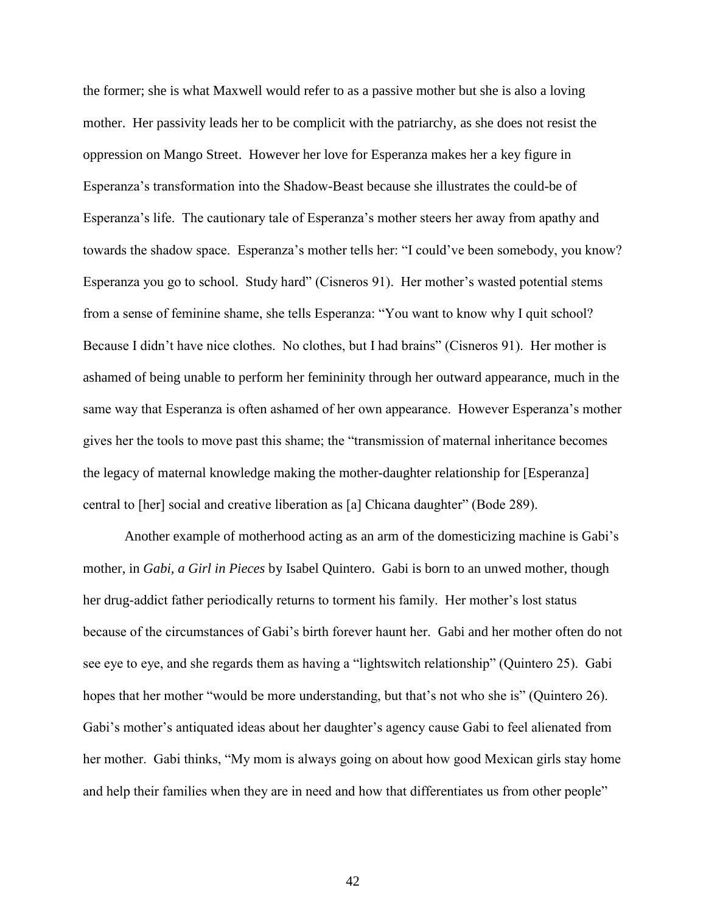the former; she is what Maxwell would refer to as a passive mother but she is also a loving mother. Her passivity leads her to be complicit with the patriarchy, as she does not resist the oppression on Mango Street. However her love for Esperanza makes her a key figure in Esperanza's transformation into the Shadow-Beast because she illustrates the could-be of Esperanza's life. The cautionary tale of Esperanza's mother steers her away from apathy and towards the shadow space. Esperanza's mother tells her: "I could've been somebody, you know? Esperanza you go to school. Study hard" (Cisneros 91). Her mother's wasted potential stems from a sense of feminine shame, she tells Esperanza: "You want to know why I quit school? Because I didn't have nice clothes. No clothes, but I had brains" (Cisneros 91). Her mother is ashamed of being unable to perform her femininity through her outward appearance, much in the same way that Esperanza is often ashamed of her own appearance. However Esperanza's mother gives her the tools to move past this shame; the "transmission of maternal inheritance becomes the legacy of maternal knowledge making the mother-daughter relationship for [Esperanza] central to [her] social and creative liberation as [a] Chicana daughter" (Bode 289).

Another example of motherhood acting as an arm of the domesticizing machine is Gabi's mother, in *Gabi, a Girl in Pieces* by Isabel Quintero. Gabi is born to an unwed mother, though her drug-addict father periodically returns to torment his family. Her mother's lost status because of the circumstances of Gabi's birth forever haunt her. Gabi and her mother often do not see eye to eye, and she regards them as having a "lightswitch relationship" (Quintero 25). Gabi hopes that her mother "would be more understanding, but that's not who she is" (Quintero 26). Gabi's mother's antiquated ideas about her daughter's agency cause Gabi to feel alienated from her mother. Gabi thinks, "My mom is always going on about how good Mexican girls stay home and help their families when they are in need and how that differentiates us from other people"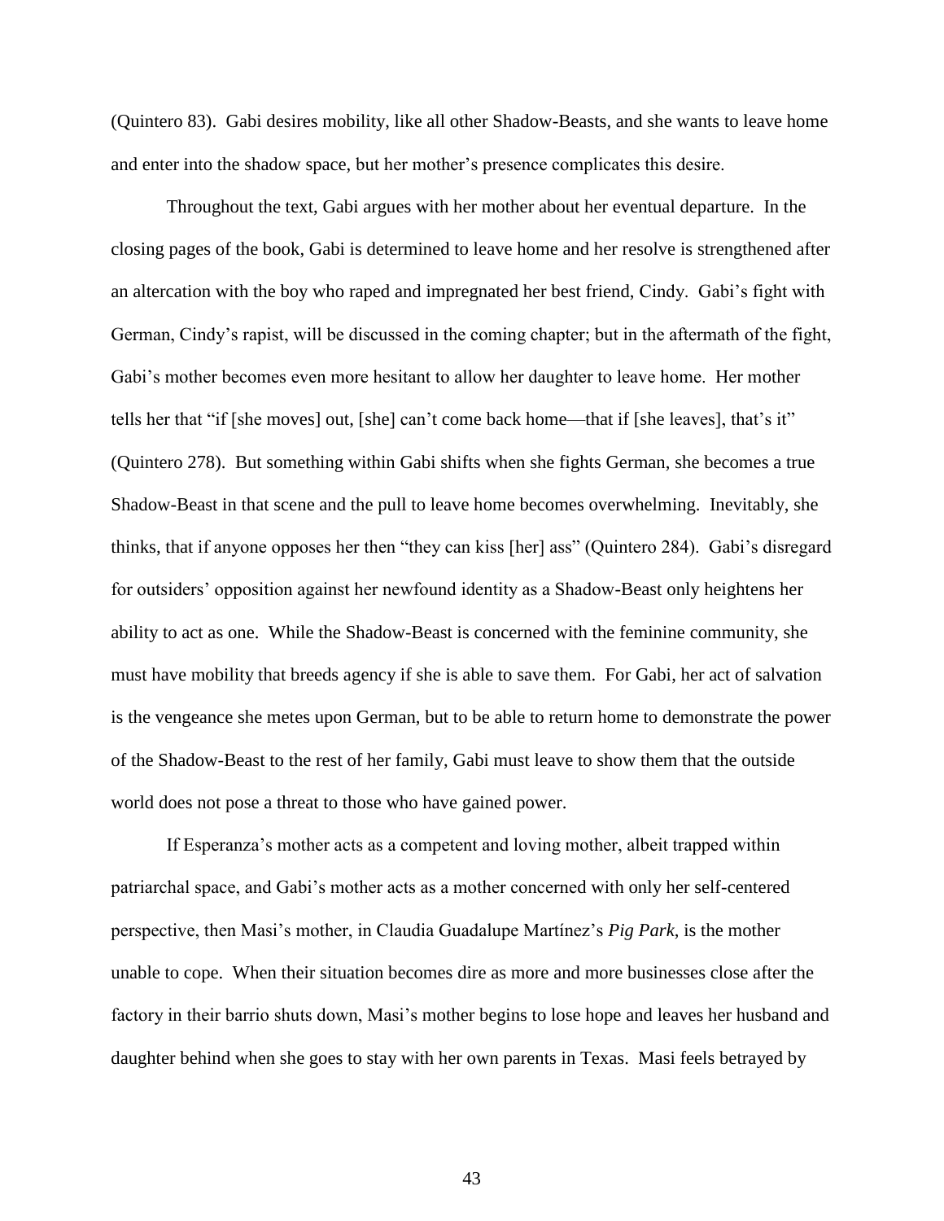(Quintero 83). Gabi desires mobility, like all other Shadow-Beasts, and she wants to leave home and enter into the shadow space, but her mother's presence complicates this desire.

Throughout the text, Gabi argues with her mother about her eventual departure. In the closing pages of the book, Gabi is determined to leave home and her resolve is strengthened after an altercation with the boy who raped and impregnated her best friend, Cindy. Gabi's fight with German, Cindy's rapist, will be discussed in the coming chapter; but in the aftermath of the fight, Gabi's mother becomes even more hesitant to allow her daughter to leave home. Her mother tells her that "if [she moves] out, [she] can't come back home—that if [she leaves], that's it" (Quintero 278). But something within Gabi shifts when she fights German, she becomes a true Shadow-Beast in that scene and the pull to leave home becomes overwhelming. Inevitably, she thinks, that if anyone opposes her then "they can kiss [her] ass" (Quintero 284). Gabi's disregard for outsiders' opposition against her newfound identity as a Shadow-Beast only heightens her ability to act as one. While the Shadow-Beast is concerned with the feminine community, she must have mobility that breeds agency if she is able to save them. For Gabi, her act of salvation is the vengeance she metes upon German, but to be able to return home to demonstrate the power of the Shadow-Beast to the rest of her family, Gabi must leave to show them that the outside world does not pose a threat to those who have gained power.

If Esperanza's mother acts as a competent and loving mother, albeit trapped within patriarchal space, and Gabi's mother acts as a mother concerned with only her self-centered perspective, then Masi's mother, in Claudia Guadalupe Martínez's *Pig Park*, is the mother unable to cope. When their situation becomes dire as more and more businesses close after the factory in their barrio shuts down, Masi's mother begins to lose hope and leaves her husband and daughter behind when she goes to stay with her own parents in Texas. Masi feels betrayed by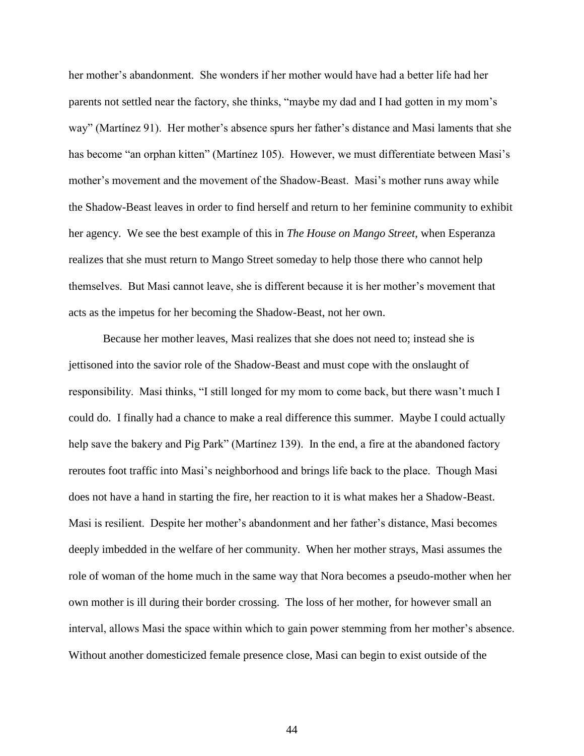her mother's abandonment. She wonders if her mother would have had a better life had her parents not settled near the factory, she thinks, "maybe my dad and I had gotten in my mom's way" (Martínez 91). Her mother's absence spurs her father's distance and Masi laments that she has become "an orphan kitten" (Martínez 105). However, we must differentiate between Masi's mother's movement and the movement of the Shadow-Beast. Masi's mother runs away while the Shadow-Beast leaves in order to find herself and return to her feminine community to exhibit her agency. We see the best example of this in *The House on Mango Street*, when Esperanza realizes that she must return to Mango Street someday to help those there who cannot help themselves. But Masi cannot leave, she is different because it is her mother's movement that acts as the impetus for her becoming the Shadow-Beast, not her own.

Because her mother leaves, Masi realizes that she does not need to; instead she is jettisoned into the savior role of the Shadow-Beast and must cope with the onslaught of responsibility. Masi thinks, "I still longed for my mom to come back, but there wasn't much I could do. I finally had a chance to make a real difference this summer. Maybe I could actually help save the bakery and Pig Park" (Martínez 139). In the end, a fire at the abandoned factory reroutes foot traffic into Masi's neighborhood and brings life back to the place. Though Masi does not have a hand in starting the fire, her reaction to it is what makes her a Shadow-Beast. Masi is resilient. Despite her mother's abandonment and her father's distance, Masi becomes deeply imbedded in the welfare of her community. When her mother strays, Masi assumes the role of woman of the home much in the same way that Nora becomes a pseudo-mother when her own mother is ill during their border crossing. The loss of her mother, for however small an interval, allows Masi the space within which to gain power stemming from her mother's absence. Without another domesticized female presence close, Masi can begin to exist outside of the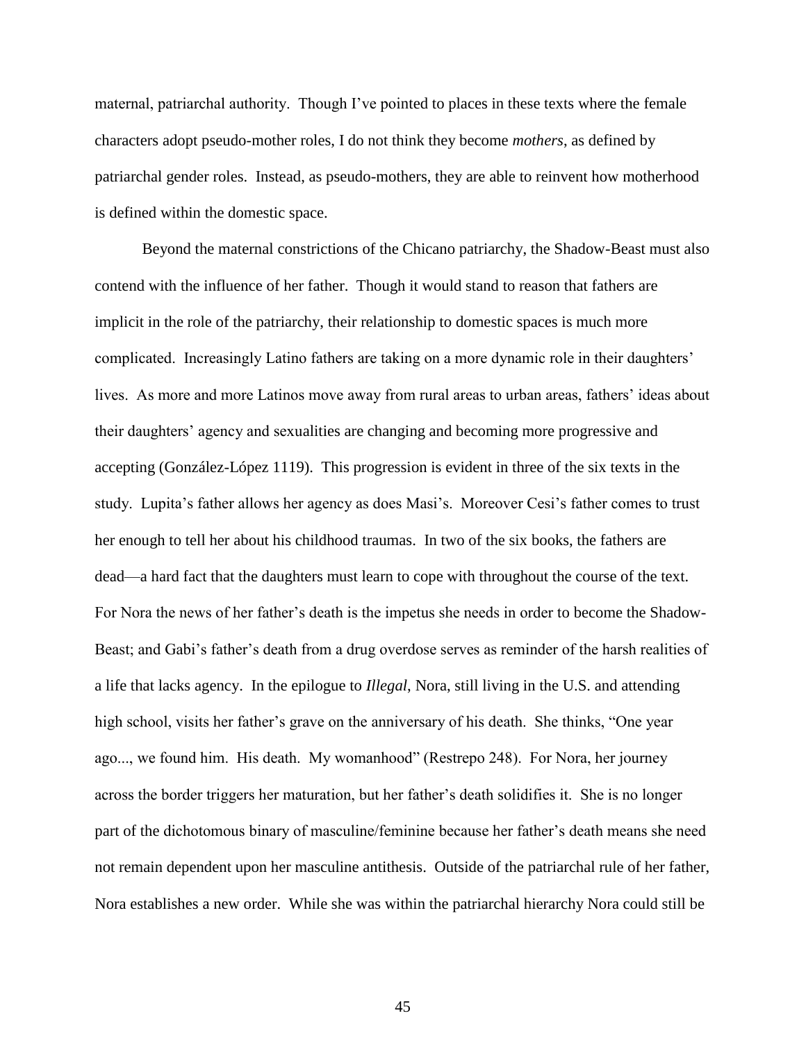maternal, patriarchal authority. Though I've pointed to places in these texts where the female characters adopt pseudo-mother roles, I do not think they become *mothers*, as defined by patriarchal gender roles. Instead, as pseudo-mothers, they are able to reinvent how motherhood is defined within the domestic space.

Beyond the maternal constrictions of the Chicano patriarchy, the Shadow-Beast must also contend with the influence of her father. Though it would stand to reason that fathers are implicit in the role of the patriarchy, their relationship to domestic spaces is much more complicated. Increasingly Latino fathers are taking on a more dynamic role in their daughters' lives. As more and more Latinos move away from rural areas to urban areas, fathers' ideas about their daughters' agency and sexualities are changing and becoming more progressive and accepting (González-López 1119). This progression is evident in three of the six texts in the study. Lupita's father allows her agency as does Masi's. Moreover Cesi's father comes to trust her enough to tell her about his childhood traumas. In two of the six books, the fathers are dead—a hard fact that the daughters must learn to cope with throughout the course of the text. For Nora the news of her father's death is the impetus she needs in order to become the Shadow-Beast; and Gabi's father's death from a drug overdose serves as reminder of the harsh realities of a life that lacks agency. In the epilogue to *Illegal*, Nora, still living in the U.S. and attending high school, visits her father's grave on the anniversary of his death. She thinks, "One year ago..., we found him. His death. My womanhood" (Restrepo 248). For Nora, her journey across the border triggers her maturation, but her father's death solidifies it. She is no longer part of the dichotomous binary of masculine/feminine because her father's death means she need not remain dependent upon her masculine antithesis. Outside of the patriarchal rule of her father, Nora establishes a new order. While she was within the patriarchal hierarchy Nora could still be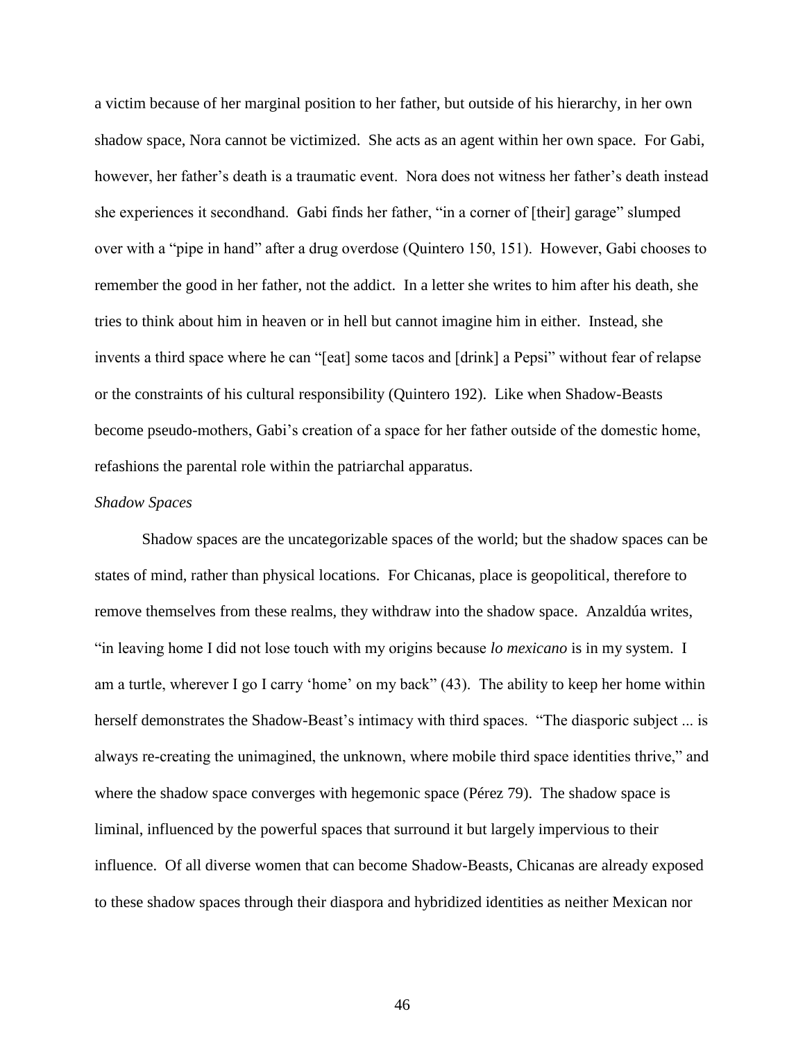a victim because of her marginal position to her father, but outside of his hierarchy, in her own shadow space, Nora cannot be victimized. She acts as an agent within her own space. For Gabi, however, her father's death is a traumatic event. Nora does not witness her father's death instead she experiences it secondhand. Gabi finds her father, "in a corner of [their] garage" slumped over with a "pipe in hand" after a drug overdose (Quintero 150, 151). However, Gabi chooses to remember the good in her father, not the addict. In a letter she writes to him after his death, she tries to think about him in heaven or in hell but cannot imagine him in either. Instead, she invents a third space where he can "[eat] some tacos and [drink] a Pepsi" without fear of relapse or the constraints of his cultural responsibility (Quintero 192). Like when Shadow-Beasts become pseudo-mothers, Gabi's creation of a space for her father outside of the domestic home, refashions the parental role within the patriarchal apparatus.

*Shadow Spaces*

Shadow spaces are the uncategorizable spaces of the world; but the shadow spaces can be states of mind, rather than physical locations. For Chicanas, place is geopolitical, therefore to remove themselves from these realms, they withdraw into the shadow space. Anzaldúa writes, "in leaving home I did not lose touch with my origins because *lo mexicano* is in my system. I am a turtle, wherever I go I carry 'home' on my back" (43). The ability to keep her home within herself demonstrates the Shadow-Beast's intimacy with third spaces. "The diasporic subject ... is always re-creating the unimagined, the unknown, where mobile third space identities thrive," and where the shadow space converges with hegemonic space (Pérez 79). The shadow space is liminal, influenced by the powerful spaces that surround it but largely impervious to their influence. Of all diverse women that can become Shadow-Beasts, Chicanas are already exposed to these shadow spaces through their diaspora and hybridized identities as neither Mexican nor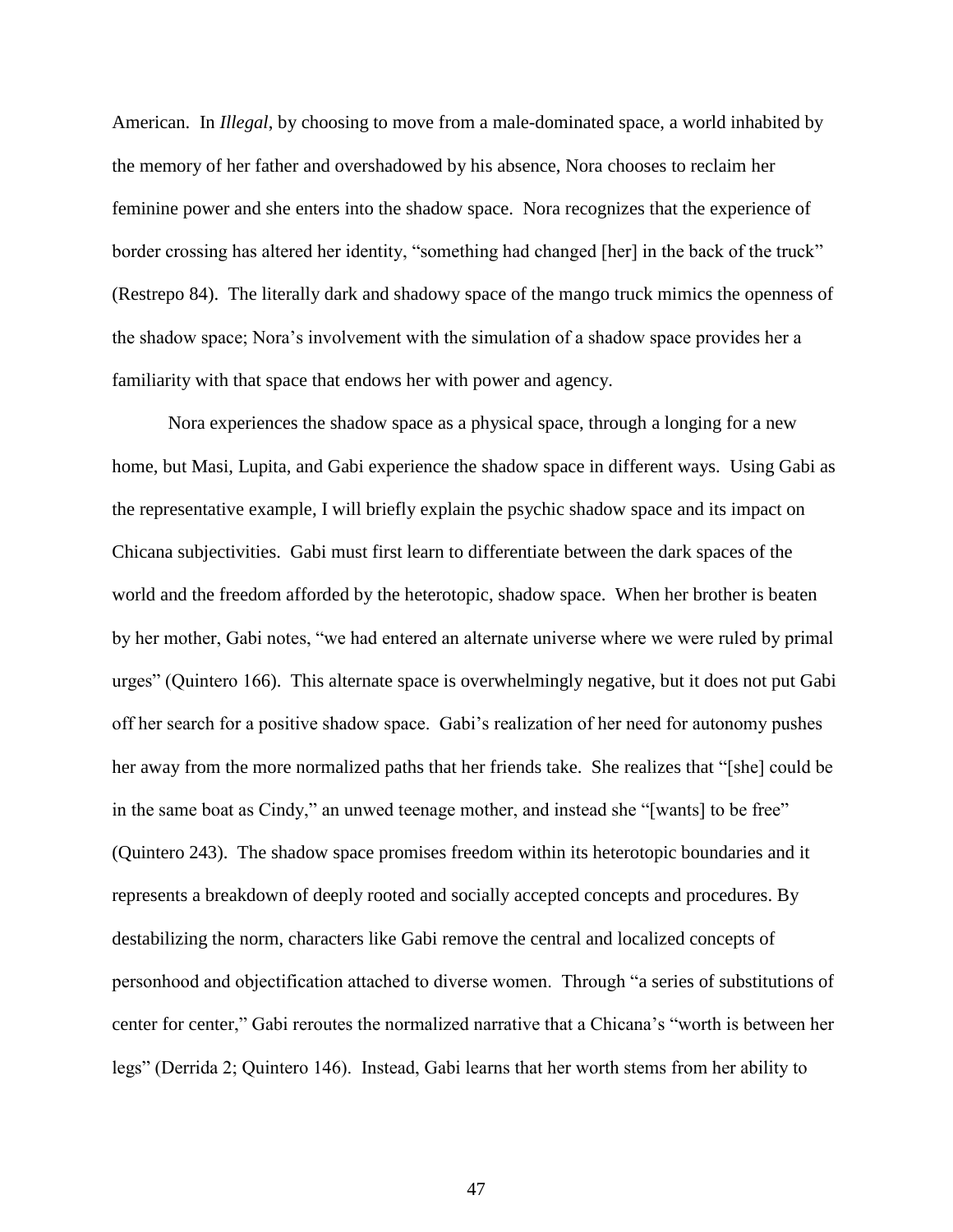American. In *Illegal*, by choosing to move from a male-dominated space, a world inhabited by the memory of her father and overshadowed by his absence, Nora chooses to reclaim her feminine power and she enters into the shadow space. Nora recognizes that the experience of border crossing has altered her identity, "something had changed [her] in the back of the truck" (Restrepo 84). The literally dark and shadowy space of the mango truck mimics the openness of the shadow space; Nora's involvement with the simulation of a shadow space provides her a familiarity with that space that endows her with power and agency.

Nora experiences the shadow space as a physical space, through a longing for a new home, but Masi, Lupita, and Gabi experience the shadow space in different ways. Using Gabi as the representative example, I will briefly explain the psychic shadow space and its impact on Chicana subjectivities. Gabi must first learn to differentiate between the dark spaces of the world and the freedom afforded by the heterotopic, shadow space. When her brother is beaten by her mother, Gabi notes, "we had entered an alternate universe where we were ruled by primal urges" (Quintero 166). This alternate space is overwhelmingly negative, but it does not put Gabi off her search for a positive shadow space. Gabi's realization of her need for autonomy pushes her away from the more normalized paths that her friends take. She realizes that "[she] could be in the same boat as Cindy," an unwed teenage mother, and instead she "[wants] to be free" (Quintero 243). The shadow space promises freedom within its heterotopic boundaries and it represents a breakdown of deeply rooted and socially accepted concepts and procedures. By destabilizing the norm, characters like Gabi remove the central and localized concepts of personhood and objectification attached to diverse women. Through "a series of substitutions of center for center," Gabi reroutes the normalized narrative that a Chicana's "worth is between her legs" (Derrida 2; Quintero 146). Instead, Gabi learns that her worth stems from her ability to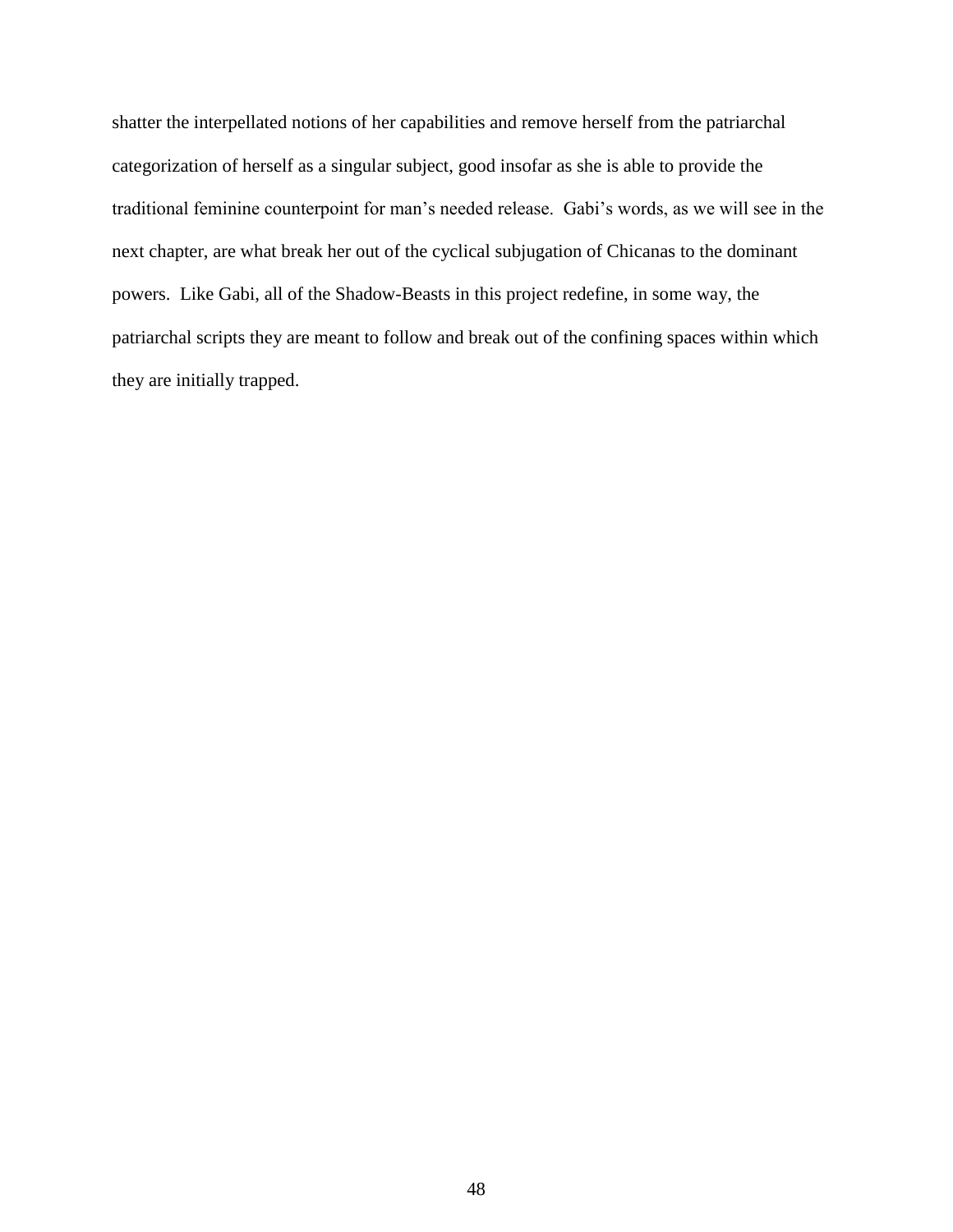shatter the interpellated notions of her capabilities and remove herself from the patriarchal categorization of herself as a singular subject, good insofar as she is able to provide the traditional feminine counterpoint for man's needed release. Gabi's words, as we will see in the next chapter, are what break her out of the cyclical subjugation of Chicanas to the dominant powers. Like Gabi, all of the Shadow-Beasts in this project redefine, in some way, the patriarchal scripts they are meant to follow and break out of the confining spaces within which they are initially trapped.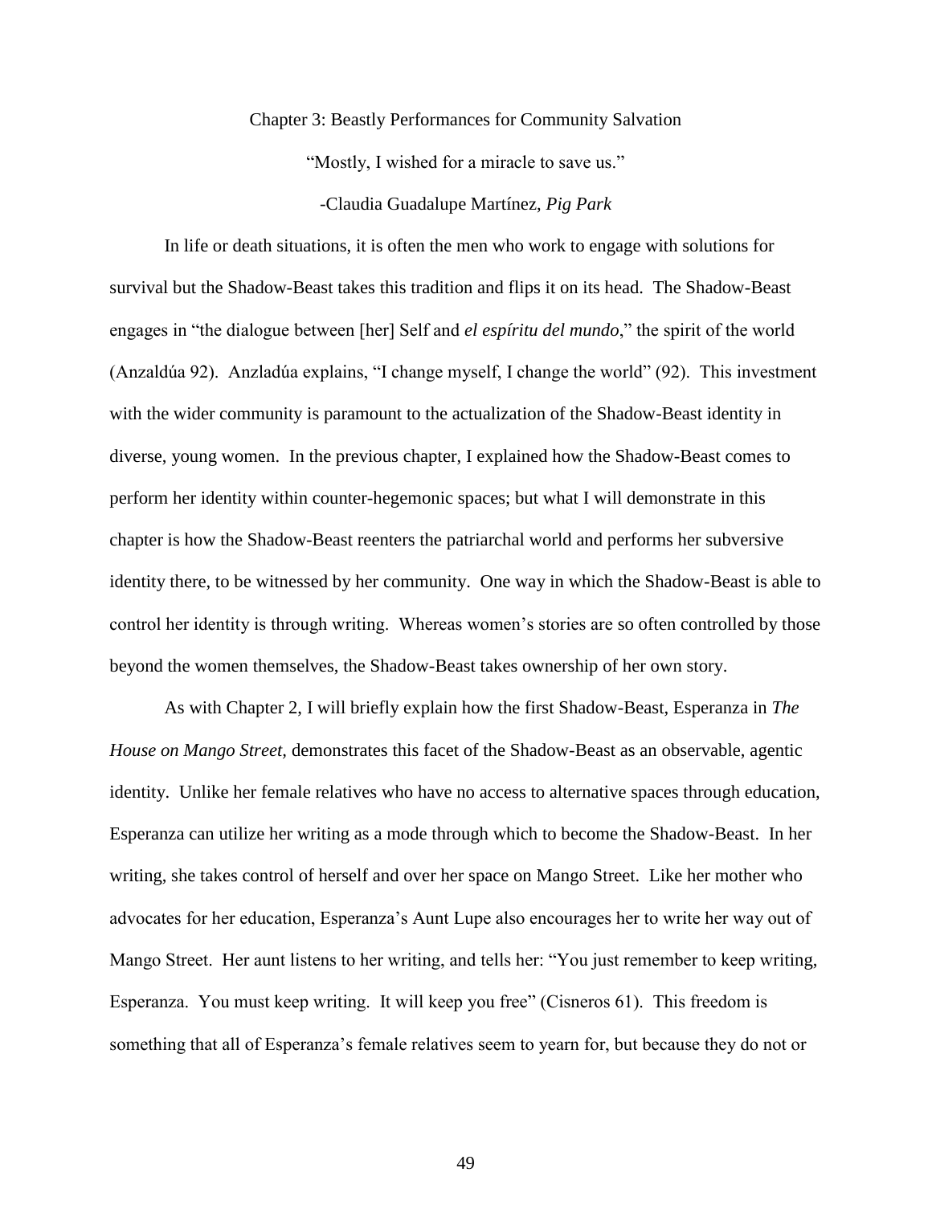# Chapter 3: Beastly Performances for Community Salvation

"Mostly, I wished for a miracle to save us."

-Claudia Guadalupe Martínez, *Pig Park*

In life or death situations, it is often the men who work to engage with solutions for survival but the Shadow-Beast takes this tradition and flips it on its head. The Shadow-Beast engages in "the dialogue between [her] Self and *el espíritu del mundo*," the spirit of the world (Anzaldúa 92). Anzladúa explains, "I change myself, I change the world" (92). This investment with the wider community is paramount to the actualization of the Shadow-Beast identity in diverse, young women. In the previous chapter, I explained how the Shadow-Beast comes to perform her identity within counter-hegemonic spaces; but what I will demonstrate in this chapter is how the Shadow-Beast reenters the patriarchal world and performs her subversive identity there, to be witnessed by her community. One way in which the Shadow-Beast is able to control her identity is through writing. Whereas women's stories are so often controlled by those beyond the women themselves, the Shadow-Beast takes ownership of her own story.

As with Chapter 2, I will briefly explain how the first Shadow-Beast, Esperanza in *The House on Mango Street*, demonstrates this facet of the Shadow-Beast as an observable, agentic identity. Unlike her female relatives who have no access to alternative spaces through education, Esperanza can utilize her writing as a mode through which to become the Shadow-Beast. In her writing, she takes control of herself and over her space on Mango Street. Like her mother who advocates for her education, Esperanza's Aunt Lupe also encourages her to write her way out of Mango Street. Her aunt listens to her writing, and tells her: "You just remember to keep writing, Esperanza. You must keep writing. It will keep you free" (Cisneros 61). This freedom is something that all of Esperanza's female relatives seem to yearn for, but because they do not or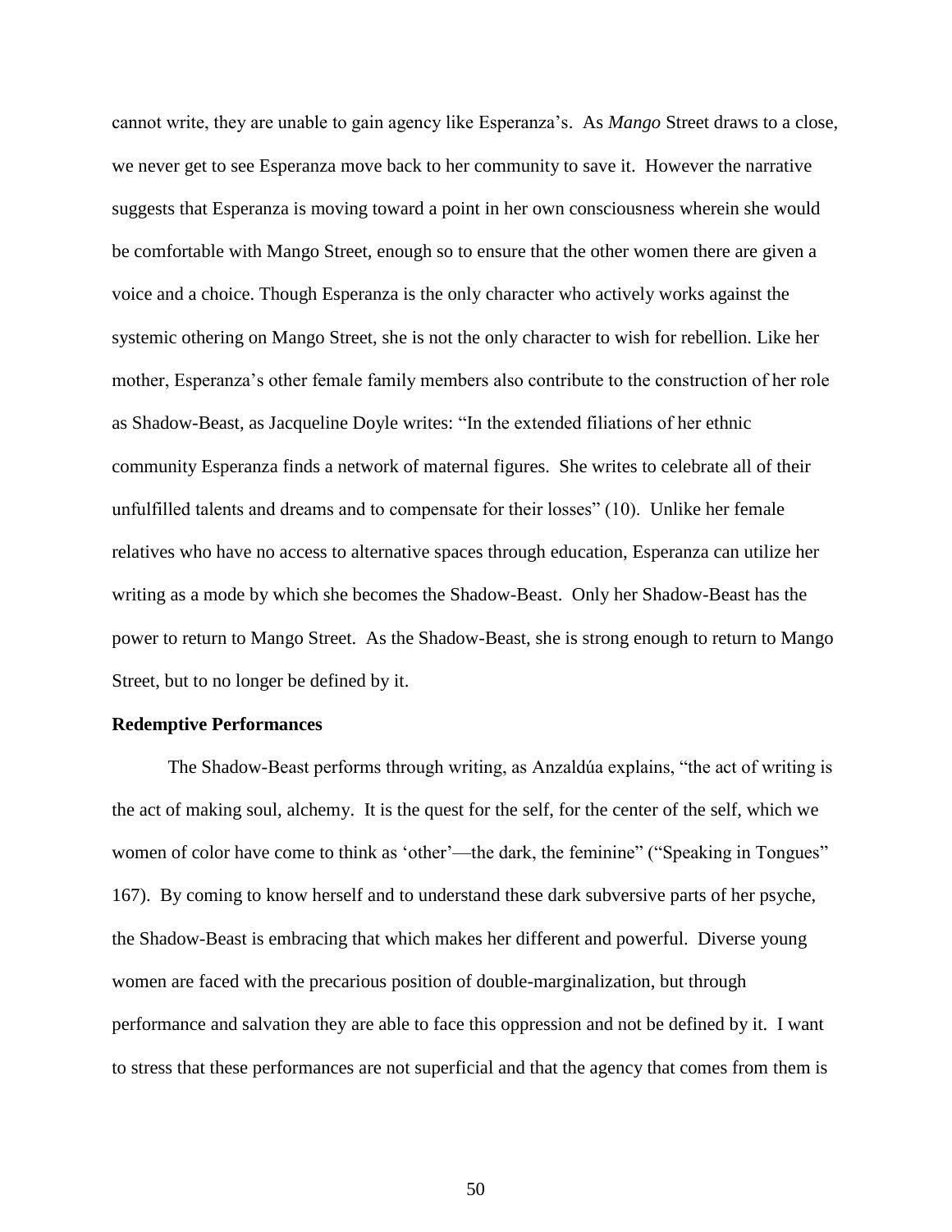cannot write, they are unable to gain agency like Esperanza's. As *Mango* Street draws to a close, we never get to see Esperanza move back to her community to save it. However the narrative suggests that Esperanza is moving toward a point in her own consciousness wherein she would be comfortable with Mango Street, enough so to ensure that the other women there are given a voice and a choice. Though Esperanza is the only character who actively works against the systemic othering on Mango Street, she is not the only character to wish for rebellion. Like her mother, Esperanza's other female family members also contribute to the construction of her role as Shadow-Beast, as Jacqueline Doyle writes: "In the extended filiations of her ethnic community Esperanza finds a network of maternal figures. She writes to celebrate all of their unfulfilled talents and dreams and to compensate for their losses" (10). Unlike her female relatives who have no access to alternative spaces through education, Esperanza can utilize her writing as a mode by which she becomes the Shadow-Beast. Only her Shadow-Beast has the power to return to Mango Street. As the Shadow-Beast, she is strong enough to return to Mango Street, but to no longer be defined by it.

**Redemptive Performances**

The Shadow-Beast performs through writing, as Anzaldúa explains, "the act of writing is the act of making soul, alchemy. It is the quest for the self, for the center of the self, which we women of color have come to think as 'other'—the dark, the feminine" ("Speaking in Tongues" 167). By coming to know herself and to understand these dark subversive parts of her psyche, the Shadow-Beast is embracing that which makes her different and powerful. Diverse young women are faced with the precarious position of double-marginalization, but through performance and salvation they are able to face this oppression and not be defined by it. I want to stress that these performances are not superficial and that the agency that comes from them is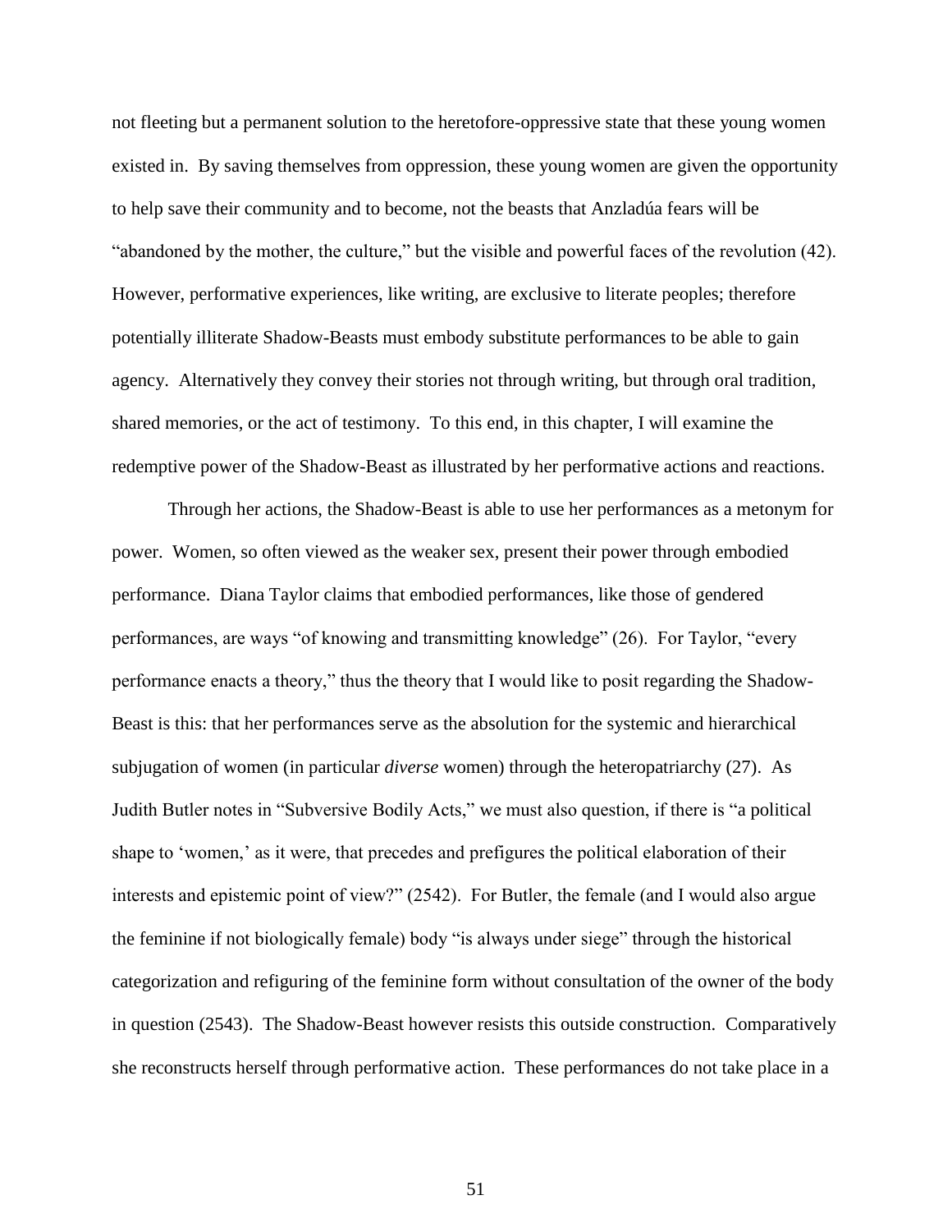not fleeting but a permanent solution to the heretofore-oppressive state that these young women existed in. By saving themselves from oppression, these young women are given the opportunity to help save their community and to become, not the beasts that Anzladúa fears will be "abandoned by the mother, the culture," but the visible and powerful faces of the revolution (42). However, performative experiences, like writing, are exclusive to literate peoples; therefore potentially illiterate Shadow-Beasts must embody substitute performances to be able to gain agency. Alternatively they convey their stories not through writing, but through oral tradition, shared memories, or the act of testimony. To this end, in this chapter, I will examine the redemptive power of the Shadow-Beast as illustrated by her performative actions and reactions.

Through her actions, the Shadow-Beast is able to use her performances as a metonym for power. Women, so often viewed as the weaker sex, present their power through embodied performance. Diana Taylor claims that embodied performances, like those of gendered performances, are ways "of knowing and transmitting knowledge" (26). For Taylor, "every performance enacts a theory," thus the theory that I would like to posit regarding the Shadow-Beast is this: that her performances serve as the absolution for the systemic and hierarchical subjugation of women (in particular *diverse* women) through the heteropatriarchy (27). As Judith Butler notes in "Subversive Bodily Acts," we must also question, if there is "a political shape to 'women,' as it were, that precedes and prefigures the political elaboration of their interests and epistemic point of view?" (2542). For Butler, the female (and I would also argue the feminine if not biologically female) body "is always under siege" through the historical categorization and refiguring of the feminine form without consultation of the owner of the body in question (2543). The Shadow-Beast however resists this outside construction. Comparatively she reconstructs herself through performative action. These performances do not take place in a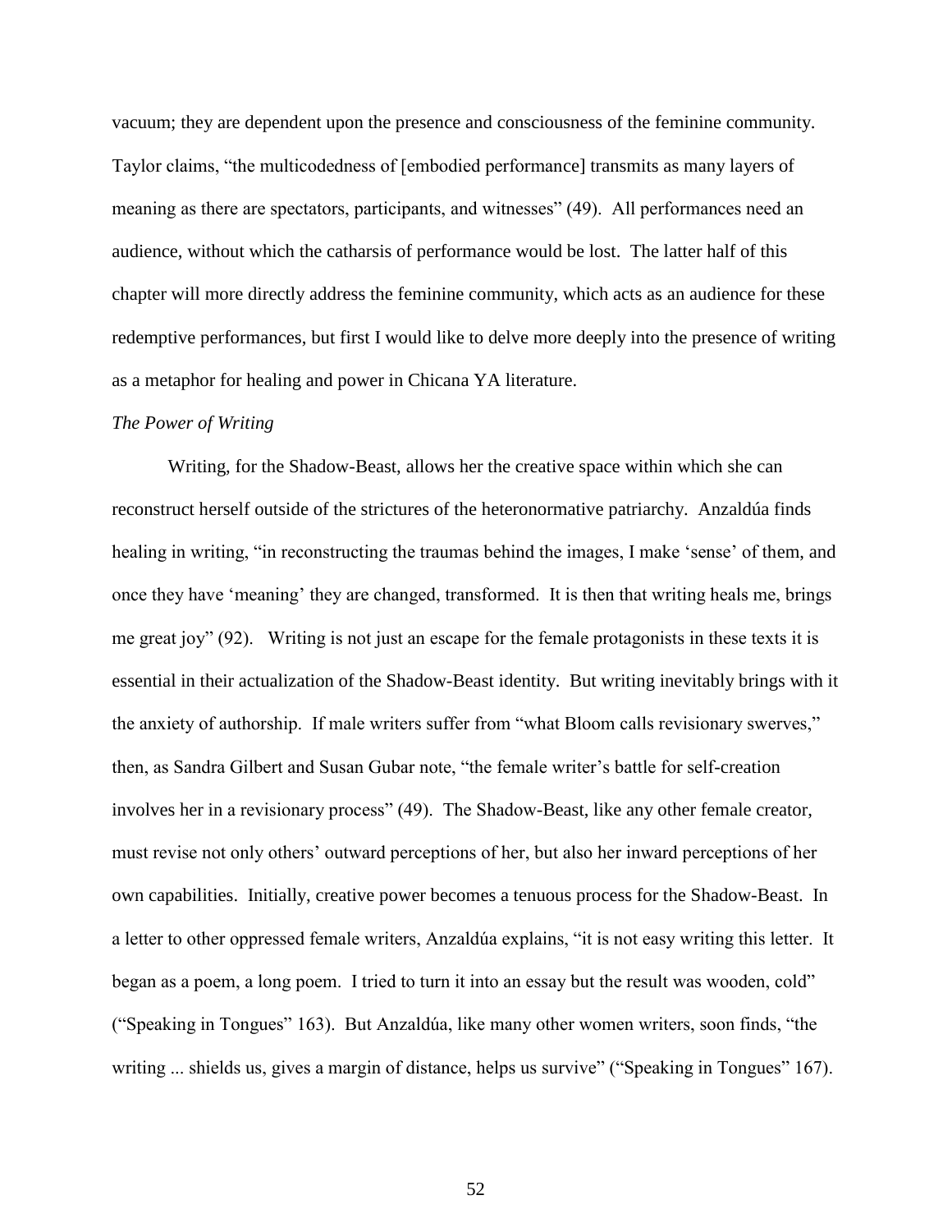vacuum; they are dependent upon the presence and consciousness of the feminine community. Taylor claims, "the multicodedness of [embodied performance] transmits as many layers of meaning as there are spectators, participants, and witnesses" (49). All performances need an audience, without which the catharsis of performance would be lost. The latter half of this chapter will more directly address the feminine community, which acts as an audience for these redemptive performances, but first I would like to delve more deeply into the presence of writing as a metaphor for healing and power in Chicana YA literature.

*The Power of Writing*

Writing, for the Shadow-Beast, allows her the creative space within which she can reconstruct herself outside of the strictures of the heteronormative patriarchy. Anzaldúa finds healing in writing, "in reconstructing the traumas behind the images, I make 'sense' of them, and once they have 'meaning' they are changed, transformed. It is then that writing heals me, brings me great joy" (92). Writing is not just an escape for the female protagonists in these texts it is essential in their actualization of the Shadow-Beast identity. But writing inevitably brings with it the anxiety of authorship. If male writers suffer from "what Bloom calls revisionary swerves," then, as Sandra Gilbert and Susan Gubar note, "the female writer's battle for self-creation involves her in a revisionary process" (49). The Shadow-Beast, like any other female creator, must revise not only others' outward perceptions of her, but also her inward perceptions of her own capabilities. Initially, creative power becomes a tenuous process for the Shadow-Beast. In a letter to other oppressed female writers, Anzaldúa explains, "it is not easy writing this letter. It began as a poem, a long poem. I tried to turn it into an essay but the result was wooden, cold" ("Speaking in Tongues" 163). But Anzaldúa, like many other women writers, soon finds, "the writing ... shields us, gives a margin of distance, helps us survive" ("Speaking in Tongues" 167).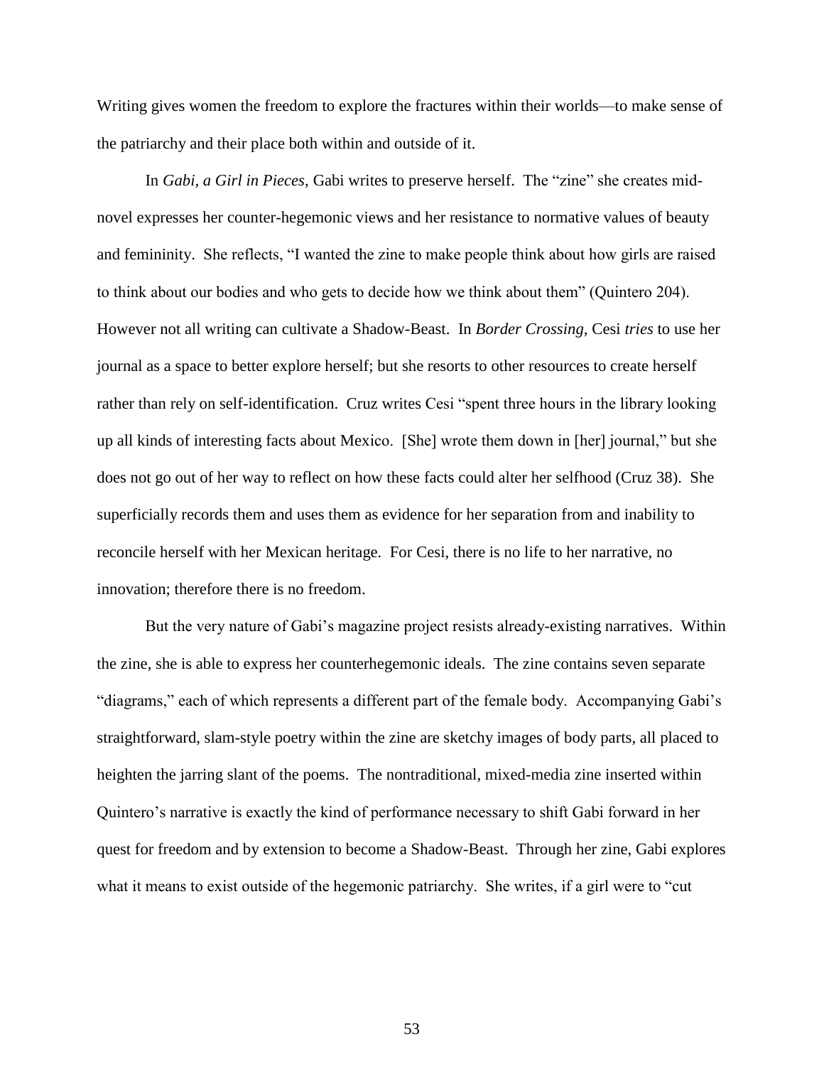Writing gives women the freedom to explore the fractures within their worlds—to make sense of the patriarchy and their place both within and outside of it.

In *Gabi, a Girl in Pieces*, Gabi writes to preserve herself. The "zine" she creates mid-novel expresses her counter-hegemonic views and her resistance to normative values of beauty and femininity. She reflects, "I wanted the zine to make people think about how girls are raised to think about our bodies and who gets to decide how we think about them" (Quintero 204). However not all writing can cultivate a Shadow-Beast. In *Border Crossing*, Cesi *tries* to use her journal as a space to better explore herself; but she resorts to other resources to create herself rather than rely on self-identification. Cruz writes Cesi "spent three hours in the library looking up all kinds of interesting facts about Mexico. [She] wrote them down in [her] journal," but she does not go out of her way to reflect on how these facts could alter her selfhood (Cruz 38). She superficially records them and uses them as evidence for her separation from and inability to reconcile herself with her Mexican heritage. For Cesi, there is no life to her narrative, no innovation; therefore there is no freedom.

But the very nature of Gabi's magazine project resists already-existing narratives. Within the zine, she is able to express her counterhegemonic ideals. The zine contains seven separate "diagrams," each of which represents a different part of the female body. Accompanying Gabi's straightforward, slam-style poetry within the zine are sketchy images of body parts, all placed to heighten the jarring slant of the poems. The nontraditional, mixed-media zine inserted within Quintero's narrative is exactly the kind of performance necessary to shift Gabi forward in her quest for freedom and by extension to become a Shadow-Beast. Through her zine, Gabi explores what it means to exist outside of the hegemonic patriarchy. She writes, if a girl were to "cut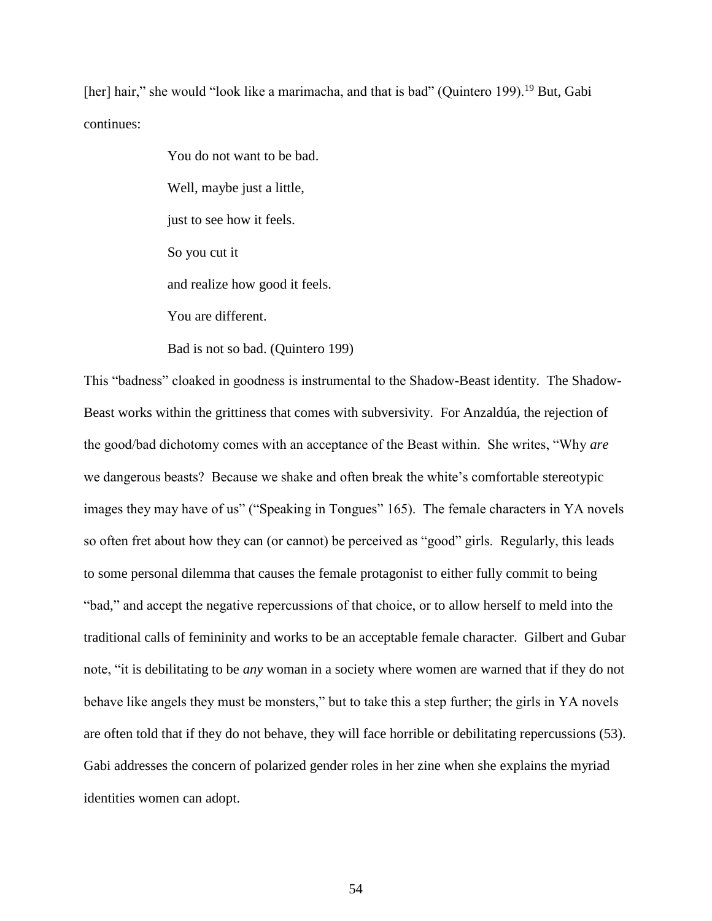[her] hair," she would "look like a marimacha, and that is bad" (Quintero 199).[19] But, Gabi continues:

> You do not want to be bad.
>
> Well, maybe just a little,
>
> just to see how it feels.
>
> So you cut it
>
> and realize how good it feels.
>
> You are different.
>
> Bad is not so bad. (Quintero 199)

This "badness" cloaked in goodness is instrumental to the Shadow-Beast identity. The Shadow-Beast works within the grittiness that comes with subversivity. For Anzaldúa, the rejection of the good/bad dichotomy comes with an acceptance of the Beast within. She writes, "Why *are* we dangerous beasts? Because we shake and often break the white's comfortable stereotypic images they may have of us" ("Speaking in Tongues" 165). The female characters in YA novels so often fret about how they can (or cannot) be perceived as "good" girls. Regularly, this leads to some personal dilemma that causes the female protagonist to either fully commit to being "bad," and accept the negative repercussions of that choice, or to allow herself to meld into the traditional calls of femininity and works to be an acceptable female character. Gilbert and Gubar note, "it is debilitating to be *any* woman in a society where women are warned that if they do not behave like angels they must be monsters," but to take this a step further; the girls in YA novels are often told that if they do not behave, they will face horrible or debilitating repercussions (53). Gabi addresses the concern of polarized gender roles in her zine when she explains the myriad identities women can adopt.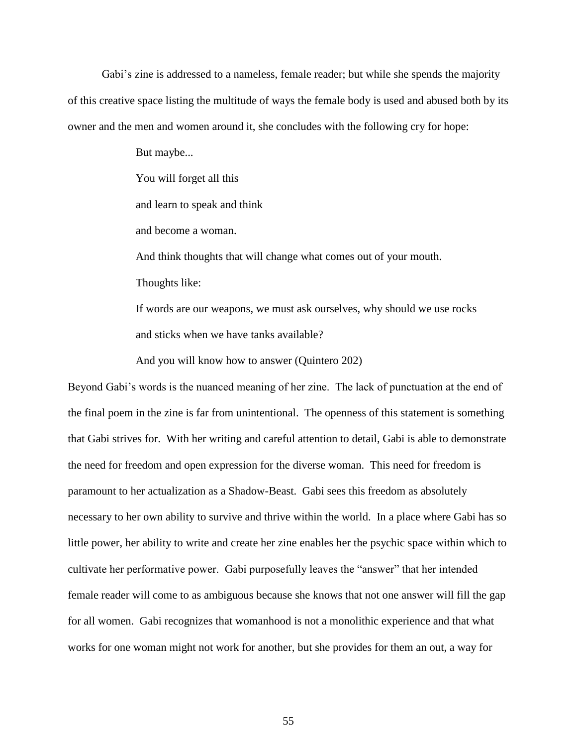Gabi's zine is addressed to a nameless, female reader; but while she spends the majority of this creative space listing the multitude of ways the female body is used and abused both by its owner and the men and women around it, she concludes with the following cry for hope:

> But maybe...
>
> You will forget all this
>
> and learn to speak and think
>
> and become a woman.
>
> And think thoughts that will change what comes out of your mouth.
>
> Thoughts like:
>
> If words are our weapons, we must ask ourselves, why should we use rocks and sticks when we have tanks available?
>
> And you will know how to answer (Quintero 202)

Beyond Gabi's words is the nuanced meaning of her zine. The lack of punctuation at the end of the final poem in the zine is far from unintentional. The openness of this statement is something that Gabi strives for. With her writing and careful attention to detail, Gabi is able to demonstrate the need for freedom and open expression for the diverse woman. This need for freedom is paramount to her actualization as a Shadow-Beast. Gabi sees this freedom as absolutely necessary to her own ability to survive and thrive within the world. In a place where Gabi has so little power, her ability to write and create her zine enables her the psychic space within which to cultivate her performative power. Gabi purposefully leaves the "answer" that her intended female reader will come to as ambiguous because she knows that not one answer will fill the gap for all women. Gabi recognizes that womanhood is not a monolithic experience and that what works for one woman might not work for another, but she provides for them an out, a way for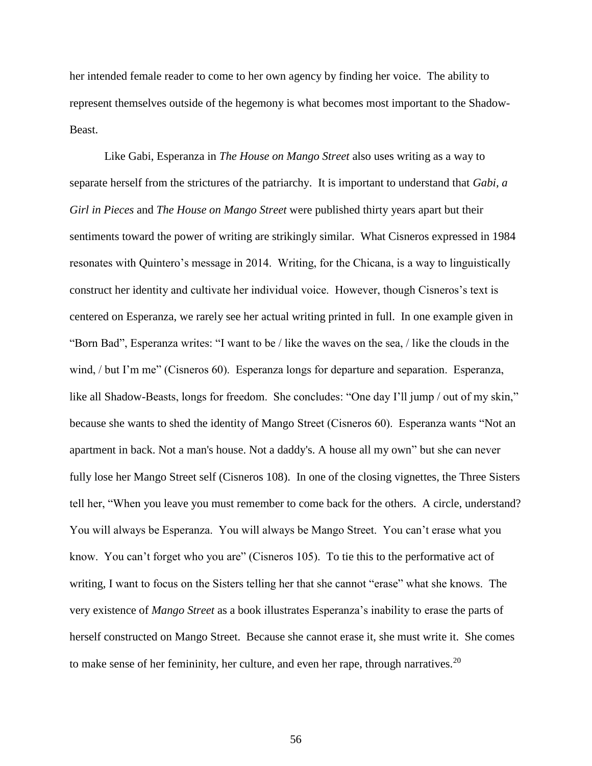her intended female reader to come to her own agency by finding her voice. The ability to represent themselves outside of the hegemony is what becomes most important to the Shadow-Beast.

Like Gabi, Esperanza in *The House on Mango Street* also uses writing as a way to separate herself from the strictures of the patriarchy. It is important to understand that *Gabi, a Girl in Pieces* and *The House on Mango Street* were published thirty years apart but their sentiments toward the power of writing are strikingly similar. What Cisneros expressed in 1984 resonates with Quintero's message in 2014. Writing, for the Chicana, is a way to linguistically construct her identity and cultivate her individual voice. However, though Cisneros's text is centered on Esperanza, we rarely see her actual writing printed in full. In one example given in "Born Bad", Esperanza writes: "I want to be / like the waves on the sea, / like the clouds in the wind, / but I'm me" (Cisneros 60). Esperanza longs for departure and separation. Esperanza, like all Shadow-Beasts, longs for freedom. She concludes: "One day I'll jump / out of my skin," because she wants to shed the identity of Mango Street (Cisneros 60). Esperanza wants "Not an apartment in back. Not a man's house. Not a daddy's. A house all my own" but she can never fully lose her Mango Street self (Cisneros 108). In one of the closing vignettes, the Three Sisters tell her, "When you leave you must remember to come back for the others. A circle, understand? You will always be Esperanza. You will always be Mango Street. You can't erase what you know. You can't forget who you are" (Cisneros 105). To tie this to the performative act of writing, I want to focus on the Sisters telling her that she cannot "erase" what she knows. The very existence of *Mango Street* as a book illustrates Esperanza's inability to erase the parts of herself constructed on Mango Street. Because she cannot erase it, she must write it. She comes to make sense of her femininity, her culture, and even her rape, through narratives.[20]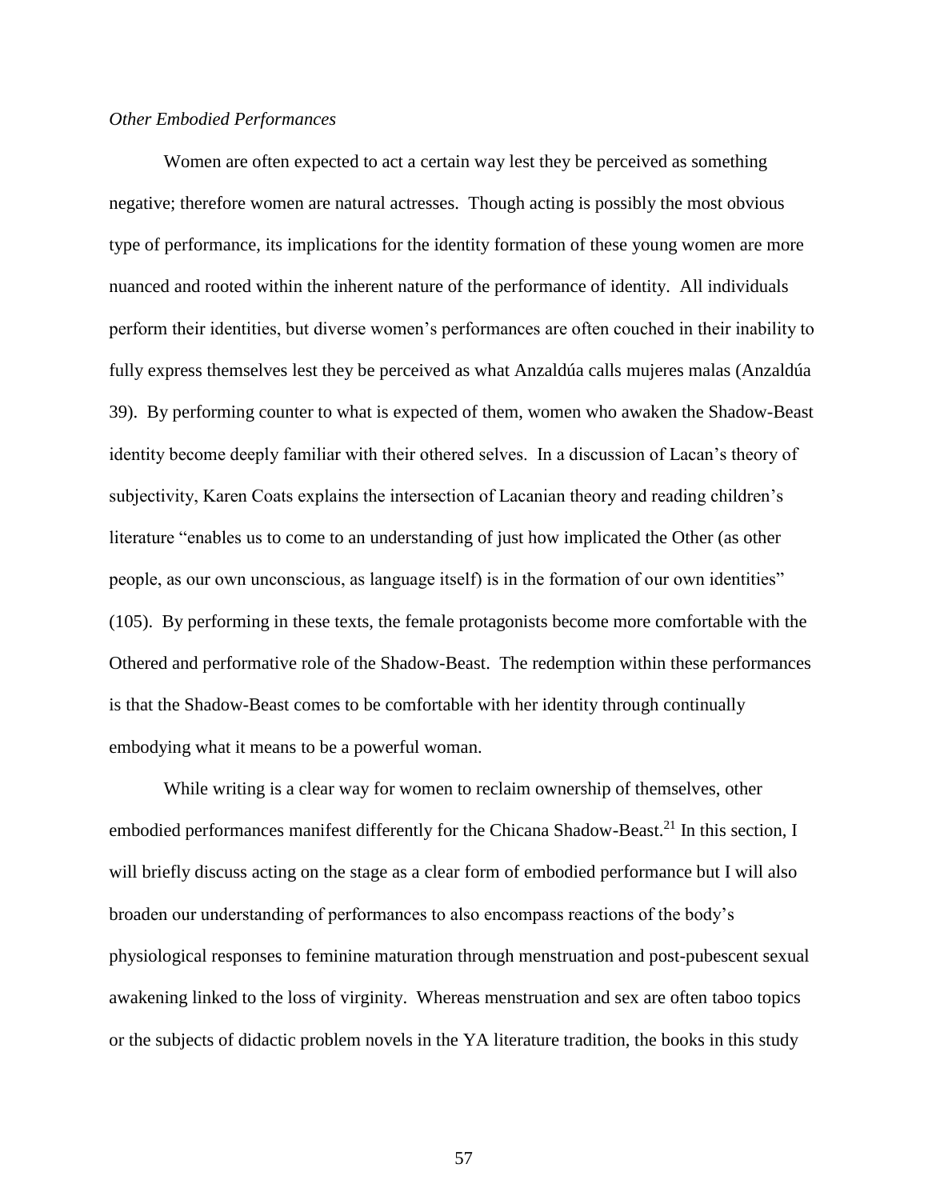*Other Embodied Performances*

Women are often expected to act a certain way lest they be perceived as something negative; therefore women are natural actresses. Though acting is possibly the most obvious type of performance, its implications for the identity formation of these young women are more nuanced and rooted within the inherent nature of the performance of identity. All individuals perform their identities, but diverse women's performances are often couched in their inability to fully express themselves lest they be perceived as what Anzaldúa calls mujeres malas (Anzaldúa 39). By performing counter to what is expected of them, women who awaken the Shadow-Beast identity become deeply familiar with their othered selves. In a discussion of Lacan's theory of subjectivity, Karen Coats explains the intersection of Lacanian theory and reading children's literature "enables us to come to an understanding of just how implicated the Other (as other people, as our own unconscious, as language itself) is in the formation of our own identities" (105). By performing in these texts, the female protagonists become more comfortable with the Othered and performative role of the Shadow-Beast. The redemption within these performances is that the Shadow-Beast comes to be comfortable with her identity through continually embodying what it means to be a powerful woman.

While writing is a clear way for women to reclaim ownership of themselves, other embodied performances manifest differently for the Chicana Shadow-Beast.[21] In this section, I will briefly discuss acting on the stage as a clear form of embodied performance but I will also broaden our understanding of performances to also encompass reactions of the body's physiological responses to feminine maturation through menstruation and post-pubescent sexual awakening linked to the loss of virginity. Whereas menstruation and sex are often taboo topics or the subjects of didactic problem novels in the YA literature tradition, the books in this study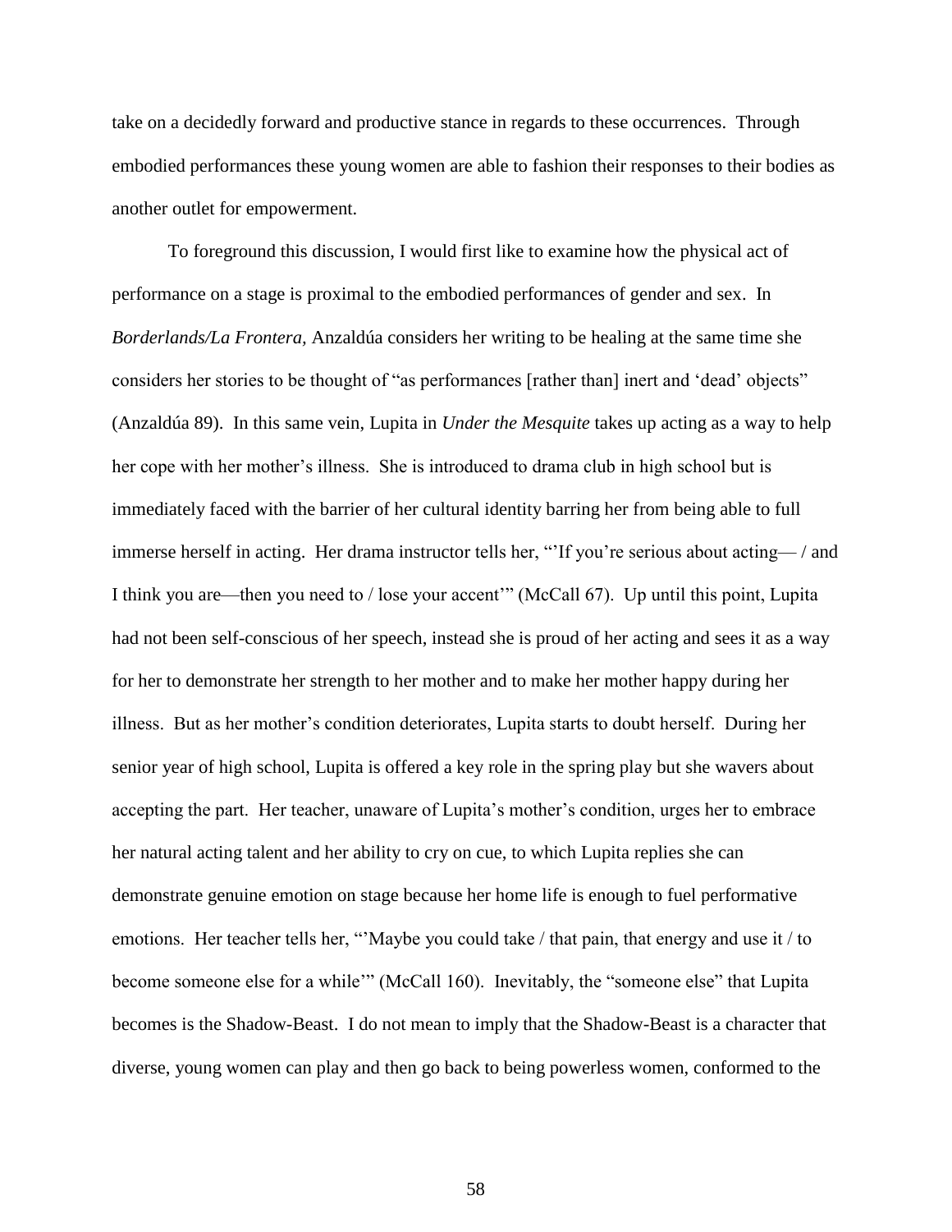take on a decidedly forward and productive stance in regards to these occurrences. Through embodied performances these young women are able to fashion their responses to their bodies as another outlet for empowerment.

To foreground this discussion, I would first like to examine how the physical act of performance on a stage is proximal to the embodied performances of gender and sex. In *Borderlands/La Frontera,* Anzaldúa considers her writing to be healing at the same time she considers her stories to be thought of "as performances [rather than] inert and 'dead' objects" (Anzaldúa 89). In this same vein, Lupita in *Under the Mesquite* takes up acting as a way to help her cope with her mother's illness. She is introduced to drama club in high school but is immediately faced with the barrier of her cultural identity barring her from being able to full immerse herself in acting. Her drama instructor tells her, "'If you're serious about acting— / and I think you are—then you need to / lose your accent'" (McCall 67). Up until this point, Lupita had not been self-conscious of her speech, instead she is proud of her acting and sees it as a way for her to demonstrate her strength to her mother and to make her mother happy during her illness. But as her mother's condition deteriorates, Lupita starts to doubt herself. During her senior year of high school, Lupita is offered a key role in the spring play but she wavers about accepting the part. Her teacher, unaware of Lupita's mother's condition, urges her to embrace her natural acting talent and her ability to cry on cue, to which Lupita replies she can demonstrate genuine emotion on stage because her home life is enough to fuel performative emotions. Her teacher tells her, "'Maybe you could take / that pain, that energy and use it / to become someone else for a while'" (McCall 160). Inevitably, the "someone else" that Lupita becomes is the Shadow-Beast. I do not mean to imply that the Shadow-Beast is a character that diverse, young women can play and then go back to being powerless women, conformed to the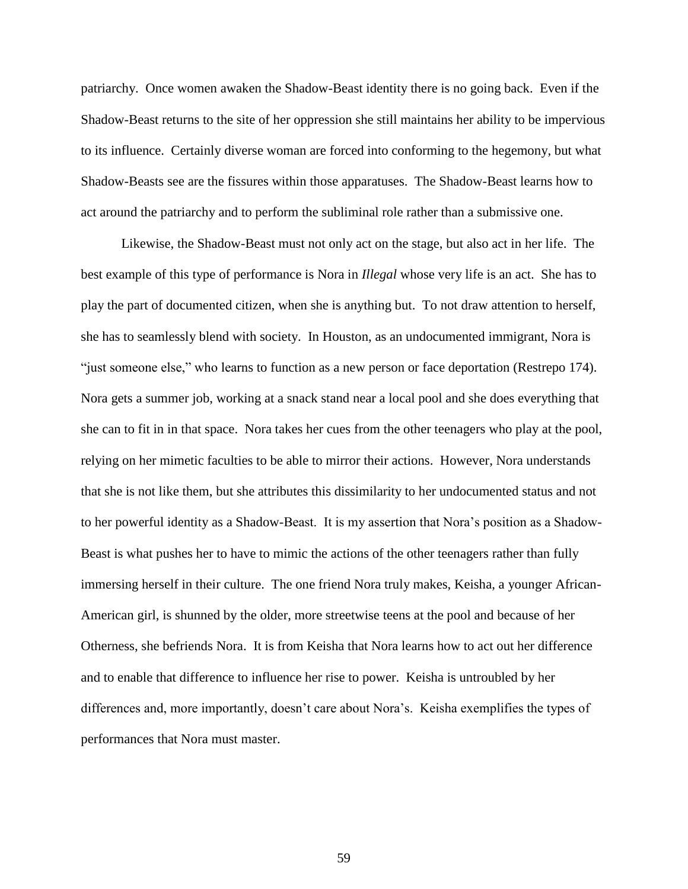patriarchy. Once women awaken the Shadow-Beast identity there is no going back. Even if the Shadow-Beast returns to the site of her oppression she still maintains her ability to be impervious to its influence. Certainly diverse woman are forced into conforming to the hegemony, but what Shadow-Beasts see are the fissures within those apparatuses. The Shadow-Beast learns how to act around the patriarchy and to perform the subliminal role rather than a submissive one.

Likewise, the Shadow-Beast must not only act on the stage, but also act in her life. The best example of this type of performance is Nora in *Illegal* whose very life is an act. She has to play the part of documented citizen, when she is anything but. To not draw attention to herself, she has to seamlessly blend with society. In Houston, as an undocumented immigrant, Nora is "just someone else," who learns to function as a new person or face deportation (Restrepo 174). Nora gets a summer job, working at a snack stand near a local pool and she does everything that she can to fit in in that space. Nora takes her cues from the other teenagers who play at the pool, relying on her mimetic faculties to be able to mirror their actions. However, Nora understands that she is not like them, but she attributes this dissimilarity to her undocumented status and not to her powerful identity as a Shadow-Beast. It is my assertion that Nora's position as a Shadow-Beast is what pushes her to have to mimic the actions of the other teenagers rather than fully immersing herself in their culture. The one friend Nora truly makes, Keisha, a younger African-American girl, is shunned by the older, more streetwise teens at the pool and because of her Otherness, she befriends Nora. It is from Keisha that Nora learns how to act out her difference and to enable that difference to influence her rise to power. Keisha is untroubled by her differences and, more importantly, doesn't care about Nora's. Keisha exemplifies the types of performances that Nora must master.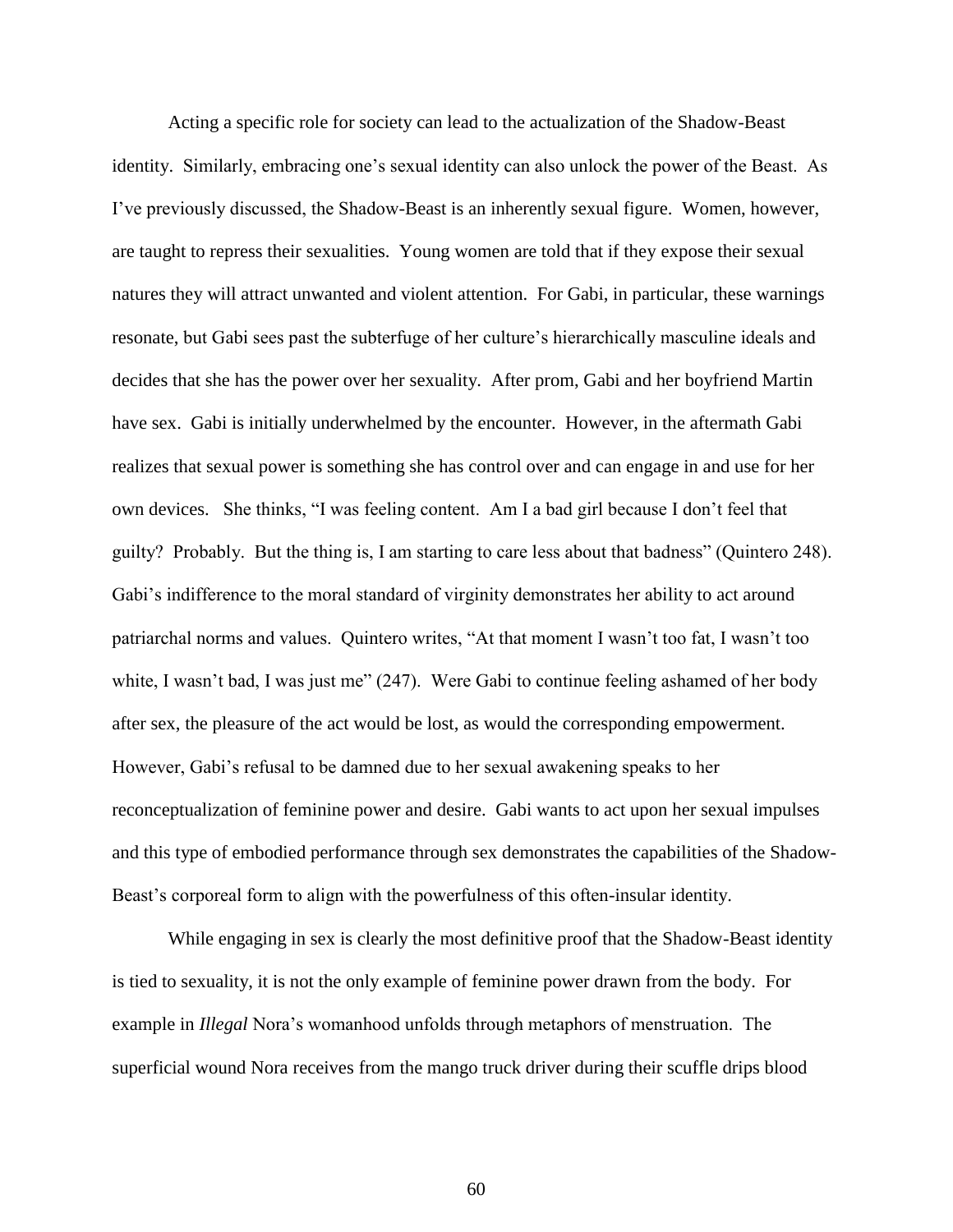Acting a specific role for society can lead to the actualization of the Shadow-Beast identity. Similarly, embracing one's sexual identity can also unlock the power of the Beast. As I've previously discussed, the Shadow-Beast is an inherently sexual figure. Women, however, are taught to repress their sexualities. Young women are told that if they expose their sexual natures they will attract unwanted and violent attention. For Gabi, in particular, these warnings resonate, but Gabi sees past the subterfuge of her culture's hierarchically masculine ideals and decides that she has the power over her sexuality. After prom, Gabi and her boyfriend Martin have sex. Gabi is initially underwhelmed by the encounter. However, in the aftermath Gabi realizes that sexual power is something she has control over and can engage in and use for her own devices. She thinks, "I was feeling content. Am I a bad girl because I don't feel that guilty? Probably. But the thing is, I am starting to care less about that badness" (Quintero 248). Gabi's indifference to the moral standard of virginity demonstrates her ability to act around patriarchal norms and values. Quintero writes, "At that moment I wasn't too fat, I wasn't too white, I wasn't bad, I was just me" (247). Were Gabi to continue feeling ashamed of her body after sex, the pleasure of the act would be lost, as would the corresponding empowerment. However, Gabi's refusal to be damned due to her sexual awakening speaks to her reconceptualization of feminine power and desire. Gabi wants to act upon her sexual impulses and this type of embodied performance through sex demonstrates the capabilities of the Shadow-Beast's corporeal form to align with the powerfulness of this often-insular identity.

While engaging in sex is clearly the most definitive proof that the Shadow-Beast identity is tied to sexuality, it is not the only example of feminine power drawn from the body. For example in *Illegal* Nora's womanhood unfolds through metaphors of menstruation. The superficial wound Nora receives from the mango truck driver during their scuffle drips blood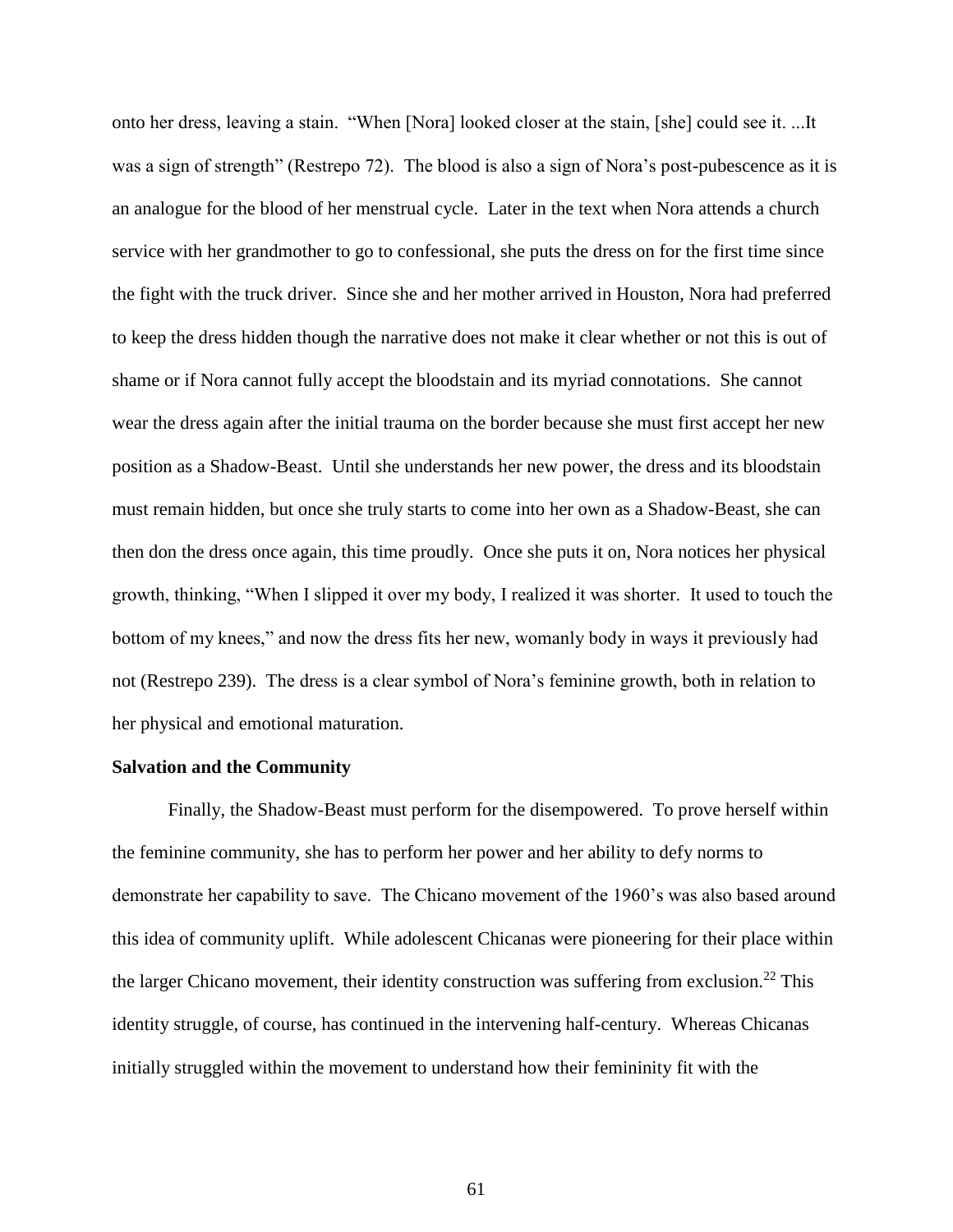onto her dress, leaving a stain. "When [Nora] looked closer at the stain, [she] could see it. ...It was a sign of strength" (Restrepo 72). The blood is also a sign of Nora's post-pubescence as it is an analogue for the blood of her menstrual cycle. Later in the text when Nora attends a church service with her grandmother to go to confessional, she puts the dress on for the first time since the fight with the truck driver. Since she and her mother arrived in Houston, Nora had preferred to keep the dress hidden though the narrative does not make it clear whether or not this is out of shame or if Nora cannot fully accept the bloodstain and its myriad connotations. She cannot wear the dress again after the initial trauma on the border because she must first accept her new position as a Shadow-Beast. Until she understands her new power, the dress and its bloodstain must remain hidden, but once she truly starts to come into her own as a Shadow-Beast, she can then don the dress once again, this time proudly. Once she puts it on, Nora notices her physical growth, thinking, "When I slipped it over my body, I realized it was shorter. It used to touch the bottom of my knees," and now the dress fits her new, womanly body in ways it previously had not (Restrepo 239). The dress is a clear symbol of Nora's feminine growth, both in relation to her physical and emotional maturation.

**Salvation and the Community**

Finally, the Shadow-Beast must perform for the disempowered. To prove herself within the feminine community, she has to perform her power and her ability to defy norms to demonstrate her capability to save. The Chicano movement of the 1960's was also based around this idea of community uplift. While adolescent Chicanas were pioneering for their place within the larger Chicano movement, their identity construction was suffering from exclusion.[22] This identity struggle, of course, has continued in the intervening half-century. Whereas Chicanas initially struggled within the movement to understand how their femininity fit with the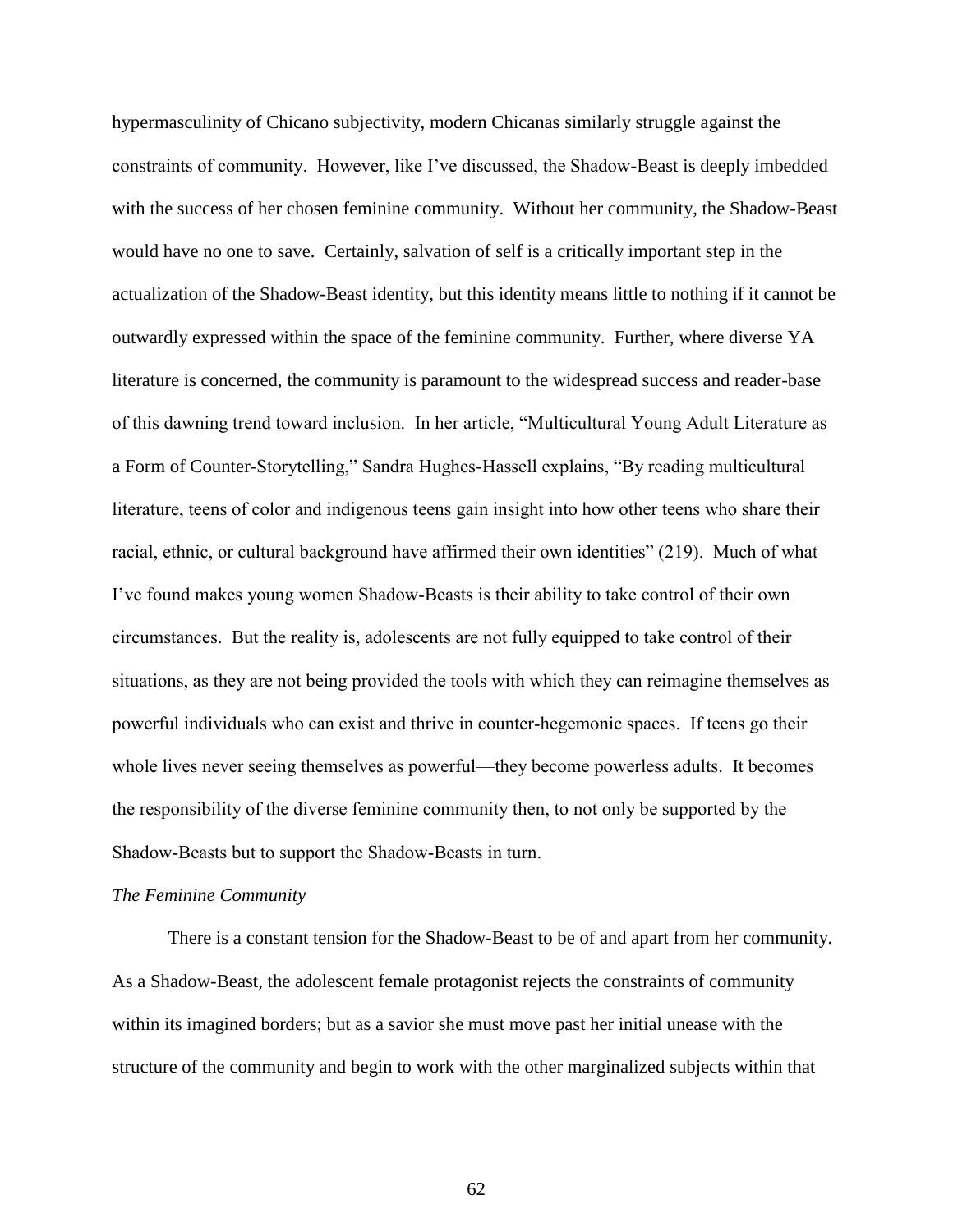hypermasculinity of Chicano subjectivity, modern Chicanas similarly struggle against the constraints of community. However, like I've discussed, the Shadow-Beast is deeply imbedded with the success of her chosen feminine community. Without her community, the Shadow-Beast would have no one to save. Certainly, salvation of self is a critically important step in the actualization of the Shadow-Beast identity, but this identity means little to nothing if it cannot be outwardly expressed within the space of the feminine community. Further, where diverse YA literature is concerned, the community is paramount to the widespread success and reader-base of this dawning trend toward inclusion. In her article, "Multicultural Young Adult Literature as a Form of Counter-Storytelling," Sandra Hughes-Hassell explains, "By reading multicultural literature, teens of color and indigenous teens gain insight into how other teens who share their racial, ethnic, or cultural background have affirmed their own identities" (219). Much of what I've found makes young women Shadow-Beasts is their ability to take control of their own circumstances. But the reality is, adolescents are not fully equipped to take control of their situations, as they are not being provided the tools with which they can reimagine themselves as powerful individuals who can exist and thrive in counter-hegemonic spaces. If teens go their whole lives never seeing themselves as powerful—they become powerless adults. It becomes the responsibility of the diverse feminine community then, to not only be supported by the Shadow-Beasts but to support the Shadow-Beasts in turn.

*The Feminine Community*

There is a constant tension for the Shadow-Beast to be of and apart from her community. As a Shadow-Beast, the adolescent female protagonist rejects the constraints of community within its imagined borders; but as a savior she must move past her initial unease with the structure of the community and begin to work with the other marginalized subjects within that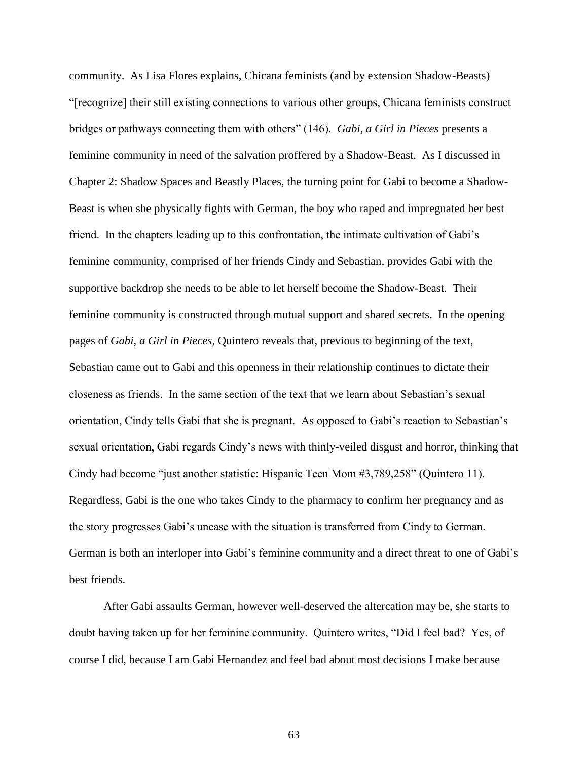community. As Lisa Flores explains, Chicana feminists (and by extension Shadow-Beasts) "[recognize] their still existing connections to various other groups, Chicana feminists construct bridges or pathways connecting them with others" (146). *Gabi, a Girl in Pieces* presents a feminine community in need of the salvation proffered by a Shadow-Beast. As I discussed in Chapter 2: Shadow Spaces and Beastly Places, the turning point for Gabi to become a Shadow-Beast is when she physically fights with German, the boy who raped and impregnated her best friend. In the chapters leading up to this confrontation, the intimate cultivation of Gabi's feminine community, comprised of her friends Cindy and Sebastian, provides Gabi with the supportive backdrop she needs to be able to let herself become the Shadow-Beast. Their feminine community is constructed through mutual support and shared secrets. In the opening pages of *Gabi, a Girl in Pieces*, Quintero reveals that, previous to beginning of the text, Sebastian came out to Gabi and this openness in their relationship continues to dictate their closeness as friends. In the same section of the text that we learn about Sebastian's sexual orientation, Cindy tells Gabi that she is pregnant. As opposed to Gabi's reaction to Sebastian's sexual orientation, Gabi regards Cindy's news with thinly-veiled disgust and horror, thinking that Cindy had become "just another statistic: Hispanic Teen Mom #3,789,258" (Quintero 11). Regardless, Gabi is the one who takes Cindy to the pharmacy to confirm her pregnancy and as the story progresses Gabi's unease with the situation is transferred from Cindy to German. German is both an interloper into Gabi's feminine community and a direct threat to one of Gabi's best friends.

After Gabi assaults German, however well-deserved the altercation may be, she starts to doubt having taken up for her feminine community. Quintero writes, "Did I feel bad? Yes, of course I did, because I am Gabi Hernandez and feel bad about most decisions I make because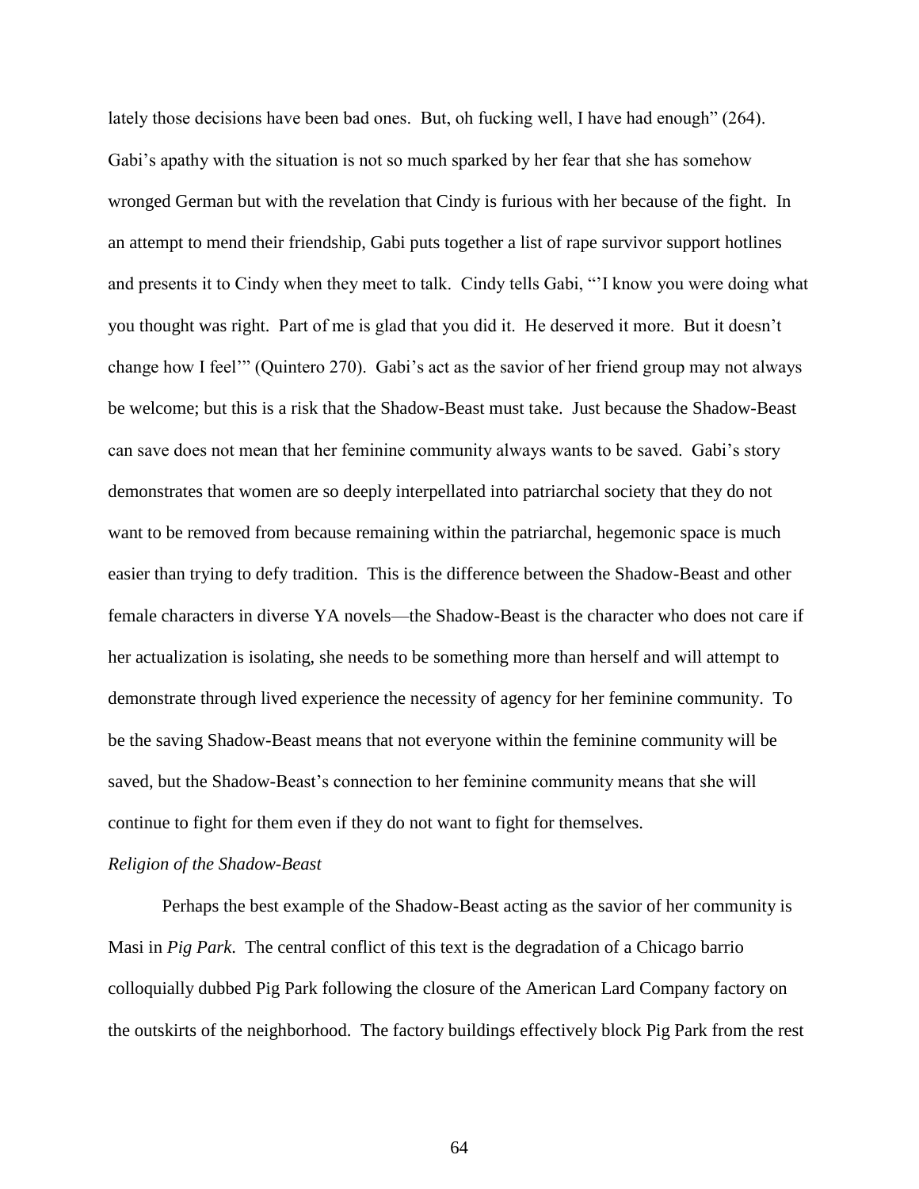lately those decisions have been bad ones. But, oh fucking well, I have had enough" (264). Gabi's apathy with the situation is not so much sparked by her fear that she has somehow wronged German but with the revelation that Cindy is furious with her because of the fight. In an attempt to mend their friendship, Gabi puts together a list of rape survivor support hotlines and presents it to Cindy when they meet to talk. Cindy tells Gabi, "'I know you were doing what you thought was right. Part of me is glad that you did it. He deserved it more. But it doesn't change how I feel'" (Quintero 270). Gabi's act as the savior of her friend group may not always be welcome; but this is a risk that the Shadow-Beast must take. Just because the Shadow-Beast can save does not mean that her feminine community always wants to be saved. Gabi's story demonstrates that women are so deeply interpellated into patriarchal society that they do not want to be removed from because remaining within the patriarchal, hegemonic space is much easier than trying to defy tradition. This is the difference between the Shadow-Beast and other female characters in diverse YA novels—the Shadow-Beast is the character who does not care if her actualization is isolating, she needs to be something more than herself and will attempt to demonstrate through lived experience the necessity of agency for her feminine community. To be the saving Shadow-Beast means that not everyone within the feminine community will be saved, but the Shadow-Beast's connection to her feminine community means that she will continue to fight for them even if they do not want to fight for themselves.

*Religion of the Shadow-Beast*

Perhaps the best example of the Shadow-Beast acting as the savior of her community is Masi in *Pig Park*. The central conflict of this text is the degradation of a Chicago barrio colloquially dubbed Pig Park following the closure of the American Lard Company factory on the outskirts of the neighborhood. The factory buildings effectively block Pig Park from the rest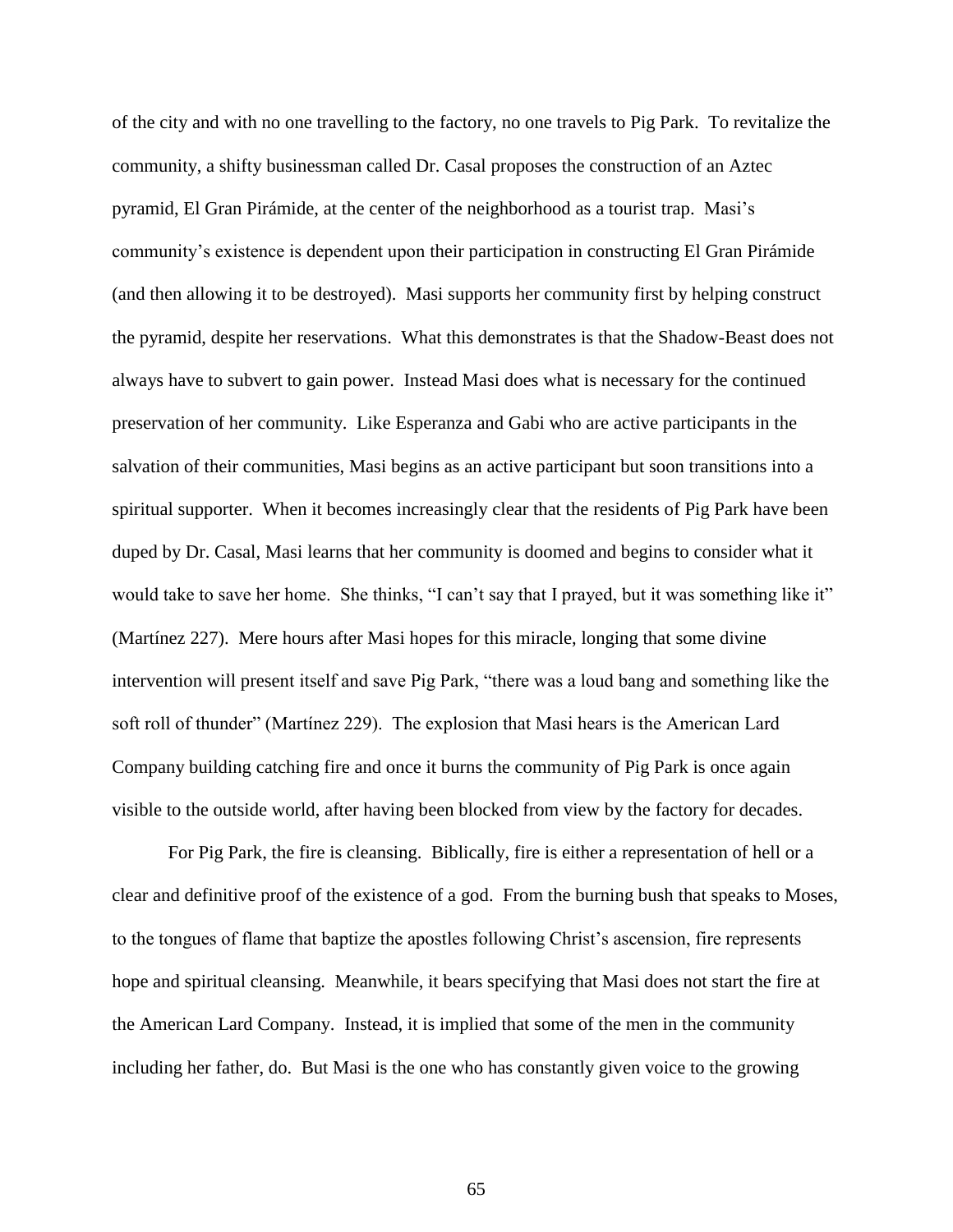of the city and with no one travelling to the factory, no one travels to Pig Park. To revitalize the community, a shifty businessman called Dr. Casal proposes the construction of an Aztec pyramid, El Gran Pirámide, at the center of the neighborhood as a tourist trap. Masi's community's existence is dependent upon their participation in constructing El Gran Pirámide (and then allowing it to be destroyed). Masi supports her community first by helping construct the pyramid, despite her reservations. What this demonstrates is that the Shadow-Beast does not always have to subvert to gain power. Instead Masi does what is necessary for the continued preservation of her community. Like Esperanza and Gabi who are active participants in the salvation of their communities, Masi begins as an active participant but soon transitions into a spiritual supporter. When it becomes increasingly clear that the residents of Pig Park have been duped by Dr. Casal, Masi learns that her community is doomed and begins to consider what it would take to save her home. She thinks, "I can't say that I prayed, but it was something like it" (Martínez 227). Mere hours after Masi hopes for this miracle, longing that some divine intervention will present itself and save Pig Park, "there was a loud bang and something like the soft roll of thunder" (Martínez 229). The explosion that Masi hears is the American Lard Company building catching fire and once it burns the community of Pig Park is once again visible to the outside world, after having been blocked from view by the factory for decades.

For Pig Park, the fire is cleansing. Biblically, fire is either a representation of hell or a clear and definitive proof of the existence of a god. From the burning bush that speaks to Moses, to the tongues of flame that baptize the apostles following Christ's ascension, fire represents hope and spiritual cleansing. Meanwhile, it bears specifying that Masi does not start the fire at the American Lard Company. Instead, it is implied that some of the men in the community including her father, do. But Masi is the one who has constantly given voice to the growing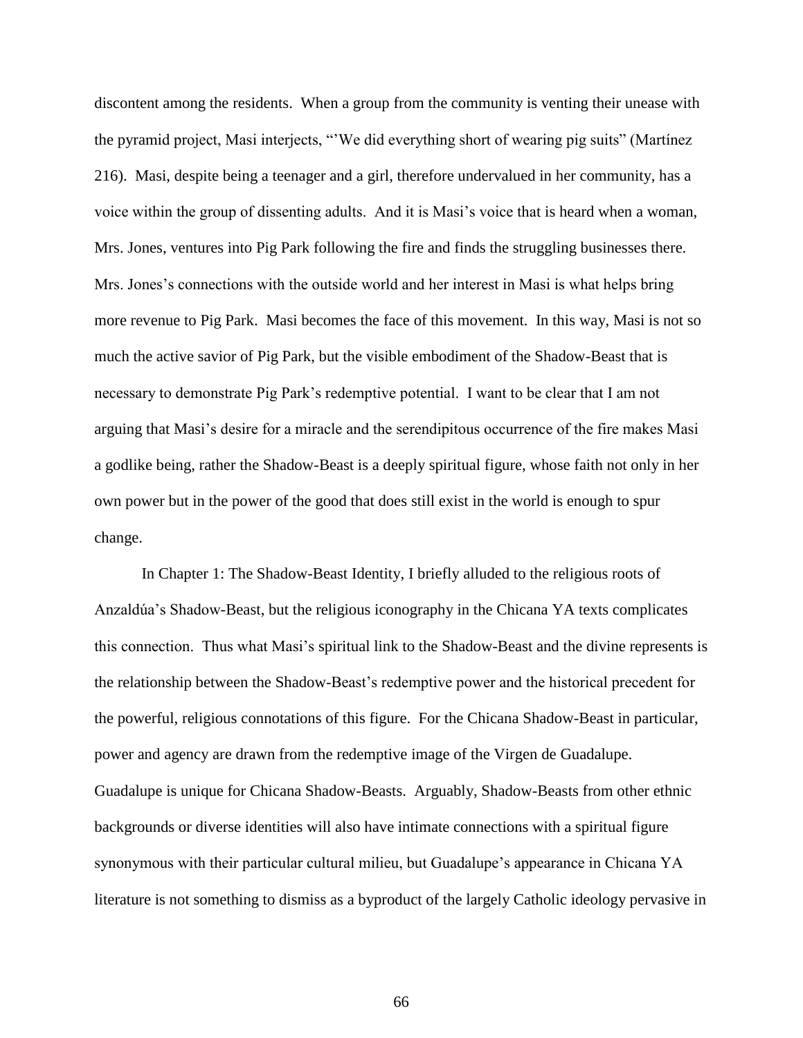discontent among the residents. When a group from the community is venting their unease with the pyramid project, Masi interjects, "'We did everything short of wearing pig suits" (Martínez 216). Masi, despite being a teenager and a girl, therefore undervalued in her community, has a voice within the group of dissenting adults. And it is Masi's voice that is heard when a woman, Mrs. Jones, ventures into Pig Park following the fire and finds the struggling businesses there. Mrs. Jones's connections with the outside world and her interest in Masi is what helps bring more revenue to Pig Park. Masi becomes the face of this movement. In this way, Masi is not so much the active savior of Pig Park, but the visible embodiment of the Shadow-Beast that is necessary to demonstrate Pig Park's redemptive potential. I want to be clear that I am not arguing that Masi's desire for a miracle and the serendipitous occurrence of the fire makes Masi a godlike being, rather the Shadow-Beast is a deeply spiritual figure, whose faith not only in her own power but in the power of the good that does still exist in the world is enough to spur change.

In Chapter 1: The Shadow-Beast Identity, I briefly alluded to the religious roots of Anzaldúa's Shadow-Beast, but the religious iconography in the Chicana YA texts complicates this connection. Thus what Masi's spiritual link to the Shadow-Beast and the divine represents is the relationship between the Shadow-Beast's redemptive power and the historical precedent for the powerful, religious connotations of this figure. For the Chicana Shadow-Beast in particular, power and agency are drawn from the redemptive image of the Virgen de Guadalupe. Guadalupe is unique for Chicana Shadow-Beasts. Arguably, Shadow-Beasts from other ethnic backgrounds or diverse identities will also have intimate connections with a spiritual figure synonymous with their particular cultural milieu, but Guadalupe's appearance in Chicana YA literature is not something to dismiss as a byproduct of the largely Catholic ideology pervasive in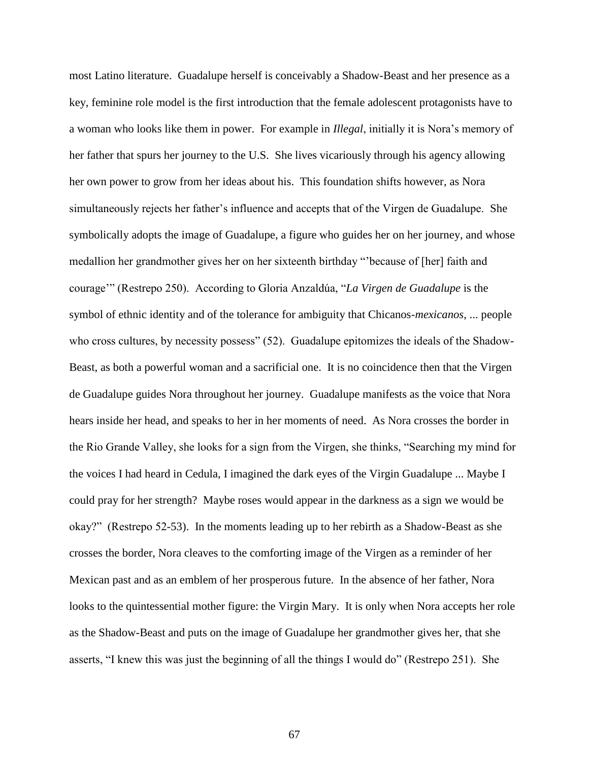most Latino literature. Guadalupe herself is conceivably a Shadow-Beast and her presence as a key, feminine role model is the first introduction that the female adolescent protagonists have to a woman who looks like them in power. For example in *Illegal*, initially it is Nora's memory of her father that spurs her journey to the U.S. She lives vicariously through his agency allowing her own power to grow from her ideas about his. This foundation shifts however, as Nora simultaneously rejects her father's influence and accepts that of the Virgen de Guadalupe. She symbolically adopts the image of Guadalupe, a figure who guides her on her journey, and whose medallion her grandmother gives her on her sixteenth birthday "'because of [her] faith and courage'" (Restrepo 250). According to Gloria Anzaldúa, "*La Virgen de Guadalupe* is the symbol of ethnic identity and of the tolerance for ambiguity that Chicanos-*mexicanos*, ... people who cross cultures, by necessity possess" (52). Guadalupe epitomizes the ideals of the Shadow-Beast, as both a powerful woman and a sacrificial one. It is no coincidence then that the Virgen de Guadalupe guides Nora throughout her journey. Guadalupe manifests as the voice that Nora hears inside her head, and speaks to her in her moments of need. As Nora crosses the border in the Rio Grande Valley, she looks for a sign from the Virgen, she thinks, "Searching my mind for the voices I had heard in Cedula, I imagined the dark eyes of the Virgin Guadalupe ... Maybe I could pray for her strength? Maybe roses would appear in the darkness as a sign we would be okay?" (Restrepo 52-53). In the moments leading up to her rebirth as a Shadow-Beast as she crosses the border, Nora cleaves to the comforting image of the Virgen as a reminder of her Mexican past and as an emblem of her prosperous future. In the absence of her father, Nora looks to the quintessential mother figure: the Virgin Mary. It is only when Nora accepts her role as the Shadow-Beast and puts on the image of Guadalupe her grandmother gives her, that she asserts, "I knew this was just the beginning of all the things I would do" (Restrepo 251). She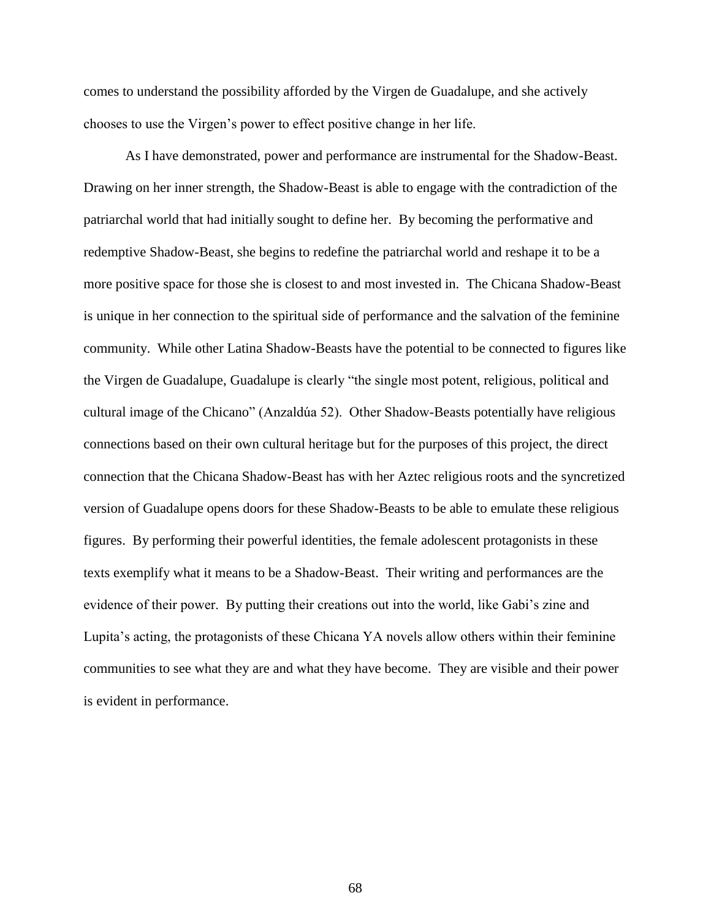comes to understand the possibility afforded by the Virgen de Guadalupe, and she actively chooses to use the Virgen's power to effect positive change in her life.

As I have demonstrated, power and performance are instrumental for the Shadow-Beast. Drawing on her inner strength, the Shadow-Beast is able to engage with the contradiction of the patriarchal world that had initially sought to define her. By becoming the performative and redemptive Shadow-Beast, she begins to redefine the patriarchal world and reshape it to be a more positive space for those she is closest to and most invested in. The Chicana Shadow-Beast is unique in her connection to the spiritual side of performance and the salvation of the feminine community. While other Latina Shadow-Beasts have the potential to be connected to figures like the Virgen de Guadalupe, Guadalupe is clearly "the single most potent, religious, political and cultural image of the Chicano" (Anzaldúa 52). Other Shadow-Beasts potentially have religious connections based on their own cultural heritage but for the purposes of this project, the direct connection that the Chicana Shadow-Beast has with her Aztec religious roots and the syncretized version of Guadalupe opens doors for these Shadow-Beasts to be able to emulate these religious figures. By performing their powerful identities, the female adolescent protagonists in these texts exemplify what it means to be a Shadow-Beast. Their writing and performances are the evidence of their power. By putting their creations out into the world, like Gabi's zine and Lupita's acting, the protagonists of these Chicana YA novels allow others within their feminine communities to see what they are and what they have become. They are visible and their power is evident in performance.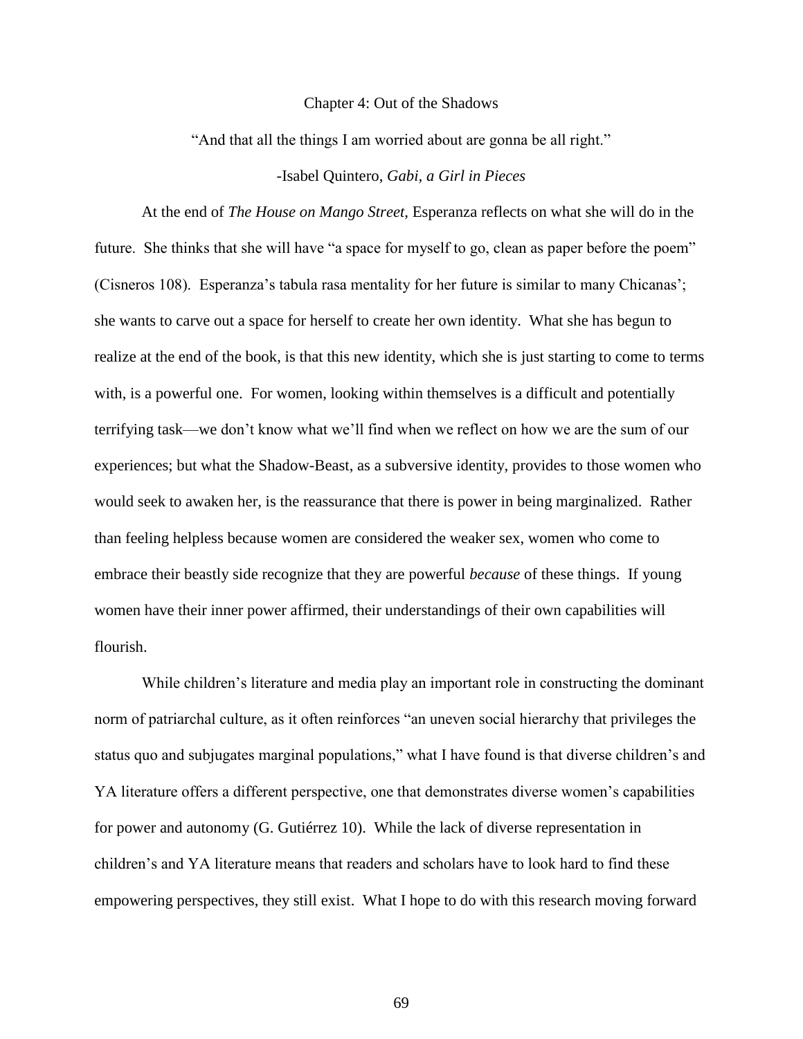# Chapter 4: Out of the Shadows

"And that all the things I am worried about are gonna be all right."

-Isabel Quintero, *Gabi, a Girl in Pieces*

At the end of *The House on Mango Street*, Esperanza reflects on what she will do in the future. She thinks that she will have "a space for myself to go, clean as paper before the poem" (Cisneros 108). Esperanza's tabula rasa mentality for her future is similar to many Chicanas'; she wants to carve out a space for herself to create her own identity. What she has begun to realize at the end of the book, is that this new identity, which she is just starting to come to terms with, is a powerful one. For women, looking within themselves is a difficult and potentially terrifying task—we don't know what we'll find when we reflect on how we are the sum of our experiences; but what the Shadow-Beast, as a subversive identity, provides to those women who would seek to awaken her, is the reassurance that there is power in being marginalized. Rather than feeling helpless because women are considered the weaker sex, women who come to embrace their beastly side recognize that they are powerful *because* of these things. If young women have their inner power affirmed, their understandings of their own capabilities will flourish.

While children's literature and media play an important role in constructing the dominant norm of patriarchal culture, as it often reinforces "an uneven social hierarchy that privileges the status quo and subjugates marginal populations," what I have found is that diverse children's and YA literature offers a different perspective, one that demonstrates diverse women's capabilities for power and autonomy (G. Gutiérrez 10). While the lack of diverse representation in children's and YA literature means that readers and scholars have to look hard to find these empowering perspectives, they still exist. What I hope to do with this research moving forward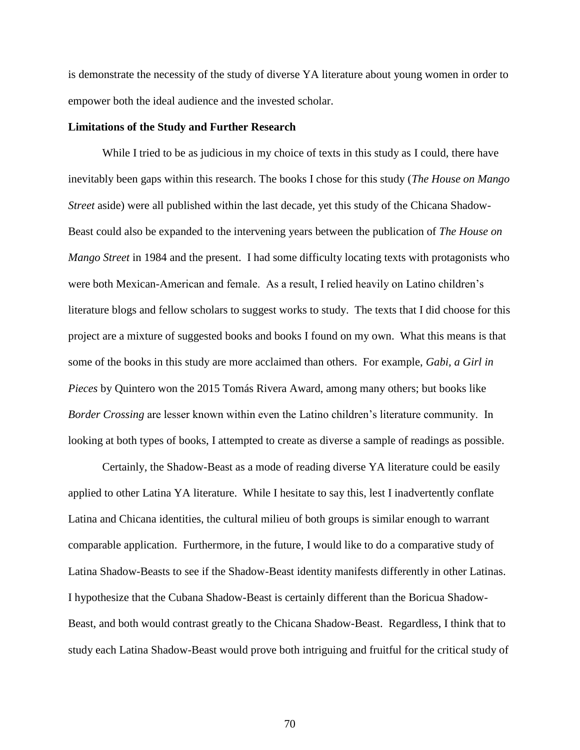is demonstrate the necessity of the study of diverse YA literature about young women in order to empower both the ideal audience and the invested scholar.

**Limitations of the Study and Further Research**

While I tried to be as judicious in my choice of texts in this study as I could, there have inevitably been gaps within this research. The books I chose for this study (*The House on Mango Street* aside) were all published within the last decade, yet this study of the Chicana Shadow-Beast could also be expanded to the intervening years between the publication of *The House on Mango Street* in 1984 and the present. I had some difficulty locating texts with protagonists who were both Mexican-American and female. As a result, I relied heavily on Latino children's literature blogs and fellow scholars to suggest works to study. The texts that I did choose for this project are a mixture of suggested books and books I found on my own. What this means is that some of the books in this study are more acclaimed than others. For example, *Gabi, a Girl in Pieces* by Quintero won the 2015 Tomás Rivera Award, among many others; but books like *Border Crossing* are lesser known within even the Latino children's literature community. In looking at both types of books, I attempted to create as diverse a sample of readings as possible.

Certainly, the Shadow-Beast as a mode of reading diverse YA literature could be easily applied to other Latina YA literature. While I hesitate to say this, lest I inadvertently conflate Latina and Chicana identities, the cultural milieu of both groups is similar enough to warrant comparable application. Furthermore, in the future, I would like to do a comparative study of Latina Shadow-Beasts to see if the Shadow-Beast identity manifests differently in other Latinas. I hypothesize that the Cubana Shadow-Beast is certainly different than the Boricua Shadow-Beast, and both would contrast greatly to the Chicana Shadow-Beast. Regardless, I think that to study each Latina Shadow-Beast would prove both intriguing and fruitful for the critical study of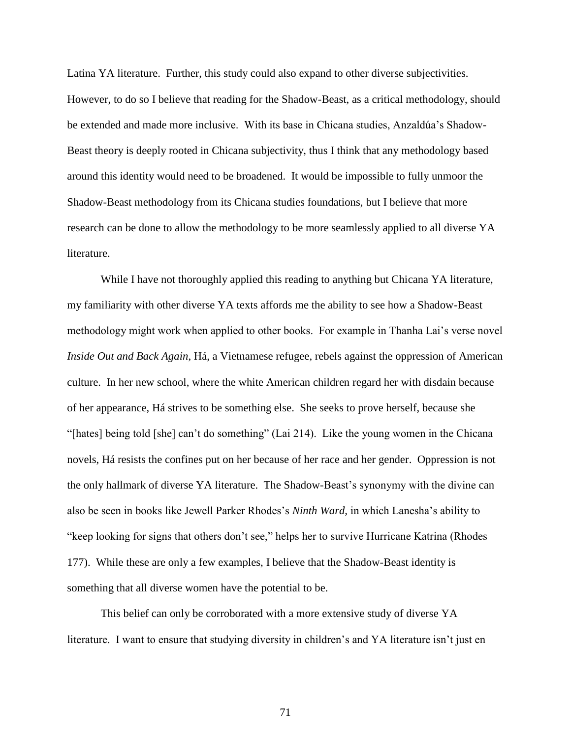Latina YA literature. Further, this study could also expand to other diverse subjectivities. However, to do so I believe that reading for the Shadow-Beast, as a critical methodology, should be extended and made more inclusive. With its base in Chicana studies, Anzaldúa's Shadow-Beast theory is deeply rooted in Chicana subjectivity, thus I think that any methodology based around this identity would need to be broadened. It would be impossible to fully unmoor the Shadow-Beast methodology from its Chicana studies foundations, but I believe that more research can be done to allow the methodology to be more seamlessly applied to all diverse YA literature.

While I have not thoroughly applied this reading to anything but Chicana YA literature, my familiarity with other diverse YA texts affords me the ability to see how a Shadow-Beast methodology might work when applied to other books. For example in Thanha Lai's verse novel *Inside Out and Back Again*, Há, a Vietnamese refugee, rebels against the oppression of American culture. In her new school, where the white American children regard her with disdain because of her appearance, Há strives to be something else. She seeks to prove herself, because she "[hates] being told [she] can't do something" (Lai 214). Like the young women in the Chicana novels, Há resists the confines put on her because of her race and her gender. Oppression is not the only hallmark of diverse YA literature. The Shadow-Beast's synonymy with the divine can also be seen in books like Jewell Parker Rhodes's *Ninth Ward,* in which Lanesha's ability to "keep looking for signs that others don't see," helps her to survive Hurricane Katrina (Rhodes 177). While these are only a few examples, I believe that the Shadow-Beast identity is something that all diverse women have the potential to be.

This belief can only be corroborated with a more extensive study of diverse YA literature. I want to ensure that studying diversity in children's and YA literature isn't just en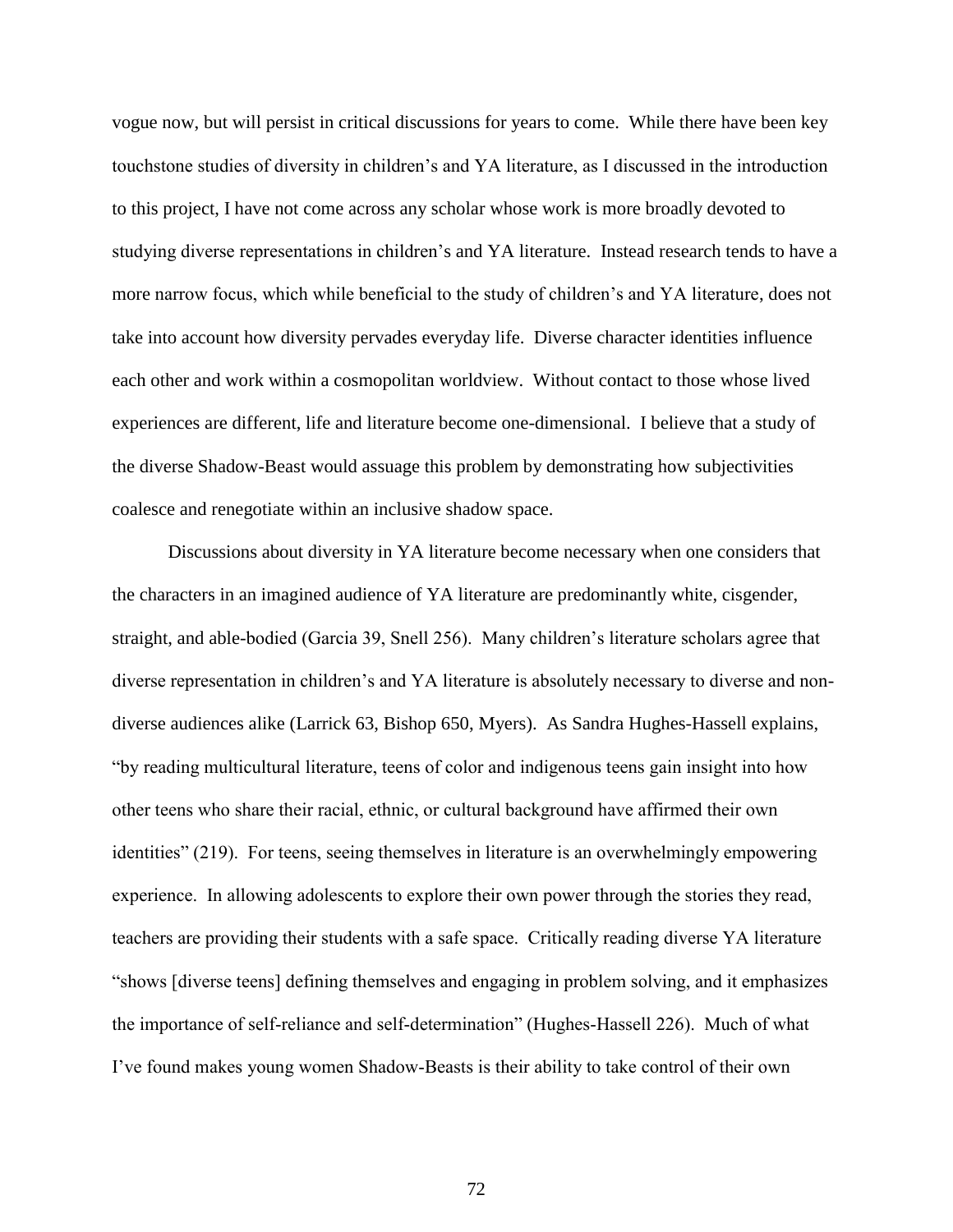vogue now, but will persist in critical discussions for years to come. While there have been key touchstone studies of diversity in children's and YA literature, as I discussed in the introduction to this project, I have not come across any scholar whose work is more broadly devoted to studying diverse representations in children's and YA literature. Instead research tends to have a more narrow focus, which while beneficial to the study of children's and YA literature, does not take into account how diversity pervades everyday life. Diverse character identities influence each other and work within a cosmopolitan worldview. Without contact to those whose lived experiences are different, life and literature become one-dimensional. I believe that a study of the diverse Shadow-Beast would assuage this problem by demonstrating how subjectivities coalesce and renegotiate within an inclusive shadow space.

Discussions about diversity in YA literature become necessary when one considers that the characters in an imagined audience of YA literature are predominantly white, cisgender, straight, and able-bodied (Garcia 39, Snell 256). Many children's literature scholars agree that diverse representation in children's and YA literature is absolutely necessary to diverse and non-diverse audiences alike (Larrick 63, Bishop 650, Myers). As Sandra Hughes-Hassell explains, "by reading multicultural literature, teens of color and indigenous teens gain insight into how other teens who share their racial, ethnic, or cultural background have affirmed their own identities" (219). For teens, seeing themselves in literature is an overwhelmingly empowering experience. In allowing adolescents to explore their own power through the stories they read, teachers are providing their students with a safe space. Critically reading diverse YA literature "shows [diverse teens] defining themselves and engaging in problem solving, and it emphasizes the importance of self-reliance and self-determination" (Hughes-Hassell 226). Much of what I've found makes young women Shadow-Beasts is their ability to take control of their own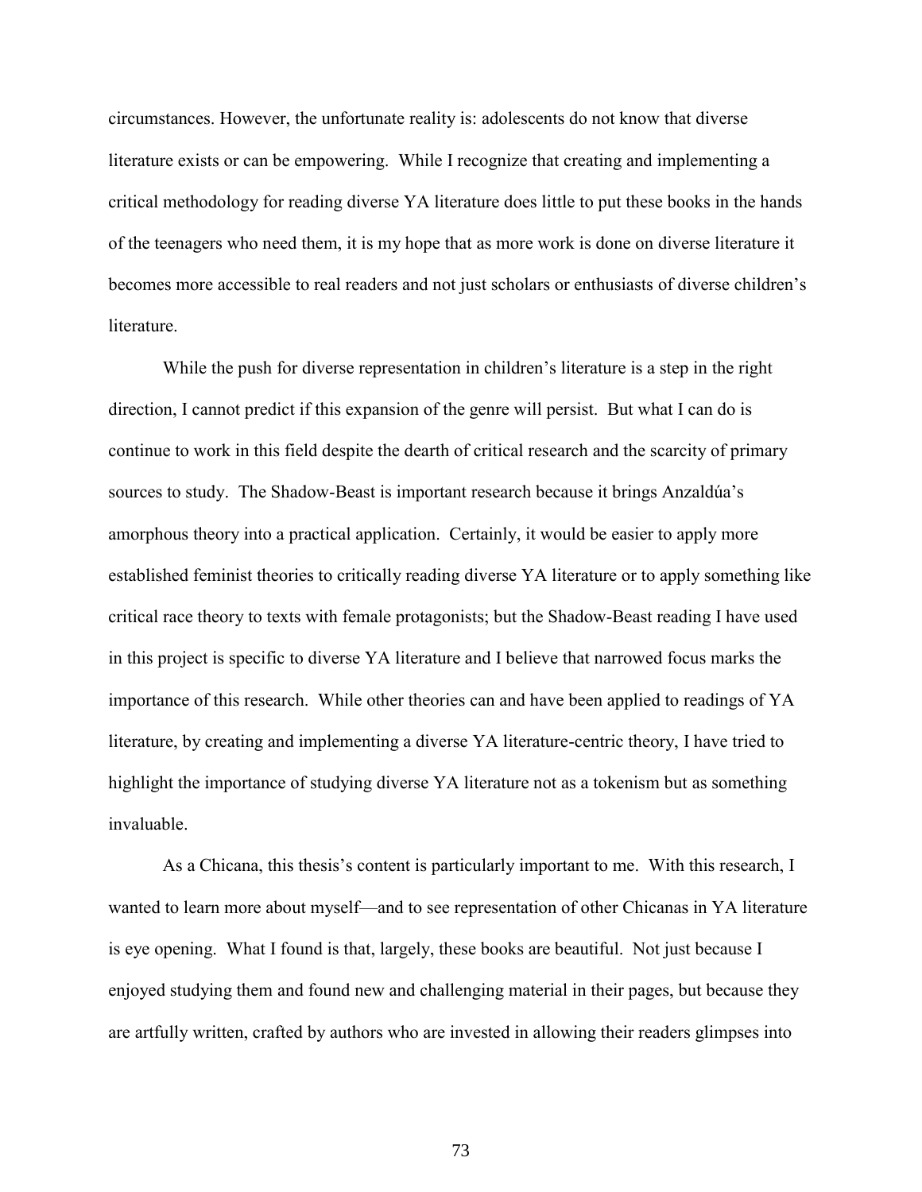circumstances. However, the unfortunate reality is: adolescents do not know that diverse literature exists or can be empowering. While I recognize that creating and implementing a critical methodology for reading diverse YA literature does little to put these books in the hands of the teenagers who need them, it is my hope that as more work is done on diverse literature it becomes more accessible to real readers and not just scholars or enthusiasts of diverse children's literature.

While the push for diverse representation in children's literature is a step in the right direction, I cannot predict if this expansion of the genre will persist. But what I can do is continue to work in this field despite the dearth of critical research and the scarcity of primary sources to study. The Shadow-Beast is important research because it brings Anzaldúa's amorphous theory into a practical application. Certainly, it would be easier to apply more established feminist theories to critically reading diverse YA literature or to apply something like critical race theory to texts with female protagonists; but the Shadow-Beast reading I have used in this project is specific to diverse YA literature and I believe that narrowed focus marks the importance of this research. While other theories can and have been applied to readings of YA literature, by creating and implementing a diverse YA literature-centric theory, I have tried to highlight the importance of studying diverse YA literature not as a tokenism but as something invaluable.

As a Chicana, this thesis's content is particularly important to me. With this research, I wanted to learn more about myself—and to see representation of other Chicanas in YA literature is eye opening. What I found is that, largely, these books are beautiful. Not just because I enjoyed studying them and found new and challenging material in their pages, but because they are artfully written, crafted by authors who are invested in allowing their readers glimpses into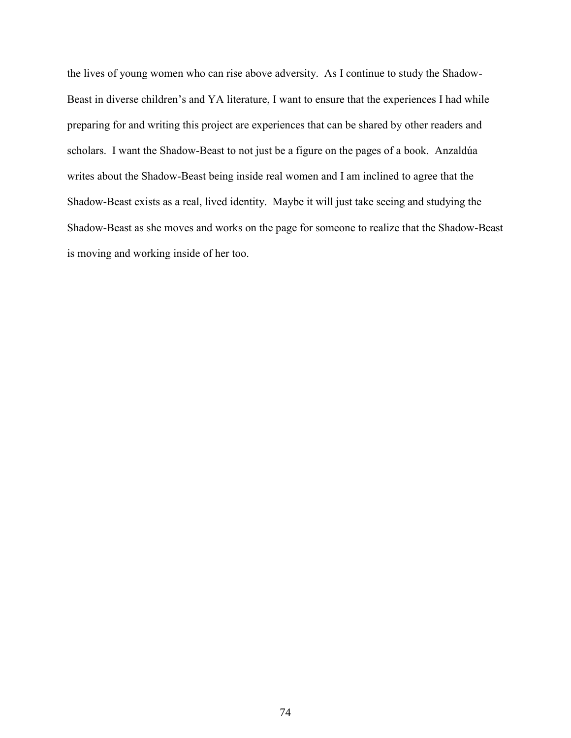the lives of young women who can rise above adversity. As I continue to study the Shadow-Beast in diverse children's and YA literature, I want to ensure that the experiences I had while preparing for and writing this project are experiences that can be shared by other readers and scholars. I want the Shadow-Beast to not just be a figure on the pages of a book. Anzaldúa writes about the Shadow-Beast being inside real women and I am inclined to agree that the Shadow-Beast exists as a real, lived identity. Maybe it will just take seeing and studying the Shadow-Beast as she moves and works on the page for someone to realize that the Shadow-Beast is moving and working inside of her too.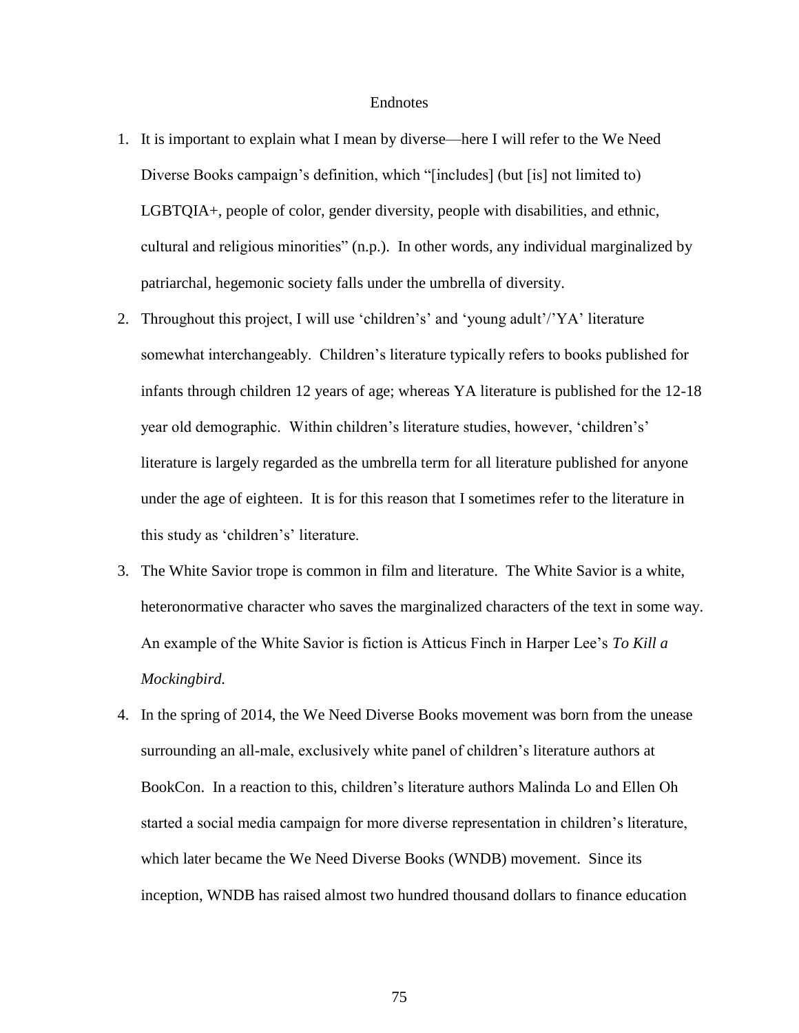# Endnotes

1. It is important to explain what I mean by diverse—here I will refer to the We Need Diverse Books campaign's definition, which "[includes] (but [is] not limited to) LGBTQIA+, people of color, gender diversity, people with disabilities, and ethnic, cultural and religious minorities" (n.p.). In other words, any individual marginalized by patriarchal, hegemonic society falls under the umbrella of diversity.
2. Throughout this project, I will use 'children's' and 'young adult'/'YA' literature somewhat interchangeably. Children's literature typically refers to books published for infants through children 12 years of age; whereas YA literature is published for the 12-18 year old demographic. Within children's literature studies, however, 'children's' literature is largely regarded as the umbrella term for all literature published for anyone under the age of eighteen. It is for this reason that I sometimes refer to the literature in this study as 'children's' literature.
3. The White Savior trope is common in film and literature. The White Savior is a white, heteronormative character who saves the marginalized characters of the text in some way. An example of the White Savior is fiction is Atticus Finch in Harper Lee's *To Kill a Mockingbird.*
4. In the spring of 2014, the We Need Diverse Books movement was born from the unease surrounding an all-male, exclusively white panel of children's literature authors at BookCon. In a reaction to this, children's literature authors Malinda Lo and Ellen Oh started a social media campaign for more diverse representation in children's literature, which later became the We Need Diverse Books (WNDB) movement. Since its inception, WNDB has raised almost two hundred thousand dollars to finance education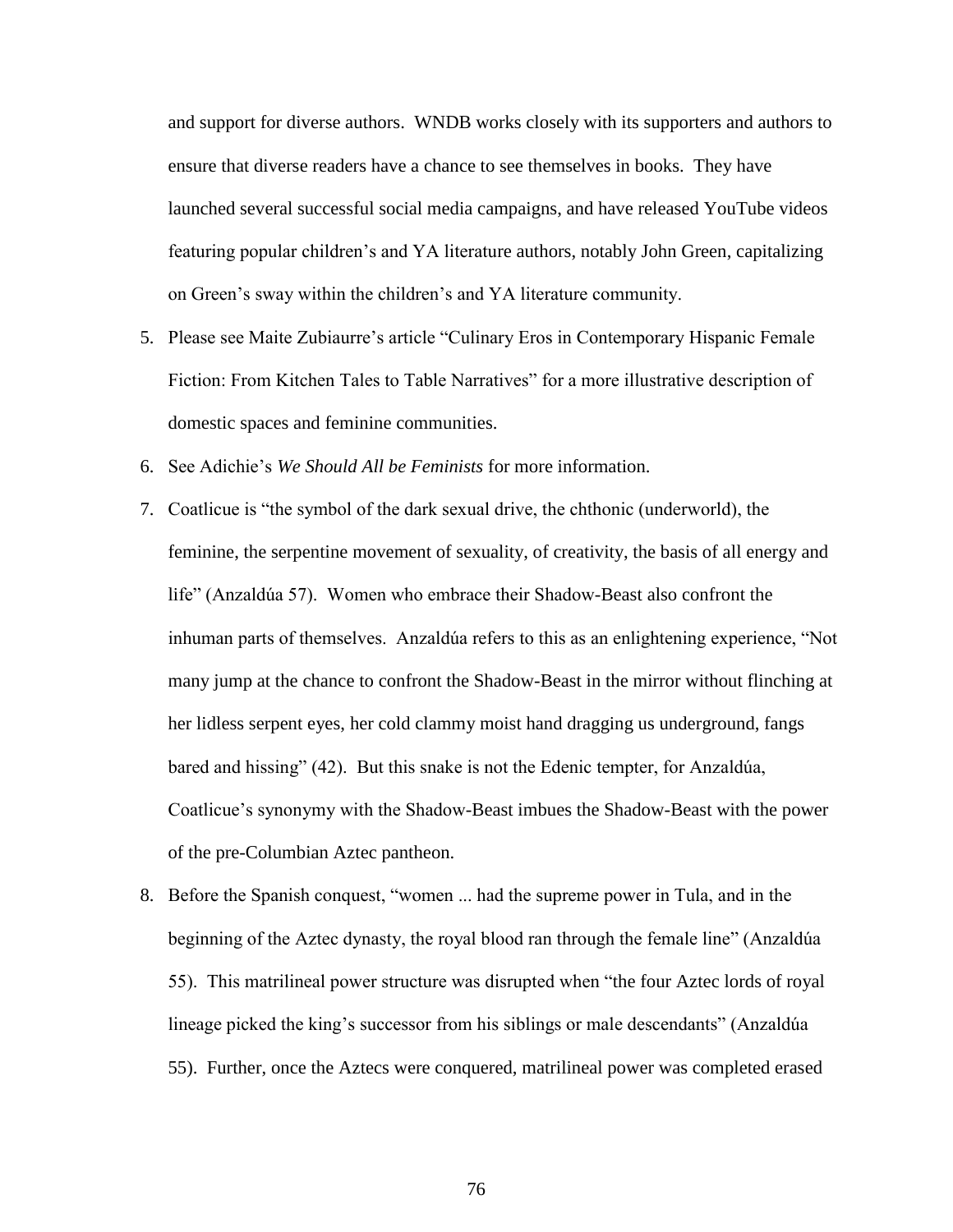and support for diverse authors. WNDB works closely with its supporters and authors to ensure that diverse readers have a chance to see themselves in books. They have launched several successful social media campaigns, and have released YouTube videos featuring popular children's and YA literature authors, notably John Green, capitalizing on Green's sway within the children's and YA literature community.

5. Please see Maite Zubiaurre's article "Culinary Eros in Contemporary Hispanic Female Fiction: From Kitchen Tales to Table Narratives" for a more illustrative description of domestic spaces and feminine communities.
6. See Adichie's *We Should All be Feminists* for more information.
7. Coatlicue is "the symbol of the dark sexual drive, the chthonic (underworld), the feminine, the serpentine movement of sexuality, of creativity, the basis of all energy and life" (Anzaldúa 57). Women who embrace their Shadow-Beast also confront the inhuman parts of themselves. Anzaldúa refers to this as an enlightening experience, "Not many jump at the chance to confront the Shadow-Beast in the mirror without flinching at her lidless serpent eyes, her cold clammy moist hand dragging us underground, fangs bared and hissing" (42). But this snake is not the Edenic tempter, for Anzaldúa, Coatlicue's synonymy with the Shadow-Beast imbues the Shadow-Beast with the power of the pre-Columbian Aztec pantheon.
8. Before the Spanish conquest, "women ... had the supreme power in Tula, and in the beginning of the Aztec dynasty, the royal blood ran through the female line" (Anzaldúa 55). This matrilineal power structure was disrupted when "the four Aztec lords of royal lineage picked the king's successor from his siblings or male descendants" (Anzaldúa 55). Further, once the Aztecs were conquered, matrilineal power was completed erased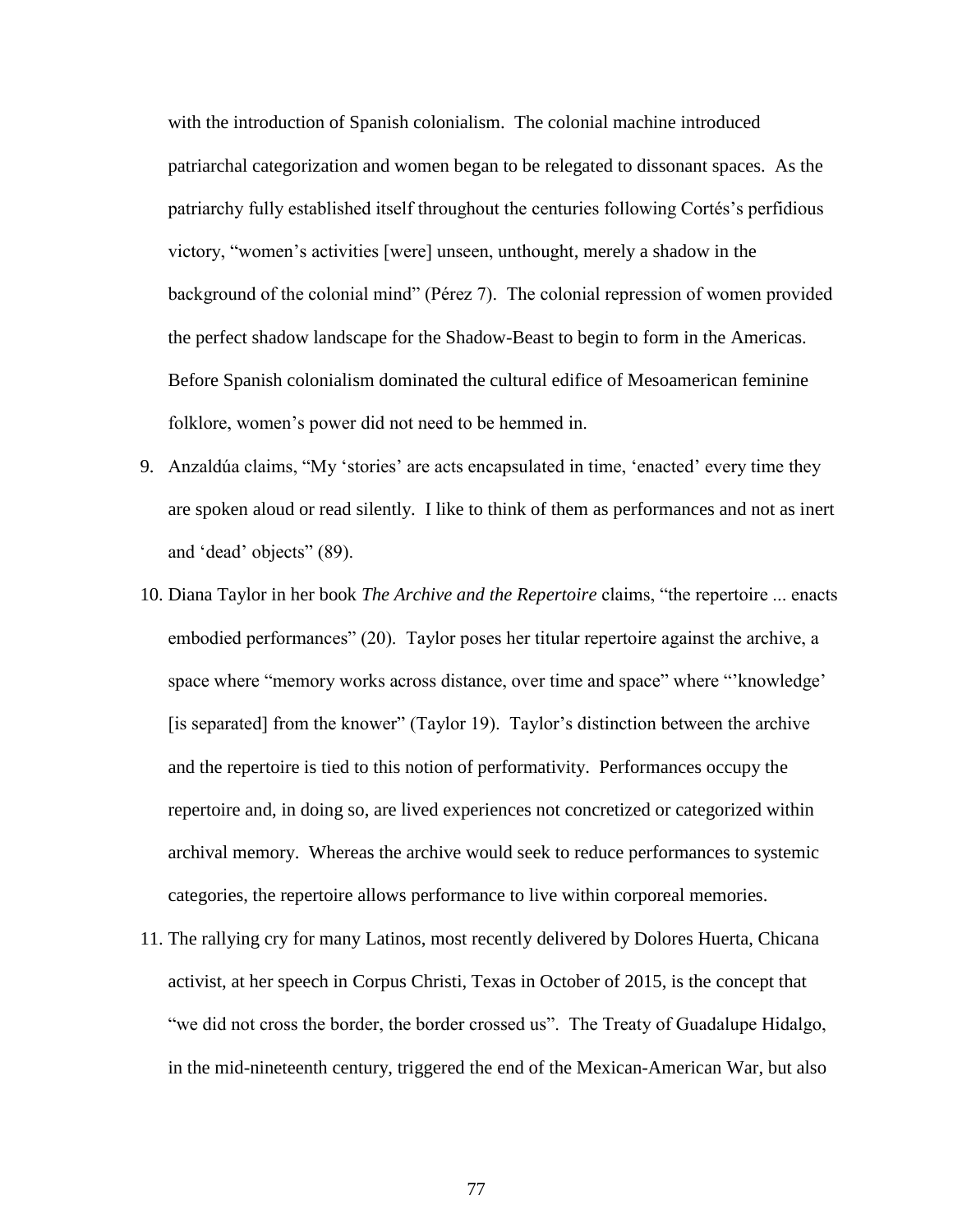with the introduction of Spanish colonialism. The colonial machine introduced patriarchal categorization and women began to be relegated to dissonant spaces. As the patriarchy fully established itself throughout the centuries following Cortés's perfidious victory, "women's activities [were] unseen, unthought, merely a shadow in the background of the colonial mind" (Pérez 7). The colonial repression of women provided the perfect shadow landscape for the Shadow-Beast to begin to form in the Americas. Before Spanish colonialism dominated the cultural edifice of Mesoamerican feminine folklore, women's power did not need to be hemmed in.

9. Anzaldúa claims, "My 'stories' are acts encapsulated in time, 'enacted' every time they are spoken aloud or read silently. I like to think of them as performances and not as inert and 'dead' objects" (89).

10. Diana Taylor in her book *The Archive and the Repertoire* claims, "the repertoire ... enacts embodied performances" (20). Taylor poses her titular repertoire against the archive, a space where "memory works across distance, over time and space" where "'knowledge' [is separated] from the knower" (Taylor 19). Taylor's distinction between the archive and the repertoire is tied to this notion of performativity. Performances occupy the repertoire and, in doing so, are lived experiences not concretized or categorized within archival memory. Whereas the archive would seek to reduce performances to systemic categories, the repertoire allows performance to live within corporeal memories.

11. The rallying cry for many Latinos, most recently delivered by Dolores Huerta, Chicana activist, at her speech in Corpus Christi, Texas in October of 2015, is the concept that "we did not cross the border, the border crossed us". The Treaty of Guadalupe Hidalgo, in the mid-nineteenth century, triggered the end of the Mexican-American War, but also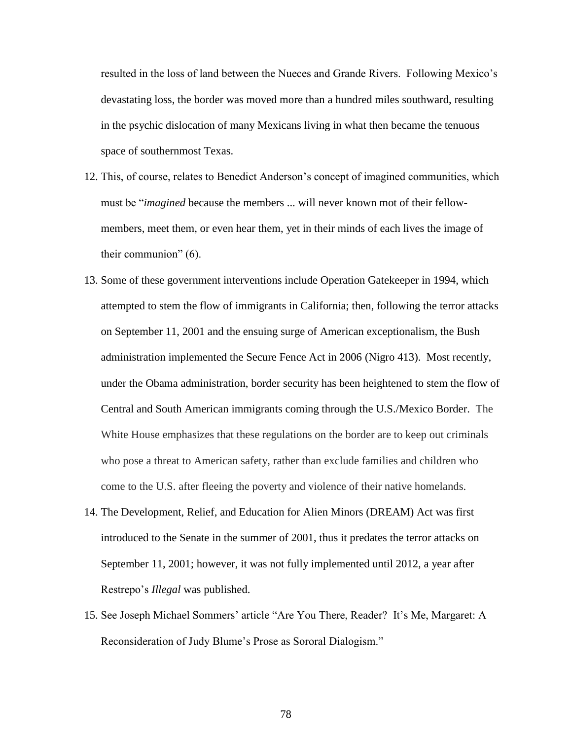resulted in the loss of land between the Nueces and Grande Rivers. Following Mexico's devastating loss, the border was moved more than a hundred miles southward, resulting in the psychic dislocation of many Mexicans living in what then became the tenuous space of southernmost Texas.

12. This, of course, relates to Benedict Anderson's concept of imagined communities, which must be "*imagined* because the members ... will never known mot of their fellow-members, meet them, or even hear them, yet in their minds of each lives the image of their communion" (6).

13. Some of these government interventions include Operation Gatekeeper in 1994, which attempted to stem the flow of immigrants in California; then, following the terror attacks on September 11, 2001 and the ensuing surge of American exceptionalism, the Bush administration implemented the Secure Fence Act in 2006 (Nigro 413). Most recently, under the Obama administration, border security has been heightened to stem the flow of Central and South American immigrants coming through the U.S./Mexico Border. The White House emphasizes that these regulations on the border are to keep out criminals who pose a threat to American safety, rather than exclude families and children who come to the U.S. after fleeing the poverty and violence of their native homelands.

14. The Development, Relief, and Education for Alien Minors (DREAM) Act was first introduced to the Senate in the summer of 2001, thus it predates the terror attacks on September 11, 2001; however, it was not fully implemented until 2012, a year after Restrepo's *Illegal* was published.

15. See Joseph Michael Sommers' article "Are You There, Reader? It's Me, Margaret: A Reconsideration of Judy Blume's Prose as Sororal Dialogism."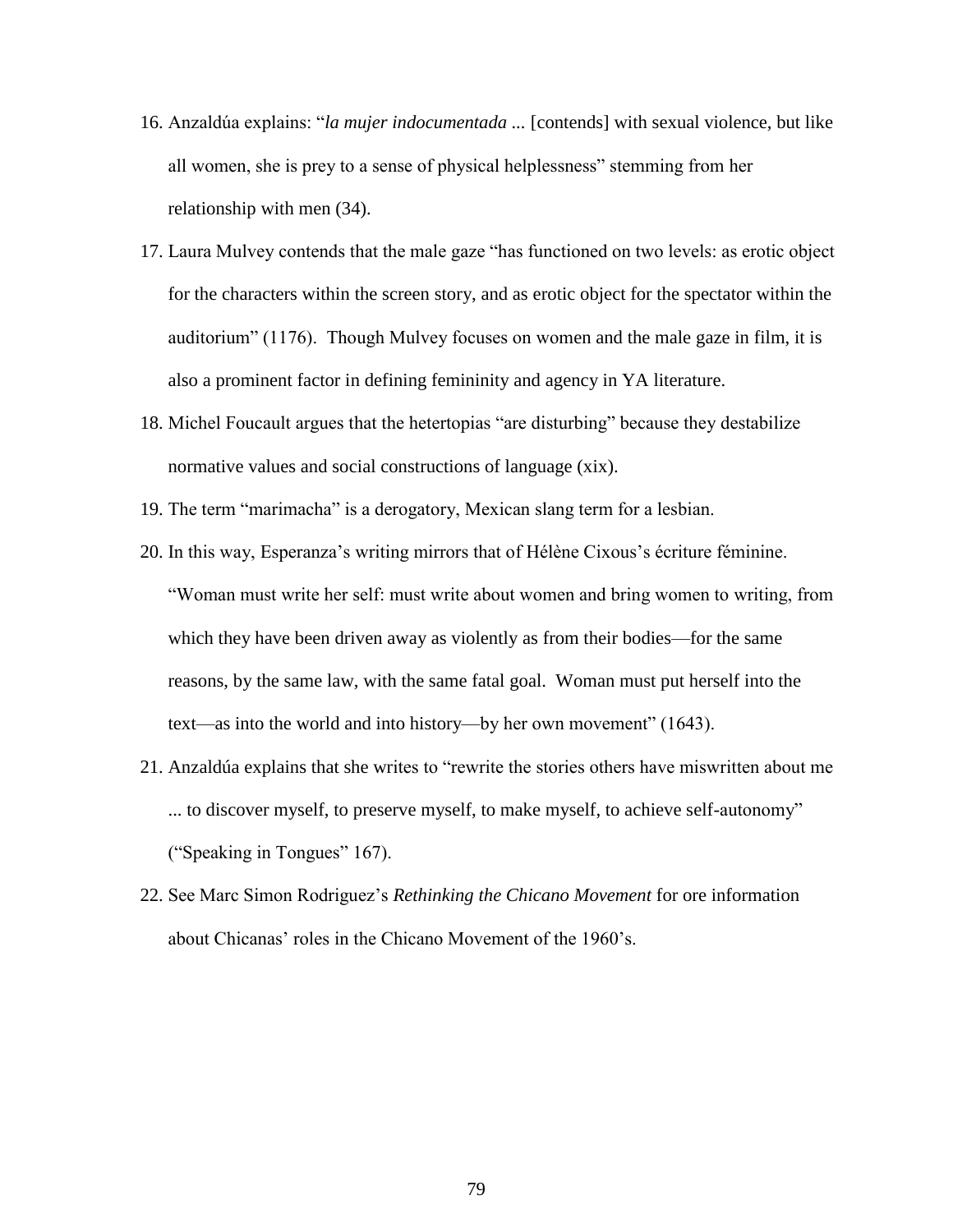16. Anzaldúa explains: "*la mujer indocumentada* ... [contends] with sexual violence, but like all women, she is prey to a sense of physical helplessness" stemming from her relationship with men (34).
17. Laura Mulvey contends that the male gaze "has functioned on two levels: as erotic object for the characters within the screen story, and as erotic object for the spectator within the auditorium" (1176). Though Mulvey focuses on women and the male gaze in film, it is also a prominent factor in defining femininity and agency in YA literature.
18. Michel Foucault argues that the hetertopias "are disturbing" because they destabilize normative values and social constructions of language (xix).
19. The term "marimacha" is a derogatory, Mexican slang term for a lesbian.
20. In this way, Esperanza's writing mirrors that of Hélène Cixous's écriture féminine. "Woman must write her self: must write about women and bring women to writing, from which they have been driven away as violently as from their bodies—for the same reasons, by the same law, with the same fatal goal. Woman must put herself into the text—as into the world and into history—by her own movement" (1643).
21. Anzaldúa explains that she writes to "rewrite the stories others have miswritten about me ... to discover myself, to preserve myself, to make myself, to achieve self-autonomy" ("Speaking in Tongues" 167).
22. See Marc Simon Rodriguez's *Rethinking the Chicano Movement* for ore information about Chicanas' roles in the Chicano Movement of the 1960's.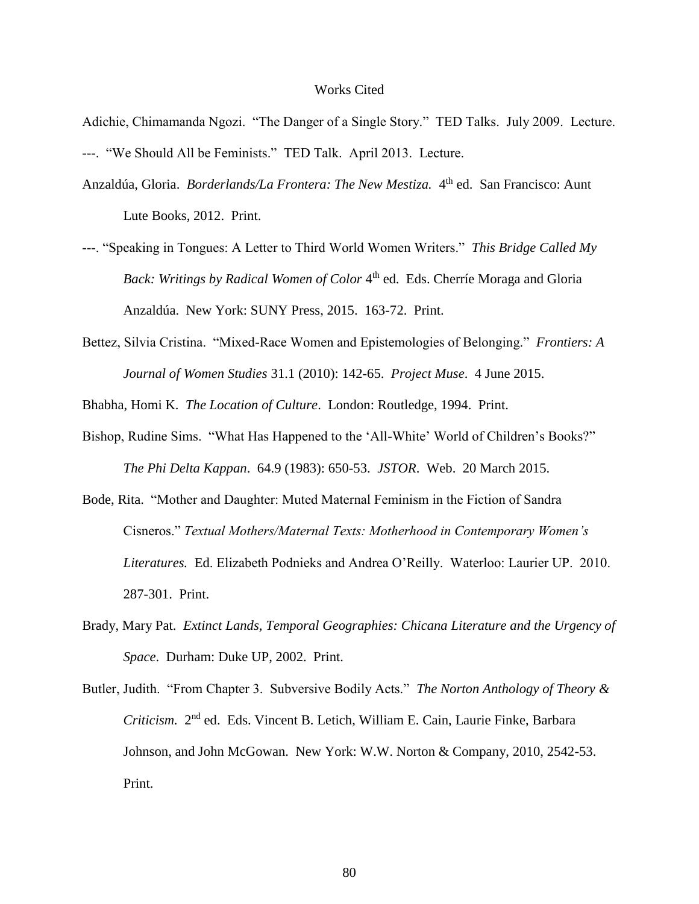# Works Cited

Adichie, Chimamanda Ngozi. "The Danger of a Single Story." TED Talks. July 2009. Lecture.

---. "We Should All be Feminists." TED Talk. April 2013. Lecture.

Anzaldúa, Gloria. *Borderlands/La Frontera: The New Mestiza.* 4th ed. San Francisco: Aunt Lute Books, 2012. Print.

---. "Speaking in Tongues: A Letter to Third World Women Writers." *This Bridge Called My Back: Writings by Radical Women of Color* 4th ed. Eds. Cherríe Moraga and Gloria Anzaldúa. New York: SUNY Press, 2015. 163-72. Print.

Bettez, Silvia Cristina. "Mixed-Race Women and Epistemologies of Belonging." *Frontiers: A Journal of Women Studies* 31.1 (2010): 142-65. *Project Muse*. 4 June 2015.

Bhabha, Homi K. *The Location of Culture*. London: Routledge, 1994. Print.

Bishop, Rudine Sims. "What Has Happened to the 'All-White' World of Children's Books?" *The Phi Delta Kappan*. 64.9 (1983): 650-53. *JSTOR*. Web. 20 March 2015.

Bode, Rita. "Mother and Daughter: Muted Maternal Feminism in the Fiction of Sandra Cisneros." *Textual Mothers/Maternal Texts: Motherhood in Contemporary Women's Literatures.* Ed. Elizabeth Podnieks and Andrea O'Reilly. Waterloo: Laurier UP. 2010. 287-301. Print.

Brady, Mary Pat. *Extinct Lands, Temporal Geographies: Chicana Literature and the Urgency of Space*. Durham: Duke UP, 2002. Print.

Butler, Judith. "From Chapter 3. Subversive Bodily Acts." *The Norton Anthology of Theory & Criticism.* 2nd ed. Eds. Vincent B. Letich, William E. Cain, Laurie Finke, Barbara Johnson, and John McGowan. New York: W.W. Norton & Company, 2010, 2542-53. Print.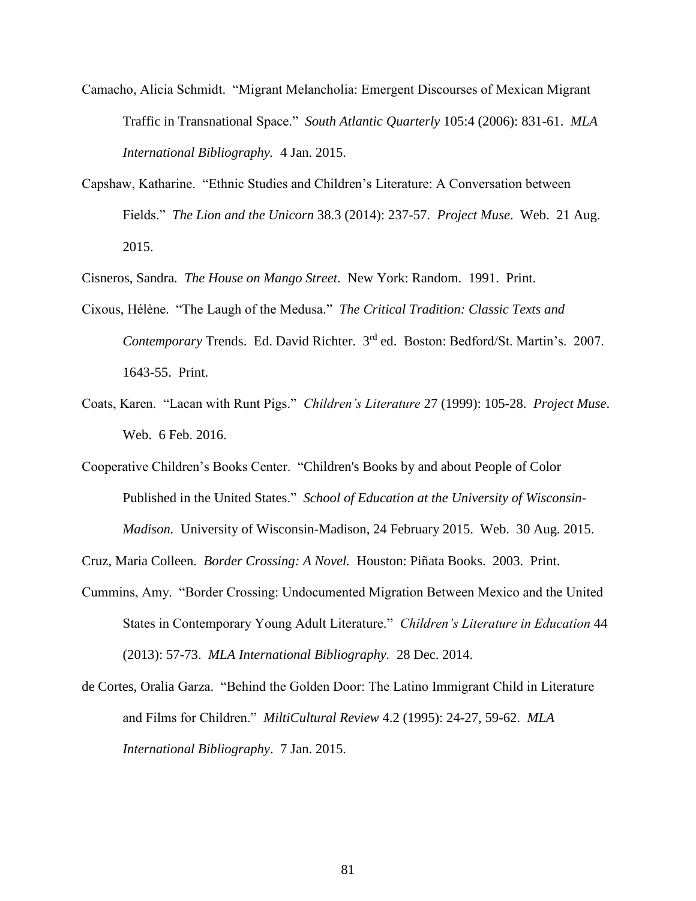Camacho, Alicia Schmidt. "Migrant Melancholia: Emergent Discourses of Mexican Migrant Traffic in Transnational Space." *South Atlantic Quarterly* 105:4 (2006): 831-61. *MLA International Bibliography.* 4 Jan. 2015.

Capshaw, Katharine. "Ethnic Studies and Children's Literature: A Conversation between Fields." *The Lion and the Unicorn* 38.3 (2014): 237-57. *Project Muse*. Web. 21 Aug. 2015.

Cisneros, Sandra. *The House on Mango Street*. New York: Random. 1991. Print.

Cixous, Hélène. "The Laugh of the Medusa." *The Critical Tradition: Classic Texts and Contemporary* Trends. Ed. David Richter. 3rd ed. Boston: Bedford/St. Martin's. 2007. 1643-55. Print.

Coats, Karen. "Lacan with Runt Pigs." *Children's Literature* 27 (1999): 105-28. *Project Muse*. Web. 6 Feb. 2016.

Cooperative Children's Books Center. "Children's Books by and about People of Color Published in the United States." *School of Education at the University of Wisconsin-Madison.* University of Wisconsin-Madison, 24 February 2015. Web. 30 Aug. 2015.

Cruz, Maria Colleen. *Border Crossing: A Novel.* Houston: Piñata Books. 2003. Print.

Cummins, Amy. "Border Crossing: Undocumented Migration Between Mexico and the United States in Contemporary Young Adult Literature." *Children's Literature in Education* 44 (2013): 57-73. *MLA International Bibliography.* 28 Dec. 2014.

de Cortes, Oralia Garza. "Behind the Golden Door: The Latino Immigrant Child in Literature and Films for Children." *MiltiCultural Review* 4.2 (1995): 24-27, 59-62. *MLA International Bibliography*. 7 Jan. 2015.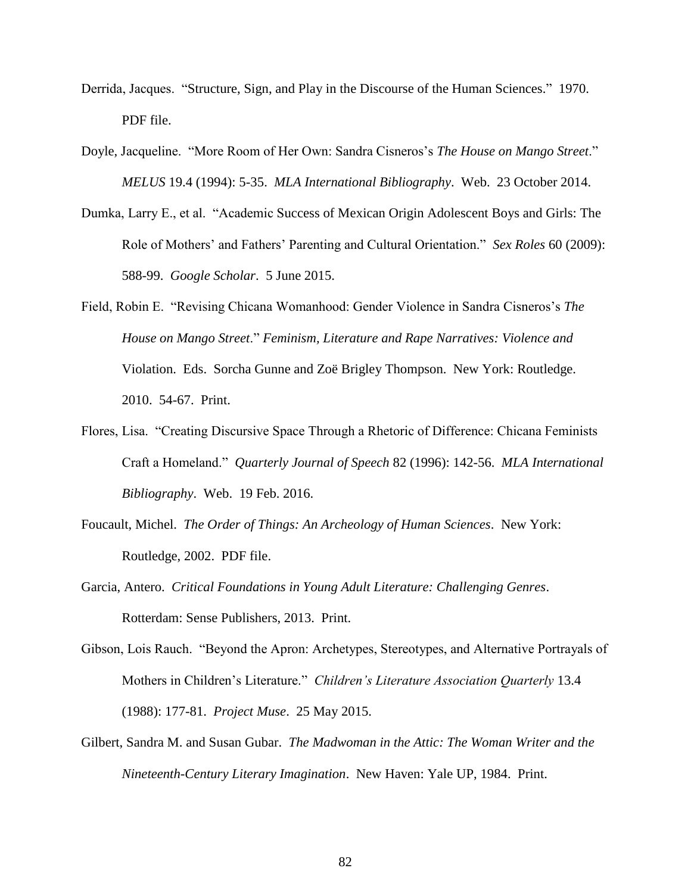Derrida, Jacques. "Structure, Sign, and Play in the Discourse of the Human Sciences." 1970. PDF file.

Doyle, Jacqueline. "More Room of Her Own: Sandra Cisneros's *The House on Mango Street*." *MELUS* 19.4 (1994): 5-35. *MLA International Bibliography*. Web. 23 October 2014.

Dumka, Larry E., et al. "Academic Success of Mexican Origin Adolescent Boys and Girls: The Role of Mothers' and Fathers' Parenting and Cultural Orientation." *Sex Roles* 60 (2009): 588-99. *Google Scholar*. 5 June 2015.

Field, Robin E. "Revising Chicana Womanhood: Gender Violence in Sandra Cisneros's *The House on Mango Street*." *Feminism, Literature and Rape Narratives: Violence and* Violation. Eds. Sorcha Gunne and Zoë Brigley Thompson. New York: Routledge. 2010. 54-67. Print.

Flores, Lisa. "Creating Discursive Space Through a Rhetoric of Difference: Chicana Feminists Craft a Homeland." *Quarterly Journal of Speech* 82 (1996): 142-56. *MLA International Bibliography*. Web. 19 Feb. 2016.

Foucault, Michel. *The Order of Things: An Archeology of Human Sciences*. New York: Routledge, 2002. PDF file.

Garcia, Antero. *Critical Foundations in Young Adult Literature: Challenging Genres*. Rotterdam: Sense Publishers, 2013. Print.

Gibson, Lois Rauch. "Beyond the Apron: Archetypes, Stereotypes, and Alternative Portrayals of Mothers in Children's Literature." *Children's Literature Association Quarterly* 13.4 (1988): 177-81. *Project Muse*. 25 May 2015.

Gilbert, Sandra M. and Susan Gubar. *The Madwoman in the Attic: The Woman Writer and the Nineteenth-Century Literary Imagination*. New Haven: Yale UP, 1984. Print.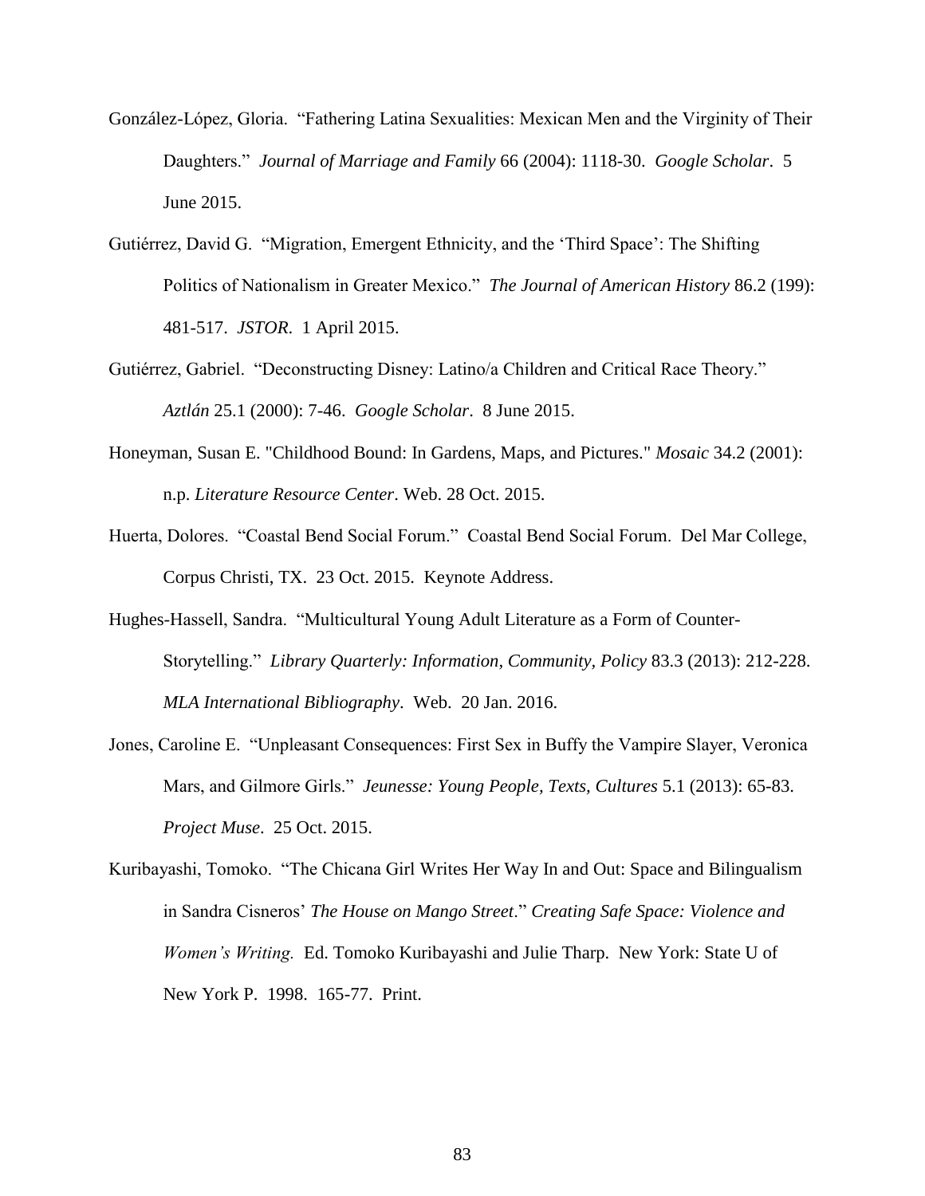González-López, Gloria. "Fathering Latina Sexualities: Mexican Men and the Virginity of Their Daughters." *Journal of Marriage and Family* 66 (2004): 1118-30. *Google Scholar*. 5 June 2015.

Gutiérrez, David G. "Migration, Emergent Ethnicity, and the 'Third Space': The Shifting Politics of Nationalism in Greater Mexico." *The Journal of American History* 86.2 (199): 481-517. *JSTOR*. 1 April 2015.

Gutiérrez, Gabriel. "Deconstructing Disney: Latino/a Children and Critical Race Theory." *Aztlán* 25.1 (2000): 7-46. *Google Scholar*. 8 June 2015.

Honeyman, Susan E. "Childhood Bound: In Gardens, Maps, and Pictures." *Mosaic* 34.2 (2001): n.p. *Literature Resource Center*. Web. 28 Oct. 2015.

Huerta, Dolores. "Coastal Bend Social Forum." Coastal Bend Social Forum. Del Mar College, Corpus Christi, TX. 23 Oct. 2015. Keynote Address.

Hughes-Hassell, Sandra. "Multicultural Young Adult Literature as a Form of Counter-Storytelling." *Library Quarterly: Information, Community, Policy* 83.3 (2013): 212-228. *MLA International Bibliography*. Web. 20 Jan. 2016.

Jones, Caroline E. "Unpleasant Consequences: First Sex in Buffy the Vampire Slayer, Veronica Mars, and Gilmore Girls." *Jeunesse: Young People, Texts, Cultures* 5.1 (2013): 65-83. *Project Muse*. 25 Oct. 2015.

Kuribayashi, Tomoko. "The Chicana Girl Writes Her Way In and Out: Space and Bilingualism in Sandra Cisneros' *The House on Mango Street*." *Creating Safe Space: Violence and Women's Writing.* Ed. Tomoko Kuribayashi and Julie Tharp. New York: State U of New York P. 1998. 165-77. Print.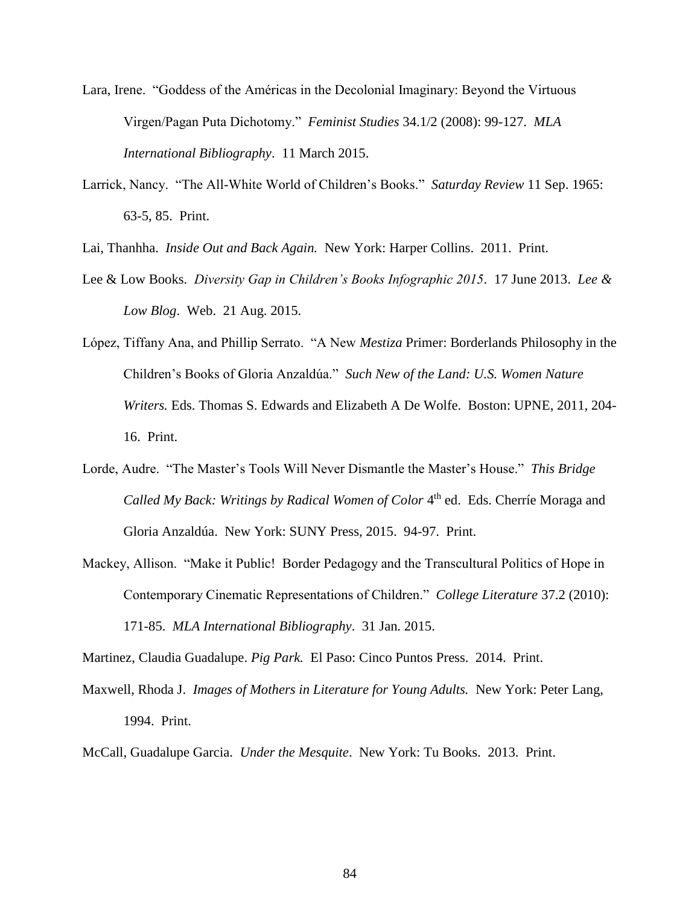Lara, Irene. "Goddess of the Américas in the Decolonial Imaginary: Beyond the Virtuous Virgen/Pagan Puta Dichotomy." *Feminist Studies* 34.1/2 (2008): 99-127. *MLA International Bibliography*. 11 March 2015.

Larrick, Nancy. "The All-White World of Children's Books." *Saturday Review* 11 Sep. 1965: 63-5, 85. Print.

Lai, Thanhha. *Inside Out and Back Again.* New York: Harper Collins. 2011. Print.

Lee & Low Books. *Diversity Gap in Children's Books Infographic 2015*. 17 June 2013. *Lee & Low Blog*. Web. 21 Aug. 2015.

López, Tiffany Ana, and Phillip Serrato. "A New *Mestiza* Primer: Borderlands Philosophy in the Children's Books of Gloria Anzaldúa." *Such New of the Land: U.S. Women Nature Writers.* Eds. Thomas S. Edwards and Elizabeth A De Wolfe. Boston: UPNE, 2011, 204-16. Print.

Lorde, Audre. "The Master's Tools Will Never Dismantle the Master's House." *This Bridge Called My Back: Writings by Radical Women of Color* 4th ed. Eds. Cherríe Moraga and Gloria Anzaldúa. New York: SUNY Press, 2015. 94-97. Print.

Mackey, Allison. "Make it Public! Border Pedagogy and the Transcultural Politics of Hope in Contemporary Cinematic Representations of Children." *College Literature* 37.2 (2010): 171-85. *MLA International Bibliography*. 31 Jan. 2015.

Martinez, Claudia Guadalupe. *Pig Park.* El Paso: Cinco Puntos Press. 2014. Print.

Maxwell, Rhoda J. *Images of Mothers in Literature for Young Adults.* New York: Peter Lang, 1994. Print.

McCall, Guadalupe Garcia. *Under the Mesquite*. New York: Tu Books. 2013. Print.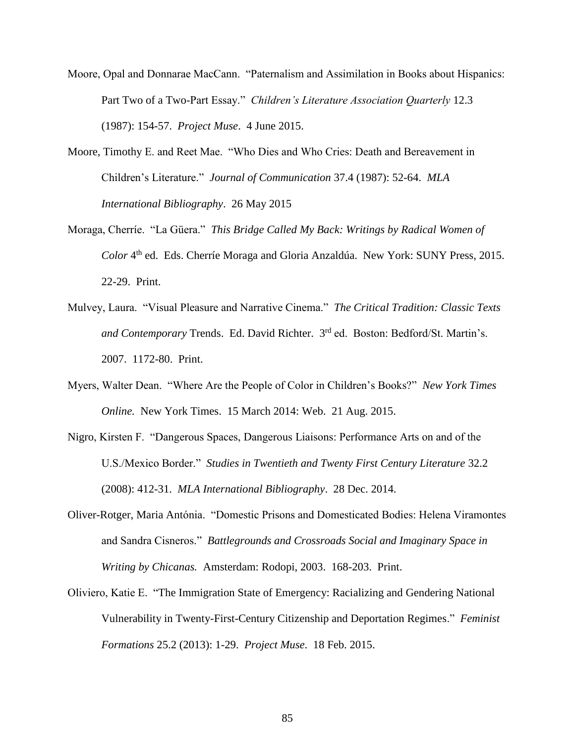Moore, Opal and Donnarae MacCann. "Paternalism and Assimilation in Books about Hispanics: Part Two of a Two-Part Essay." *Children's Literature Association Quarterly* 12.3 (1987): 154-57. *Project Muse*. 4 June 2015.

Moore, Timothy E. and Reet Mae. "Who Dies and Who Cries: Death and Bereavement in Children's Literature." *Journal of Communication* 37.4 (1987): 52-64. *MLA International Bibliography*. 26 May 2015

Moraga, Cherríe. "La Güera." *This Bridge Called My Back: Writings by Radical Women of Color* 4th ed. Eds. Cherríe Moraga and Gloria Anzaldúa. New York: SUNY Press, 2015. 22-29. Print.

Mulvey, Laura. "Visual Pleasure and Narrative Cinema." *The Critical Tradition: Classic Texts and Contemporary* Trends. Ed. David Richter. 3rd ed. Boston: Bedford/St. Martin's. 2007. 1172-80. Print.

Myers, Walter Dean. "Where Are the People of Color in Children's Books?" *New York Times Online.* New York Times. 15 March 2014: Web. 21 Aug. 2015.

Nigro, Kirsten F. "Dangerous Spaces, Dangerous Liaisons: Performance Arts on and of the U.S./Mexico Border." *Studies in Twentieth and Twenty First Century Literature* 32.2 (2008): 412-31. *MLA International Bibliography*. 28 Dec. 2014.

Oliver-Rotger, Maria Antónia. "Domestic Prisons and Domesticated Bodies: Helena Viramontes and Sandra Cisneros." *Battlegrounds and Crossroads Social and Imaginary Space in Writing by Chicanas.* Amsterdam: Rodopi, 2003. 168-203. Print.

Oliviero, Katie E. "The Immigration State of Emergency: Racializing and Gendering National Vulnerability in Twenty-First-Century Citizenship and Deportation Regimes." *Feminist Formations* 25.2 (2013): 1-29. *Project Muse*. 18 Feb. 2015.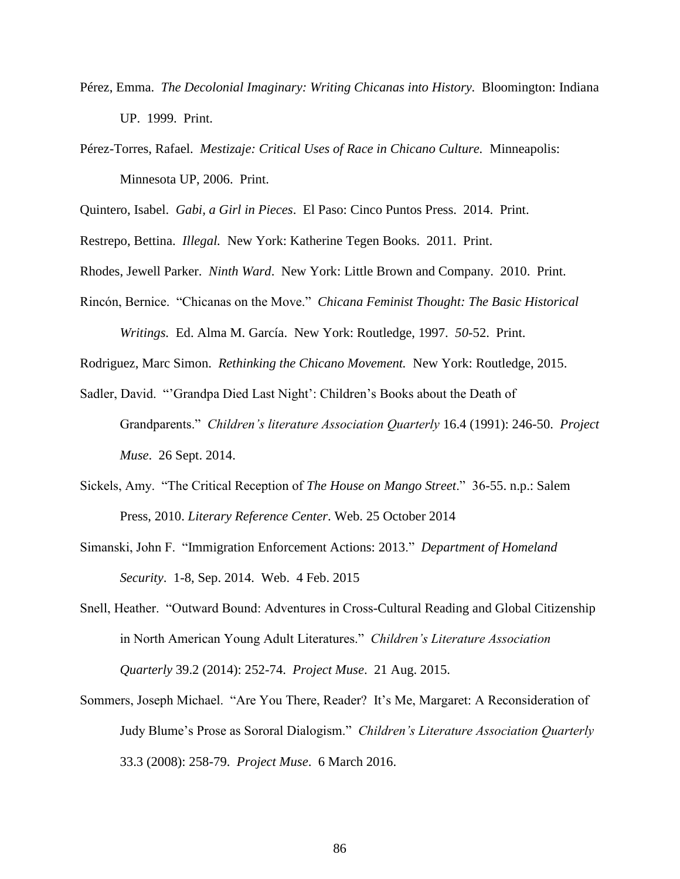Pérez, Emma. *The Decolonial Imaginary: Writing Chicanas into History.* Bloomington: Indiana UP. 1999. Print.

Pérez-Torres, Rafael. *Mestizaje: Critical Uses of Race in Chicano Culture.* Minneapolis: Minnesota UP, 2006. Print.

Quintero, Isabel. *Gabi, a Girl in Pieces*. El Paso: Cinco Puntos Press. 2014. Print.

Restrepo, Bettina. *Illegal.* New York: Katherine Tegen Books. 2011. Print.

Rhodes, Jewell Parker. *Ninth Ward*. New York: Little Brown and Company. 2010. Print.

Rincón, Bernice. "Chicanas on the Move." *Chicana Feminist Thought: The Basic Historical Writings.* Ed. Alma M. García. New York: Routledge, 1997. *50*-52. Print.

Rodriguez, Marc Simon. *Rethinking the Chicano Movement.* New York: Routledge, 2015.

Sadler, David. "'Grandpa Died Last Night': Children's Books about the Death of Grandparents." *Children's literature Association Quarterly* 16.4 (1991): 246-50. *Project Muse*. 26 Sept. 2014.

Sickels, Amy. "The Critical Reception of *The House on Mango Street*." 36-55. n.p.: Salem Press, 2010. *Literary Reference Center*. Web. 25 October 2014

Simanski, John F. "Immigration Enforcement Actions: 2013." *Department of Homeland Security*. 1-8, Sep. 2014. Web. 4 Feb. 2015

Snell, Heather. "Outward Bound: Adventures in Cross-Cultural Reading and Global Citizenship in North American Young Adult Literatures." *Children's Literature Association Quarterly* 39.2 (2014): 252-74. *Project Muse*. 21 Aug. 2015.

Sommers, Joseph Michael. "Are You There, Reader? It's Me, Margaret: A Reconsideration of Judy Blume's Prose as Sororal Dialogism." *Children's Literature Association Quarterly* 33.3 (2008): 258-79. *Project Muse*. 6 March 2016.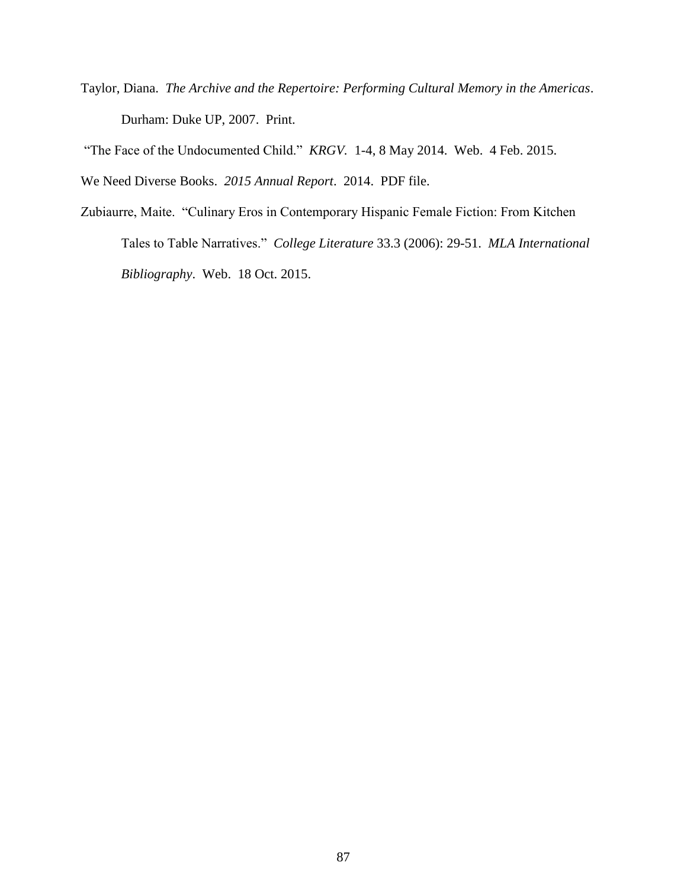Taylor, Diana. *The Archive and the Repertoire: Performing Cultural Memory in the Americas*. Durham: Duke UP, 2007. Print.

"The Face of the Undocumented Child." *KRGV.* 1-4, 8 May 2014. Web. 4 Feb. 2015.

We Need Diverse Books. *2015 Annual Report*. 2014. PDF file.

Zubiaurre, Maite. "Culinary Eros in Contemporary Hispanic Female Fiction: From Kitchen Tales to Table Narratives." *College Literature* 33.3 (2006): 29-51. *MLA International Bibliography*. Web. 18 Oct. 2015.